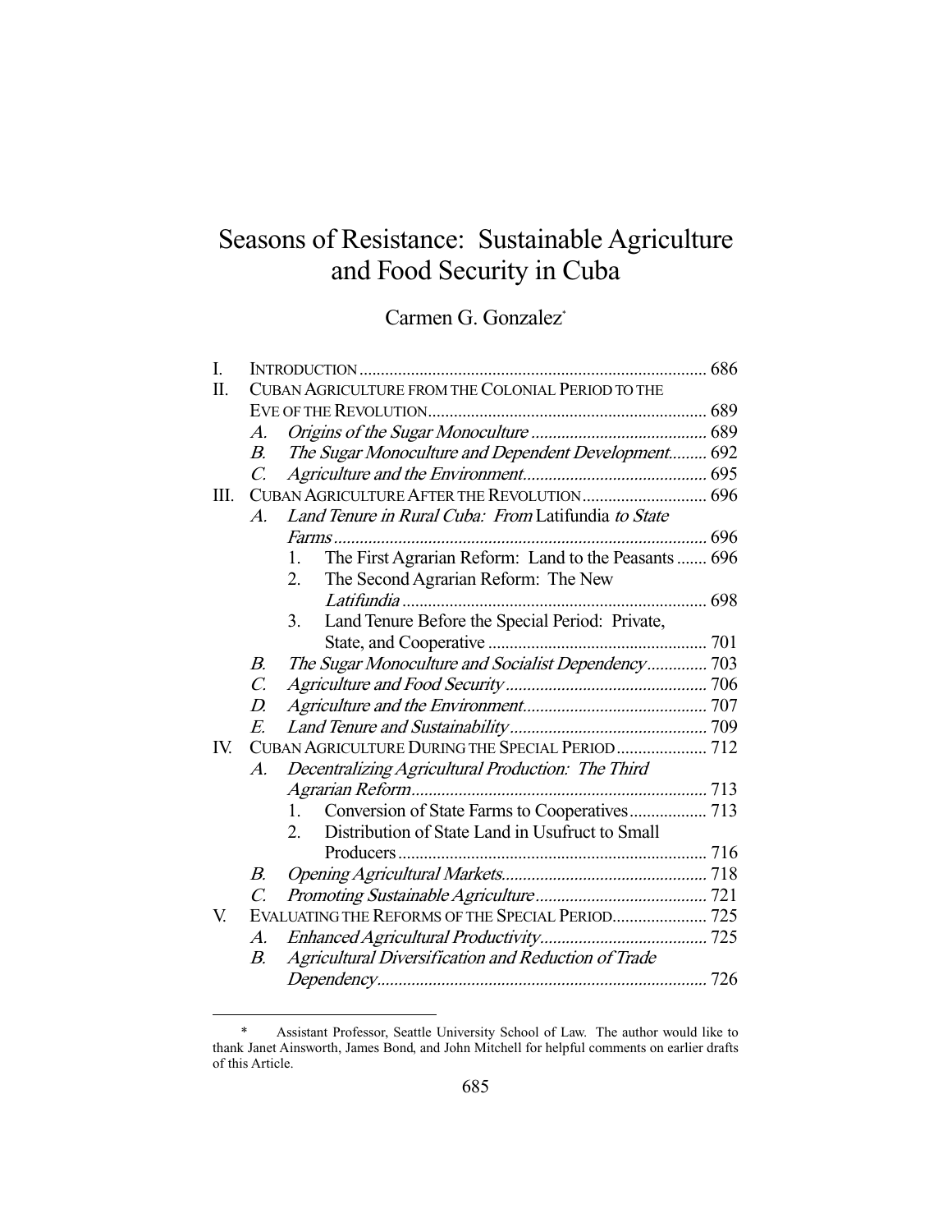# Seasons of Resistance: Sustainable Agriculture and Food Security in Cuba

Carmen G. Gonzalez[*]

I. INTRODUCTION ..... 686

II. CUBAN AGRICULTURE FROM THE COLONIAL PERIOD TO THE EVE OF THE REVOLUTION ..... 689

- A. *Origins of the Sugar Monoculture* ..... 689
- B. *The Sugar Monoculture and Dependent Development* ..... 692
- C. *Agriculture and the Environment* ..... 695

III. CUBAN AGRICULTURE AFTER THE REVOLUTION ..... 696

- A. *Land Tenure in Rural Cuba: From* Latifundia *to State Farms* ..... 696
  1. The First Agrarian Reform: Land to the Peasants ..... 696
  2. The Second Agrarian Reform: The New *Latifundia* ..... 698
  3. Land Tenure Before the Special Period: Private, State, and Cooperative ..... 701
- B. *The Sugar Monoculture and Socialist Dependency* ..... 703
- C. *Agriculture and Food Security* ..... 706
- D. *Agriculture and the Environment* ..... 707
- E. *Land Tenure and Sustainability* ..... 709

IV. CUBAN AGRICULTURE DURING THE SPECIAL PERIOD ..... 712

- A. *Decentralizing Agricultural Production: The Third Agrarian Reform* ..... 713
  1. Conversion of State Farms to Cooperatives ..... 713
  2. Distribution of State Land in Usufruct to Small Producers ..... 716
- B. *Opening Agricultural Markets* ..... 718
- C. *Promoting Sustainable Agriculture* ..... 721

V. EVALUATING THE REFORMS OF THE SPECIAL PERIOD ..... 725

- A. *Enhanced Agricultural Productivity* ..... 725
- B. *Agricultural Diversification and Reduction of Trade Dependency* ..... 726

---

\* Assistant Professor, Seattle University School of Law. The author would like to thank Janet Ainsworth, James Bond, and John Mitchell for helpful comments on earlier drafts of this Article.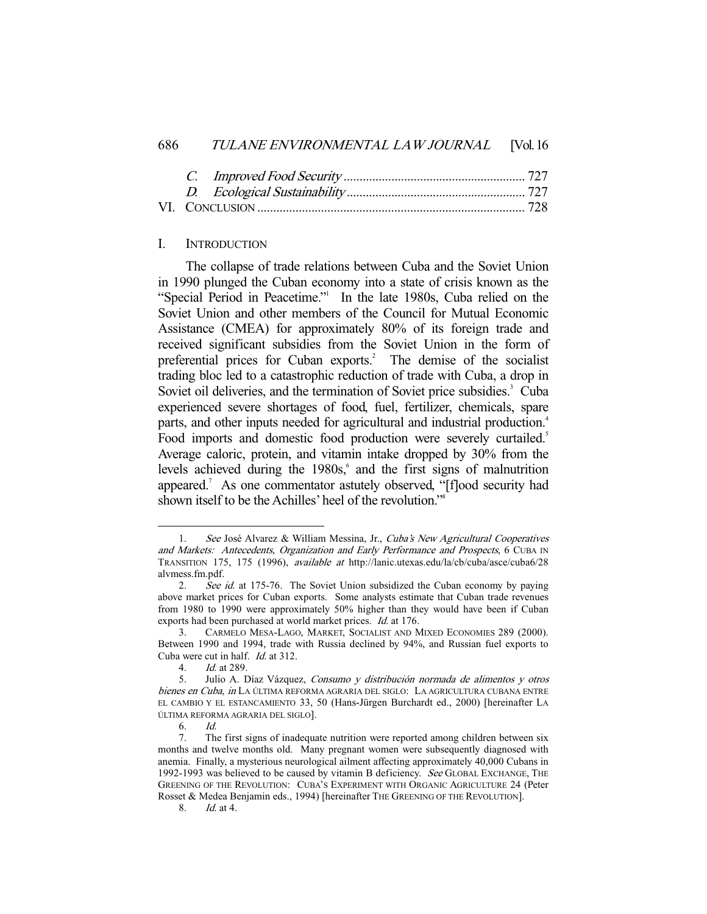C. *Improved Food Security* ........................................................ 727
D. *Ecological Sustainability* ....................................................... 727
VI. CONCLUSION ................................................................................... 728

## I. INTRODUCTION

The collapse of trade relations between Cuba and the Soviet Union in 1990 plunged the Cuban economy into a state of crisis known as the "Special Period in Peacetime."[1] In the late 1980s, Cuba relied on the Soviet Union and other members of the Council for Mutual Economic Assistance (CMEA) for approximately 80% of its foreign trade and received significant subsidies from the Soviet Union in the form of preferential prices for Cuban exports.[2] The demise of the socialist trading bloc led to a catastrophic reduction of trade with Cuba, a drop in Soviet oil deliveries, and the termination of Soviet price subsidies.[3] Cuba experienced severe shortages of food, fuel, fertilizer, chemicals, spare parts, and other inputs needed for agricultural and industrial production.[4] Food imports and domestic food production were severely curtailed.[5] Average caloric, protein, and vitamin intake dropped by 30% from the levels achieved during the 1980s,[6] and the first signs of malnutrition appeared.[7] As one commentator astutely observed, "[f]ood security had shown itself to be the Achilles' heel of the revolution."[8]

---

1. *See* José Alvarez & William Messina, Jr., *Cuba's New Agricultural Cooperatives and Markets: Antecedents, Organization and Early Performance and Prospects*, 6 CUBA IN TRANSITION 175, 175 (1996), *available at* http://lanic.utexas.edu/la/cb/cuba/asce/cuba6/28alvmess.fm.pdf.

2. *See id.* at 175-76. The Soviet Union subsidized the Cuban economy by paying above market prices for Cuban exports. Some analysts estimate that Cuban trade revenues from 1980 to 1990 were approximately 50% higher than they would have been if Cuban exports had been purchased at world market prices. *Id.* at 176.

3. CARMELO MESA-LAGO, MARKET, SOCIALIST AND MIXED ECONOMIES 289 (2000). Between 1990 and 1994, trade with Russia declined by 94%, and Russian fuel exports to Cuba were cut in half. *Id.* at 312.

4. *Id.* at 289.

5. Julio A. Díaz Vázquez, *Consumo y distribución normada de alimentos y otros bienes en Cuba*, *in* LA ÚLTIMA REFORMA AGRARIA DEL SIGLO: LA AGRICULTURA CUBANA ENTRE EL CAMBIO Y EL ESTANCAMIENTO 33, 50 (Hans-Jürgen Burchardt ed., 2000) [hereinafter LA ÚLTIMA REFORMA AGRARIA DEL SIGLO].

6. *Id.*

7. The first signs of inadequate nutrition were reported among children between six months and twelve months old. Many pregnant women were subsequently diagnosed with anemia. Finally, a mysterious neurological ailment affecting approximately 40,000 Cubans in 1992-1993 was believed to be caused by vitamin B deficiency. *See* GLOBAL EXCHANGE, THE GREENING OF THE REVOLUTION: CUBA'S EXPERIMENT WITH ORGANIC AGRICULTURE 24 (Peter Rosset & Medea Benjamin eds., 1994) [hereinafter THE GREENING OF THE REVOLUTION].

8. *Id.* at 4.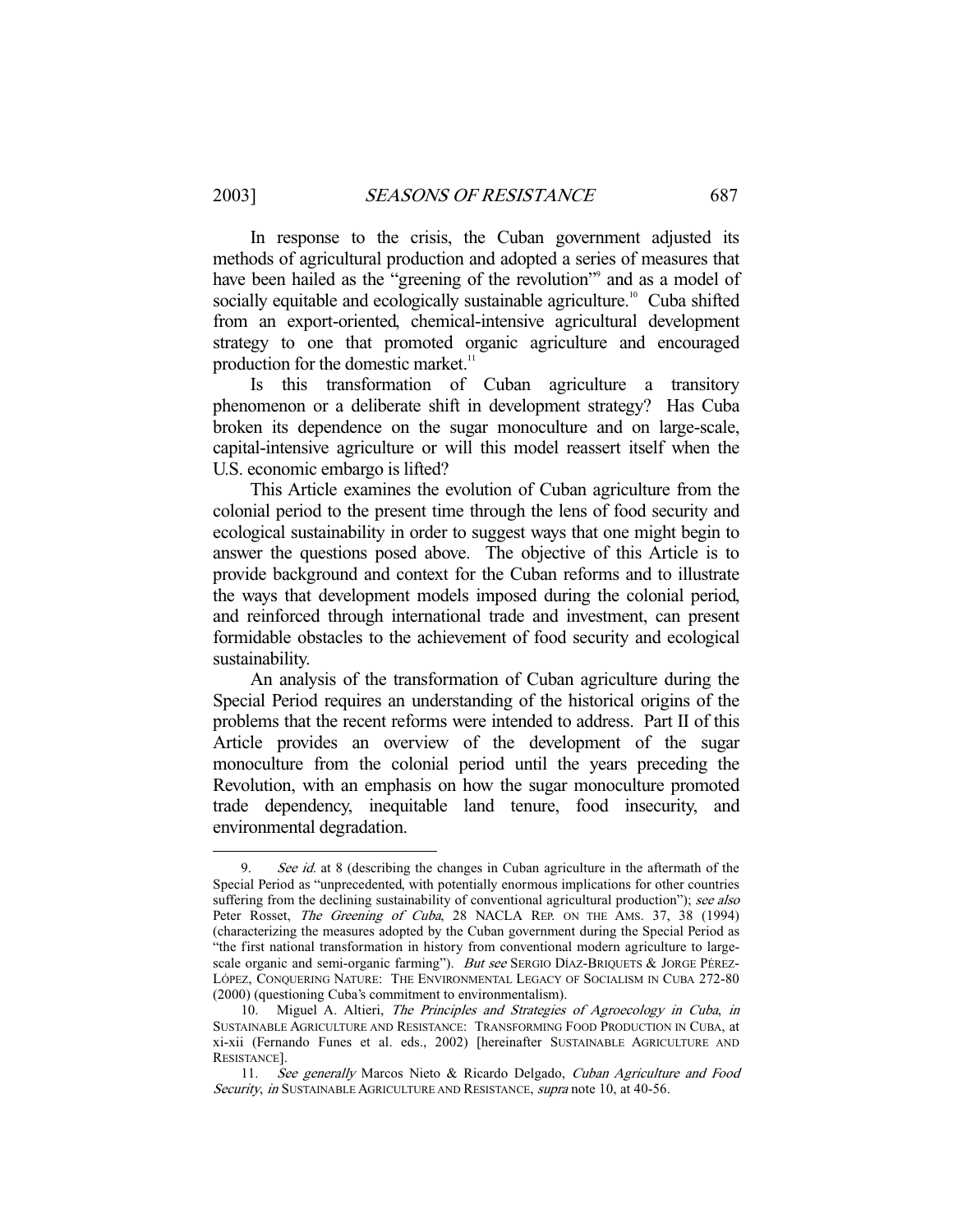In response to the crisis, the Cuban government adjusted its methods of agricultural production and adopted a series of measures that have been hailed as the "greening of the revolution"[9] and as a model of socially equitable and ecologically sustainable agriculture.[10] Cuba shifted from an export-oriented, chemical-intensive agricultural development strategy to one that promoted organic agriculture and encouraged production for the domestic market.[11]

Is this transformation of Cuban agriculture a transitory phenomenon or a deliberate shift in development strategy? Has Cuba broken its dependence on the sugar monoculture and on large-scale, capital-intensive agriculture or will this model reassert itself when the U.S. economic embargo is lifted?

This Article examines the evolution of Cuban agriculture from the colonial period to the present time through the lens of food security and ecological sustainability in order to suggest ways that one might begin to answer the questions posed above. The objective of this Article is to provide background and context for the Cuban reforms and to illustrate the ways that development models imposed during the colonial period, and reinforced through international trade and investment, can present formidable obstacles to the achievement of food security and ecological sustainability.

An analysis of the transformation of Cuban agriculture during the Special Period requires an understanding of the historical origins of the problems that the recent reforms were intended to address. Part II of this Article provides an overview of the development of the sugar monoculture from the colonial period until the years preceding the Revolution, with an emphasis on how the sugar monoculture promoted trade dependency, inequitable land tenure, food insecurity, and environmental degradation.

---

9. *See id.* at 8 (describing the changes in Cuban agriculture in the aftermath of the Special Period as "unprecedented, with potentially enormous implications for other countries suffering from the declining sustainability of conventional agricultural production"); *see also* Peter Rosset, *The Greening of Cuba*, 28 NACLA REP. ON THE AMS. 37, 38 (1994) (characterizing the measures adopted by the Cuban government during the Special Period as "the first national transformation in history from conventional modern agriculture to large-scale organic and semi-organic farming"). *But see* SERGIO DÍAZ-BRIQUETS & JORGE PÉREZ-LÓPEZ, CONQUERING NATURE: THE ENVIRONMENTAL LEGACY OF SOCIALISM IN CUBA 272-80 (2000) (questioning Cuba's commitment to environmentalism).

10. Miguel A. Altieri, *The Principles and Strategies of Agroecology in Cuba*, *in* SUSTAINABLE AGRICULTURE AND RESISTANCE: TRANSFORMING FOOD PRODUCTION IN CUBA, at xi-xii (Fernando Funes et al. eds., 2002) [hereinafter SUSTAINABLE AGRICULTURE AND RESISTANCE].

11. *See generally* Marcos Nieto & Ricardo Delgado, *Cuban Agriculture and Food Security*, *in* SUSTAINABLE AGRICULTURE AND RESISTANCE, *supra* note 10, at 40-56.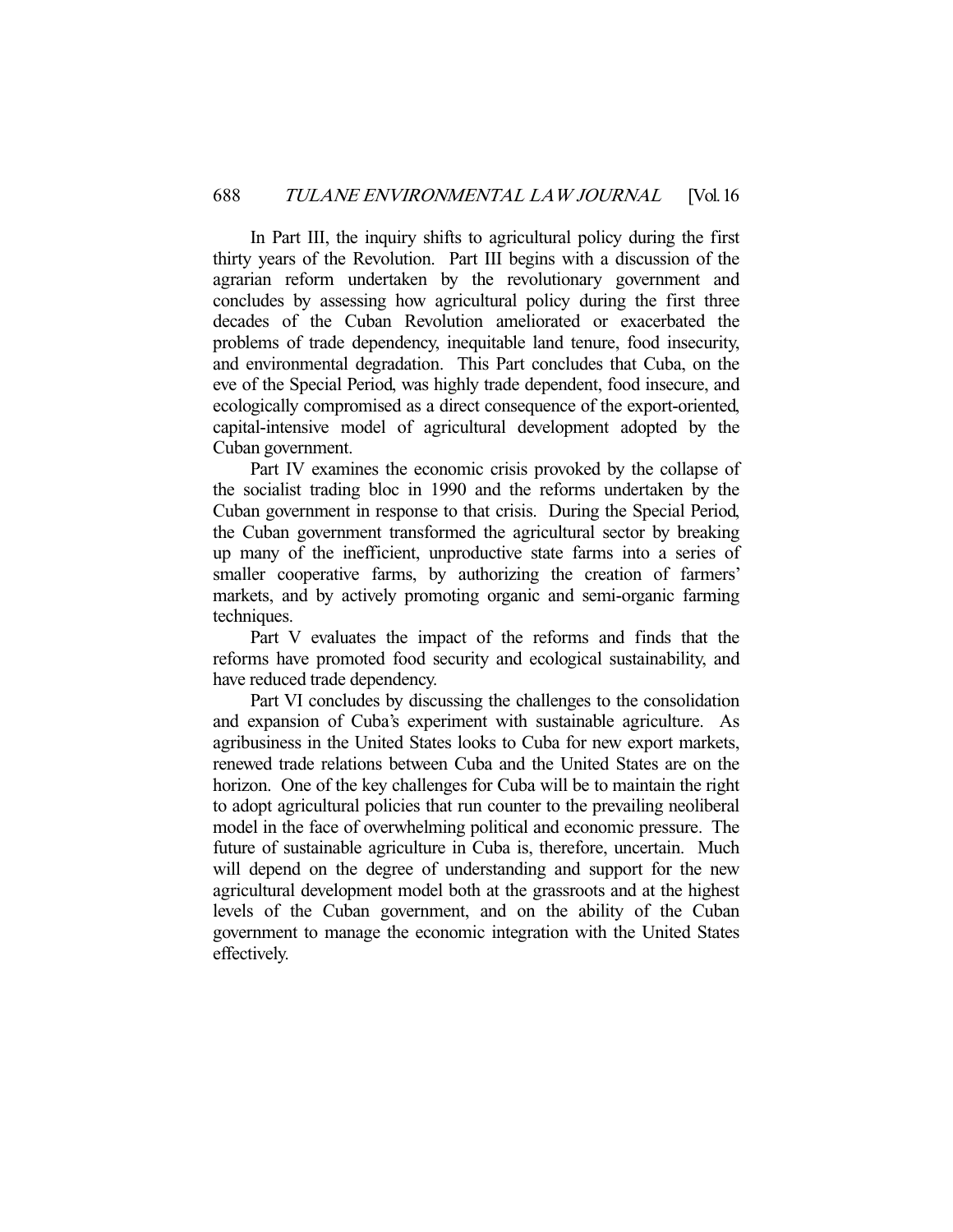In Part III, the inquiry shifts to agricultural policy during the first thirty years of the Revolution. Part III begins with a discussion of the agrarian reform undertaken by the revolutionary government and concludes by assessing how agricultural policy during the first three decades of the Cuban Revolution ameliorated or exacerbated the problems of trade dependency, inequitable land tenure, food insecurity, and environmental degradation. This Part concludes that Cuba, on the eve of the Special Period, was highly trade dependent, food insecure, and ecologically compromised as a direct consequence of the export-oriented, capital-intensive model of agricultural development adopted by the Cuban government.

Part IV examines the economic crisis provoked by the collapse of the socialist trading bloc in 1990 and the reforms undertaken by the Cuban government in response to that crisis. During the Special Period, the Cuban government transformed the agricultural sector by breaking up many of the inefficient, unproductive state farms into a series of smaller cooperative farms, by authorizing the creation of farmers' markets, and by actively promoting organic and semi-organic farming techniques.

Part V evaluates the impact of the reforms and finds that the reforms have promoted food security and ecological sustainability, and have reduced trade dependency.

Part VI concludes by discussing the challenges to the consolidation and expansion of Cuba's experiment with sustainable agriculture. As agribusiness in the United States looks to Cuba for new export markets, renewed trade relations between Cuba and the United States are on the horizon. One of the key challenges for Cuba will be to maintain the right to adopt agricultural policies that run counter to the prevailing neoliberal model in the face of overwhelming political and economic pressure. The future of sustainable agriculture in Cuba is, therefore, uncertain. Much will depend on the degree of understanding and support for the new agricultural development model both at the grassroots and at the highest levels of the Cuban government, and on the ability of the Cuban government to manage the economic integration with the United States effectively.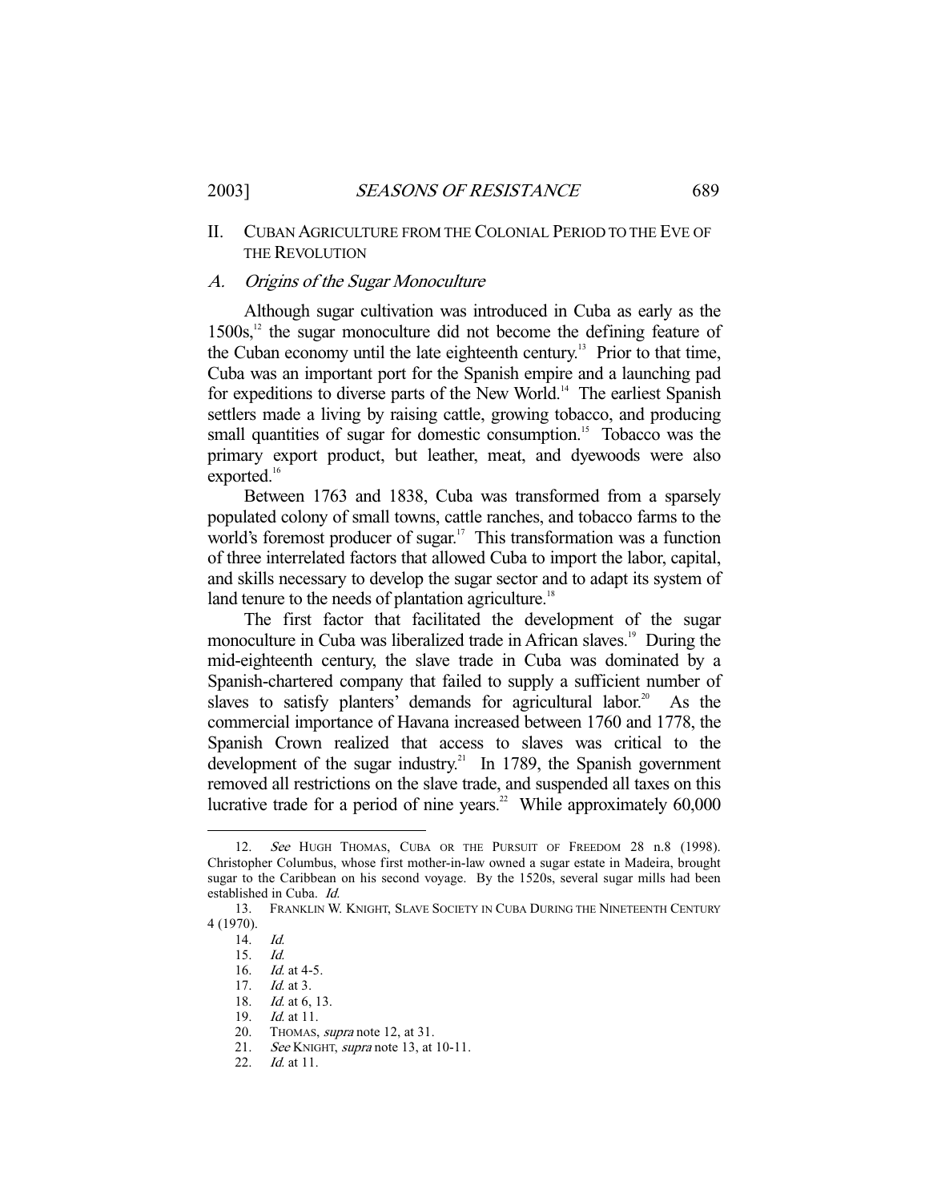## II. Cuban Agriculture from the Colonial Period to the Eve of the Revolution

### *A. Origins of the Sugar Monoculture*

Although sugar cultivation was introduced in Cuba as early as the 1500s,[12] the sugar monoculture did not become the defining feature of the Cuban economy until the late eighteenth century.[13] Prior to that time, Cuba was an important port for the Spanish empire and a launching pad for expeditions to diverse parts of the New World.[14] The earliest Spanish settlers made a living by raising cattle, growing tobacco, and producing small quantities of sugar for domestic consumption.[15] Tobacco was the primary export product, but leather, meat, and dyewoods were also exported.[16]

Between 1763 and 1838, Cuba was transformed from a sparsely populated colony of small towns, cattle ranches, and tobacco farms to the world's foremost producer of sugar.[17] This transformation was a function of three interrelated factors that allowed Cuba to import the labor, capital, and skills necessary to develop the sugar sector and to adapt its system of land tenure to the needs of plantation agriculture.[18]

The first factor that facilitated the development of the sugar monoculture in Cuba was liberalized trade in African slaves.[19] During the mid-eighteenth century, the slave trade in Cuba was dominated by a Spanish-chartered company that failed to supply a sufficient number of slaves to satisfy planters' demands for agricultural labor.[20] As the commercial importance of Havana increased between 1760 and 1778, the Spanish Crown realized that access to slaves was critical to the development of the sugar industry.[21] In 1789, the Spanish government removed all restrictions on the slave trade, and suspended all taxes on this lucrative trade for a period of nine years.[22] While approximately 60,000

---

12. *See* HUGH THOMAS, CUBA OR THE PURSUIT OF FREEDOM 28 n.8 (1998). Christopher Columbus, whose first mother-in-law owned a sugar estate in Madeira, brought sugar to the Caribbean on his second voyage. By the 1520s, several sugar mills had been established in Cuba. *Id.*

13. FRANKLIN W. KNIGHT, SLAVE SOCIETY IN CUBA DURING THE NINETEENTH CENTURY 4 (1970).

14. *Id.*

15. *Id.*

16. *Id.* at 4-5.

17. *Id.* at 3.

18. *Id.* at 6, 13.

19. *Id.* at 11.

20. THOMAS, *supra* note 12, at 31.

21. *See* KNIGHT, *supra* note 13, at 10-11.

22. *Id.* at 11.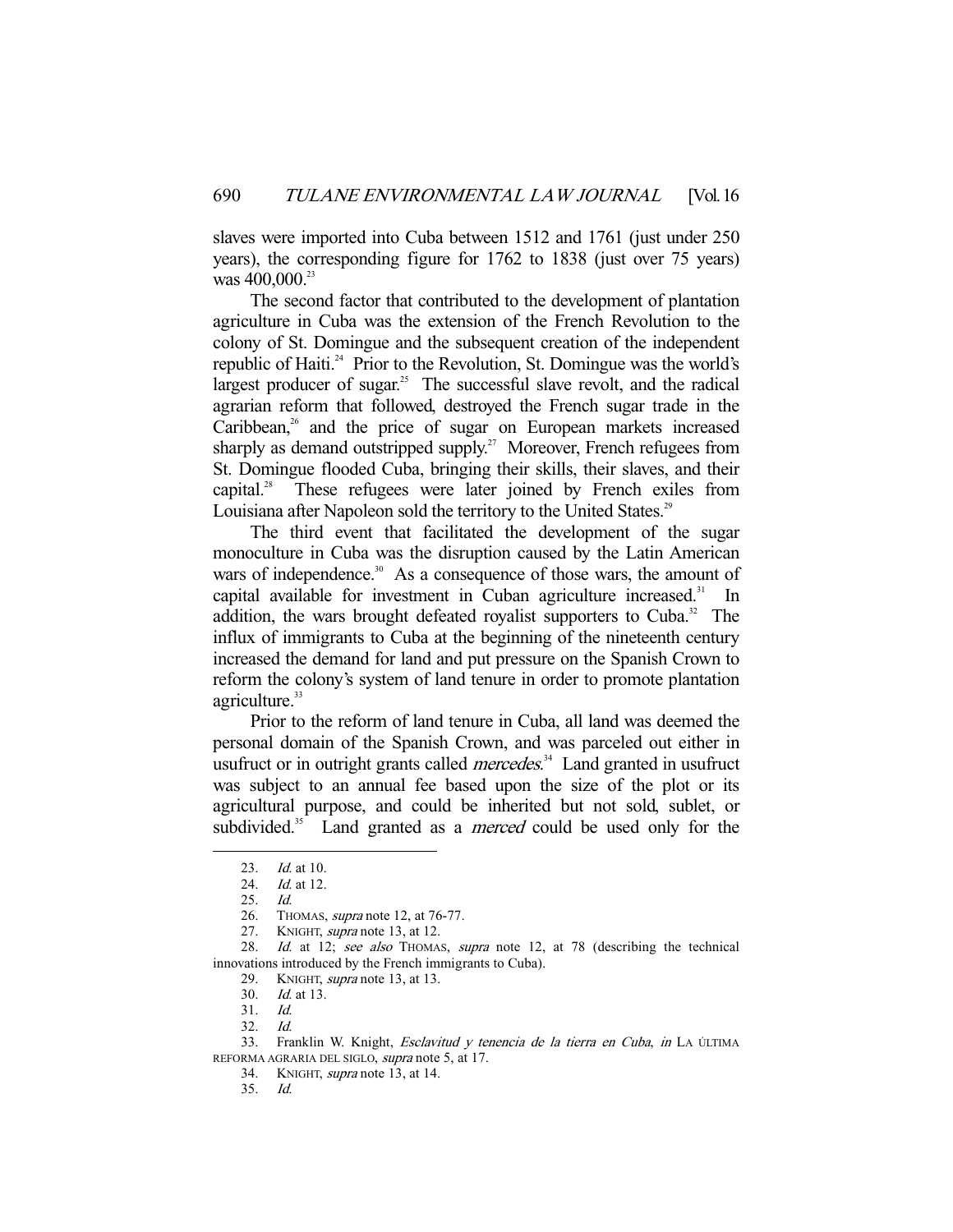slaves were imported into Cuba between 1512 and 1761 (just under 250 years), the corresponding figure for 1762 to 1838 (just over 75 years) was 400,000.[23]

The second factor that contributed to the development of plantation agriculture in Cuba was the extension of the French Revolution to the colony of St. Domingue and the subsequent creation of the independent republic of Haiti.[24] Prior to the Revolution, St. Domingue was the world's largest producer of sugar.[25] The successful slave revolt, and the radical agrarian reform that followed, destroyed the French sugar trade in the Caribbean,[26] and the price of sugar on European markets increased sharply as demand outstripped supply.[27] Moreover, French refugees from St. Domingue flooded Cuba, bringing their skills, their slaves, and their capital.[28] These refugees were later joined by French exiles from Louisiana after Napoleon sold the territory to the United States.[29]

The third event that facilitated the development of the sugar monoculture in Cuba was the disruption caused by the Latin American wars of independence.[30] As a consequence of those wars, the amount of capital available for investment in Cuban agriculture increased.[31] In addition, the wars brought defeated royalist supporters to Cuba.[32] The influx of immigrants to Cuba at the beginning of the nineteenth century increased the demand for land and put pressure on the Spanish Crown to reform the colony's system of land tenure in order to promote plantation agriculture.[33]

Prior to the reform of land tenure in Cuba, all land was deemed the personal domain of the Spanish Crown, and was parceled out either in usufruct or in outright grants called *mercedes*.[34] Land granted in usufruct was subject to an annual fee based upon the size of the plot or its agricultural purpose, and could be inherited but not sold, sublet, or subdivided.[35] Land granted as a *merced* could be used only for the

---

23. *Id.* at 10.
24. *Id.* at 12.
25. *Id.*
26. THOMAS, *supra* note 12, at 76-77.
27. KNIGHT, *supra* note 13, at 12.
28. *Id.* at 12; *see also* THOMAS, *supra* note 12, at 78 (describing the technical innovations introduced by the French immigrants to Cuba).
29. KNIGHT, *supra* note 13, at 13.
30. *Id.* at 13.
31. *Id.*
32. *Id.*
33. Franklin W. Knight, *Esclavitud y tenencia de la tierra en Cuba*, *in* LA ÚLTIMA REFORMA AGRARIA DEL SIGLO, *supra* note 5, at 17.
34. KNIGHT, *supra* note 13, at 14.
35. *Id.*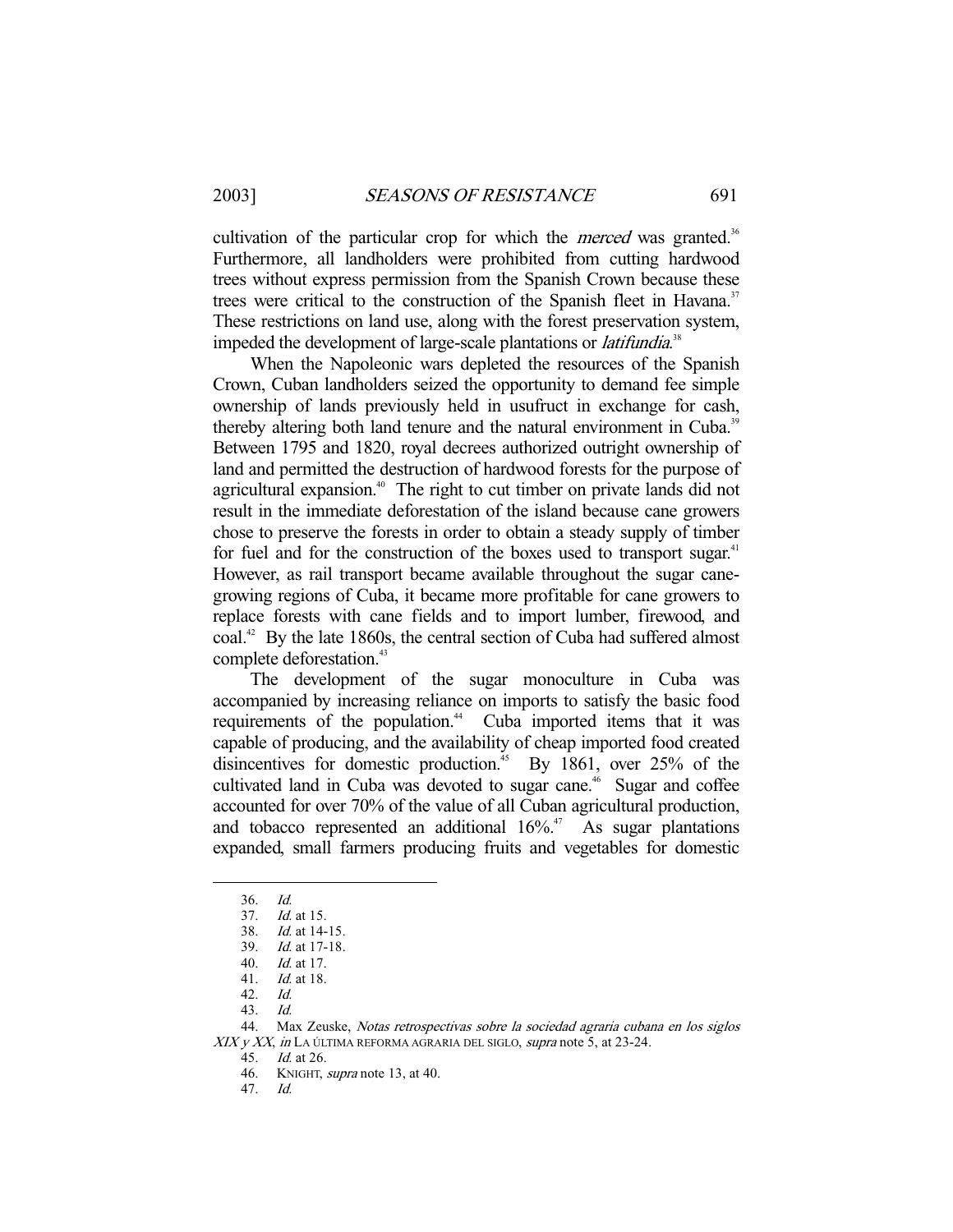cultivation of the particular crop for which the *merced* was granted.[36] Furthermore, all landholders were prohibited from cutting hardwood trees without express permission from the Spanish Crown because these trees were critical to the construction of the Spanish fleet in Havana.[37] These restrictions on land use, along with the forest preservation system, impeded the development of large-scale plantations or *latifundia*.[38]

When the Napoleonic wars depleted the resources of the Spanish Crown, Cuban landholders seized the opportunity to demand fee simple ownership of lands previously held in usufruct in exchange for cash, thereby altering both land tenure and the natural environment in Cuba.[39] Between 1795 and 1820, royal decrees authorized outright ownership of land and permitted the destruction of hardwood forests for the purpose of agricultural expansion.[40] The right to cut timber on private lands did not result in the immediate deforestation of the island because cane growers chose to preserve the forests in order to obtain a steady supply of timber for fuel and for the construction of the boxes used to transport sugar.[41] However, as rail transport became available throughout the sugar cane-growing regions of Cuba, it became more profitable for cane growers to replace forests with cane fields and to import lumber, firewood, and coal.[42] By the late 1860s, the central section of Cuba had suffered almost complete deforestation.[43]

The development of the sugar monoculture in Cuba was accompanied by increasing reliance on imports to satisfy the basic food requirements of the population.[44] Cuba imported items that it was capable of producing, and the availability of cheap imported food created disincentives for domestic production.[45] By 1861, over 25% of the cultivated land in Cuba was devoted to sugar cane.[46] Sugar and coffee accounted for over 70% of the value of all Cuban agricultural production, and tobacco represented an additional 16%.[47] As sugar plantations expanded, small farmers producing fruits and vegetables for domestic

---

36. *Id.*
37. *Id.* at 15.
38. *Id.* at 14-15.
39. *Id.* at 17-18.
40. *Id.* at 17.
41. *Id.* at 18.
42. *Id.*
43. *Id.*
44. Max Zeuske, *Notas retrospectivas sobre la sociedad agraria cubana en los siglos XIX y XX*, *in* LA ÚLTIMA REFORMA AGRARIA DEL SIGLO, *supra* note 5, at 23-24.
45. *Id.* at 26.
46. KNIGHT, *supra* note 13, at 40.
47. *Id.*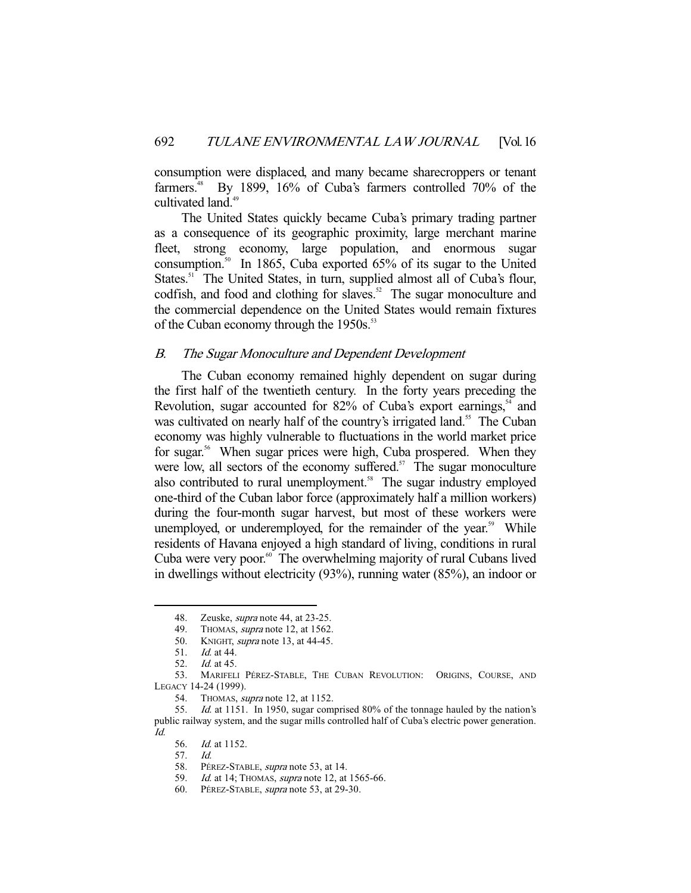consumption were displaced, and many became sharecroppers or tenant farmers.[48] By 1899, 16% of Cuba's farmers controlled 70% of the cultivated land.[49]

The United States quickly became Cuba's primary trading partner as a consequence of its geographic proximity, large merchant marine fleet, strong economy, large population, and enormous sugar consumption.[50] In 1865, Cuba exported 65% of its sugar to the United States.[51] The United States, in turn, supplied almost all of Cuba's flour, codfish, and food and clothing for slaves.[52] The sugar monoculture and the commercial dependence on the United States would remain fixtures of the Cuban economy through the 1950s.[53]

### B. *The Sugar Monoculture and Dependent Development*

The Cuban economy remained highly dependent on sugar during the first half of the twentieth century. In the forty years preceding the Revolution, sugar accounted for 82% of Cuba's export earnings,[54] and was cultivated on nearly half of the country's irrigated land.[55] The Cuban economy was highly vulnerable to fluctuations in the world market price for sugar.[56] When sugar prices were high, Cuba prospered. When they were low, all sectors of the economy suffered.[57] The sugar monoculture also contributed to rural unemployment.[58] The sugar industry employed one-third of the Cuban labor force (approximately half a million workers) during the four-month sugar harvest, but most of these workers were unemployed, or underemployed, for the remainder of the year.[59] While residents of Havana enjoyed a high standard of living, conditions in rural Cuba were very poor.[60] The overwhelming majority of rural Cubans lived in dwellings without electricity (93%), running water (85%), an indoor or

---

48. Zeuske, *supra* note 44, at 23-25.

49. THOMAS, *supra* note 12, at 1562.

50. KNIGHT, *supra* note 13, at 44-45.

51. *Id.* at 44.

52. *Id.* at 45.

53. MARIFELI PÉREZ-STABLE, THE CUBAN REVOLUTION: ORIGINS, COURSE, AND LEGACY 14-24 (1999).

54. THOMAS, *supra* note 12, at 1152.

55. *Id.* at 1151. In 1950, sugar comprised 80% of the tonnage hauled by the nation's public railway system, and the sugar mills controlled half of Cuba's electric power generation. *Id.*

56. *Id.* at 1152.

57. *Id.*

58. PÉREZ-STABLE, *supra* note 53, at 14.

59. *Id.* at 14; THOMAS, *supra* note 12, at 1565-66.

60. PÉREZ-STABLE, *supra* note 53, at 29-30.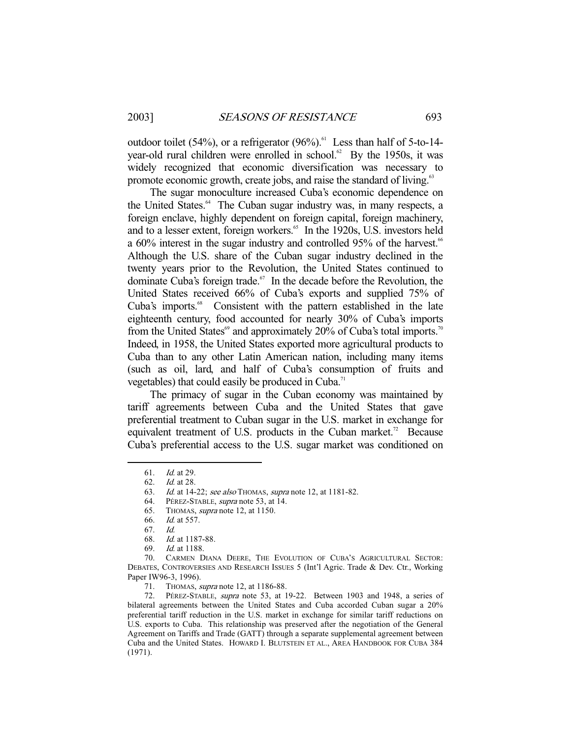outdoor toilet (54%), or a refrigerator (96%).[61] Less than half of 5-to-14-year-old rural children were enrolled in school.[62] By the 1950s, it was widely recognized that economic diversification was necessary to promote economic growth, create jobs, and raise the standard of living.[63]

The sugar monoculture increased Cuba's economic dependence on the United States.[64] The Cuban sugar industry was, in many respects, a foreign enclave, highly dependent on foreign capital, foreign machinery, and to a lesser extent, foreign workers.[65] In the 1920s, U.S. investors held a 60% interest in the sugar industry and controlled 95% of the harvest.[66] Although the U.S. share of the Cuban sugar industry declined in the twenty years prior to the Revolution, the United States continued to dominate Cuba's foreign trade.[67] In the decade before the Revolution, the United States received 66% of Cuba's exports and supplied 75% of Cuba's imports.[68] Consistent with the pattern established in the late eighteenth century, food accounted for nearly 30% of Cuba's imports from the United States[69] and approximately 20% of Cuba's total imports.[70] Indeed, in 1958, the United States exported more agricultural products to Cuba than to any other Latin American nation, including many items (such as oil, lard, and half of Cuba's consumption of fruits and vegetables) that could easily be produced in Cuba.[71]

The primacy of sugar in the Cuban economy was maintained by tariff agreements between Cuba and the United States that gave preferential treatment to Cuban sugar in the U.S. market in exchange for equivalent treatment of U.S. products in the Cuban market.[72] Because Cuba's preferential access to the U.S. sugar market was conditioned on

---

61. *Id.* at 29.

62. *Id.* at 28.

63. *Id.* at 14-22; *see also* THOMAS, *supra* note 12, at 1181-82.

64. PÉREZ-STABLE, *supra* note 53, at 14.

65. THOMAS, *supra* note 12, at 1150.

66. *Id.* at 557.

67. *Id.*

68. *Id.* at 1187-88.

69. *Id.* at 1188.

70. CARMEN DIANA DEERE, THE EVOLUTION OF CUBA'S AGRICULTURAL SECTOR: DEBATES, CONTROVERSIES AND RESEARCH ISSUES 5 (Int'l Agric. Trade & Dev. Ctr., Working Paper IW96-3, 1996).

71. THOMAS, *supra* note 12, at 1186-88.

72. PÉREZ-STABLE, *supra* note 53, at 19-22. Between 1903 and 1948, a series of bilateral agreements between the United States and Cuba accorded Cuban sugar a 20% preferential tariff reduction in the U.S. market in exchange for similar tariff reductions on U.S. exports to Cuba. This relationship was preserved after the negotiation of the General Agreement on Tariffs and Trade (GATT) through a separate supplemental agreement between Cuba and the United States. HOWARD I. BLUTSTEIN ET AL., AREA HANDBOOK FOR CUBA 384 (1971).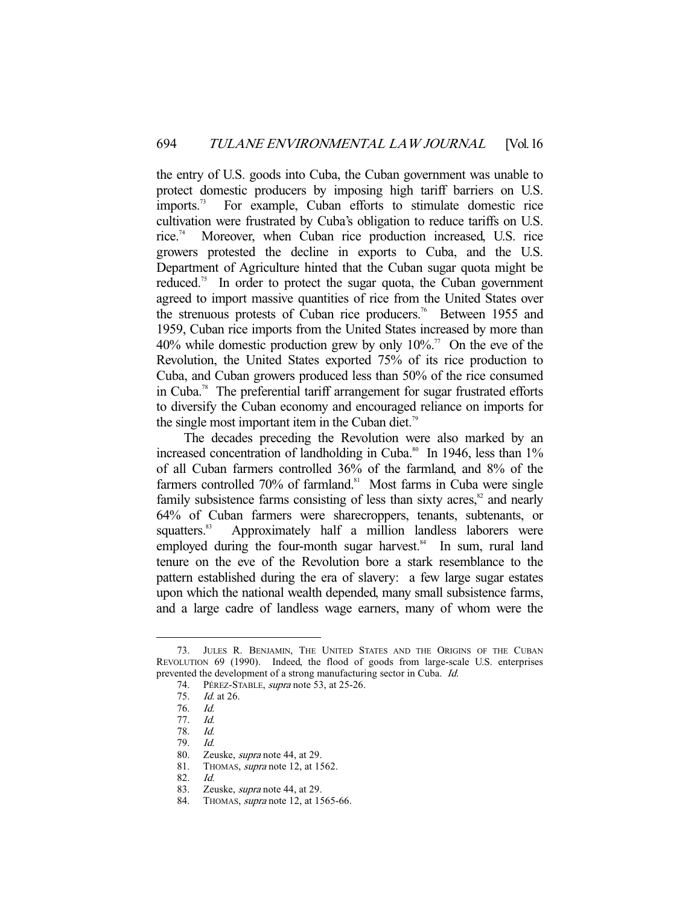the entry of U.S. goods into Cuba, the Cuban government was unable to protect domestic producers by imposing high tariff barriers on U.S. imports.[73] For example, Cuban efforts to stimulate domestic rice cultivation were frustrated by Cuba's obligation to reduce tariffs on U.S. rice.[74] Moreover, when Cuban rice production increased, U.S. rice growers protested the decline in exports to Cuba, and the U.S. Department of Agriculture hinted that the Cuban sugar quota might be reduced.[75] In order to protect the sugar quota, the Cuban government agreed to import massive quantities of rice from the United States over the strenuous protests of Cuban rice producers.[76] Between 1955 and 1959, Cuban rice imports from the United States increased by more than 40% while domestic production grew by only 10%.[77] On the eve of the Revolution, the United States exported 75% of its rice production to Cuba, and Cuban growers produced less than 50% of the rice consumed in Cuba.[78] The preferential tariff arrangement for sugar frustrated efforts to diversify the Cuban economy and encouraged reliance on imports for the single most important item in the Cuban diet.[79]

The decades preceding the Revolution were also marked by an increased concentration of landholding in Cuba.[80] In 1946, less than 1% of all Cuban farmers controlled 36% of the farmland, and 8% of the farmers controlled 70% of farmland.[81] Most farms in Cuba were single family subsistence farms consisting of less than sixty acres,[82] and nearly 64% of Cuban farmers were sharecroppers, tenants, subtenants, or squatters.[83] Approximately half a million landless laborers were employed during the four-month sugar harvest.[84] In sum, rural land tenure on the eve of the Revolution bore a stark resemblance to the pattern established during the era of slavery: a few large sugar estates upon which the national wealth depended, many small subsistence farms, and a large cadre of landless wage earners, many of whom were the

---

73. JULES R. BENJAMIN, THE UNITED STATES AND THE ORIGINS OF THE CUBAN REVOLUTION 69 (1990). Indeed, the flood of goods from large-scale U.S. enterprises prevented the development of a strong manufacturing sector in Cuba. *Id.*

74. PÉREZ-STABLE, *supra* note 53, at 25-26.

75. *Id.* at 26.

76. *Id.*

77. *Id.*

78. *Id.*

79. *Id.*

80. Zeuske, *supra* note 44, at 29.

81. THOMAS, *supra* note 12, at 1562.

82. *Id.*

83. Zeuske, *supra* note 44, at 29.

84. THOMAS, *supra* note 12, at 1565-66.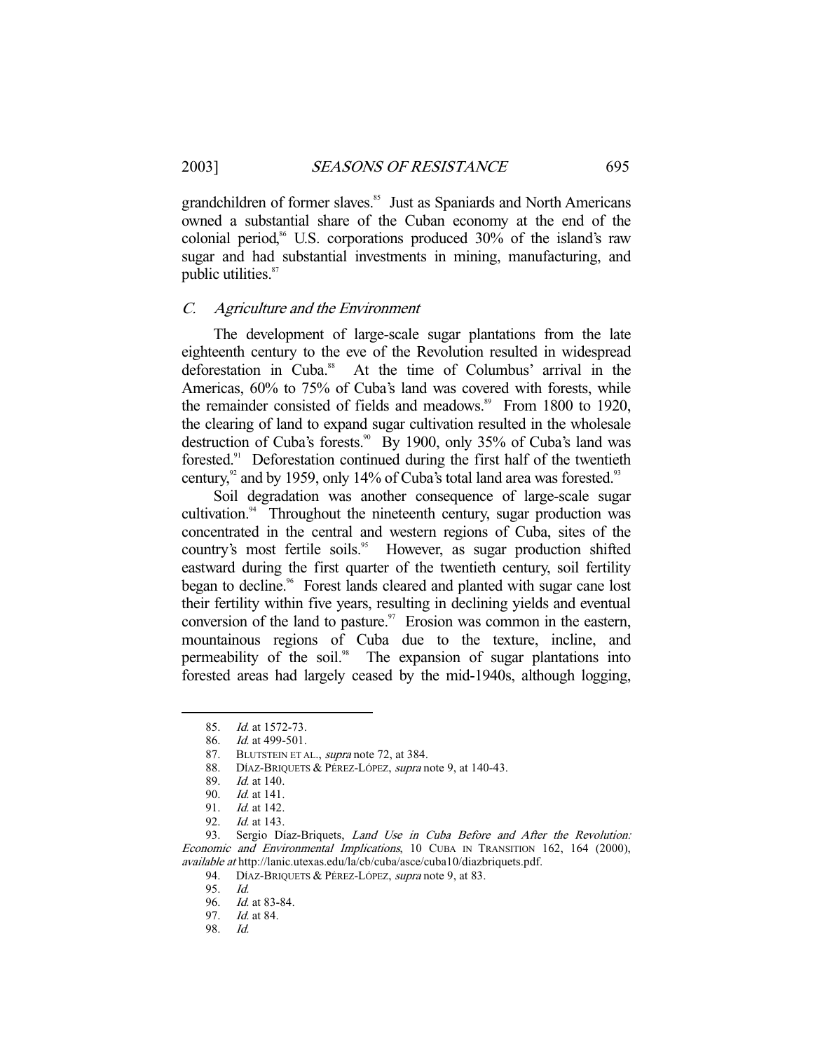grandchildren of former slaves.[85] Just as Spaniards and North Americans owned a substantial share of the Cuban economy at the end of the colonial period,[86] U.S. corporations produced 30% of the island's raw sugar and had substantial investments in mining, manufacturing, and public utilities.[87]

### C. *Agriculture and the Environment*

The development of large-scale sugar plantations from the late eighteenth century to the eve of the Revolution resulted in widespread deforestation in Cuba.[88] At the time of Columbus' arrival in the Americas, 60% to 75% of Cuba's land was covered with forests, while the remainder consisted of fields and meadows.[89] From 1800 to 1920, the clearing of land to expand sugar cultivation resulted in the wholesale destruction of Cuba's forests.[90] By 1900, only 35% of Cuba's land was forested.[91] Deforestation continued during the first half of the twentieth century,[92] and by 1959, only 14% of Cuba's total land area was forested.[93]

Soil degradation was another consequence of large-scale sugar cultivation.[94] Throughout the nineteenth century, sugar production was concentrated in the central and western regions of Cuba, sites of the country's most fertile soils.[95] However, as sugar production shifted eastward during the first quarter of the twentieth century, soil fertility began to decline.[96] Forest lands cleared and planted with sugar cane lost their fertility within five years, resulting in declining yields and eventual conversion of the land to pasture.[97] Erosion was common in the eastern, mountainous regions of Cuba due to the texture, incline, and permeability of the soil.[98] The expansion of sugar plantations into forested areas had largely ceased by the mid-1940s, although logging,

---

85. *Id.* at 1572-73.

86. *Id.* at 499-501.

87. BLUTSTEIN ET AL., *supra* note 72, at 384.

88. DÍAZ-BRIQUETS & PÉREZ-LÓPEZ, *supra* note 9, at 140-43.

89. *Id.* at 140.

90. *Id.* at 141.

91. *Id.* at 142.

92. *Id.* at 143.

93. Sergio Díaz-Briquets, *Land Use in Cuba Before and After the Revolution: Economic and Environmental Implications*, 10 CUBA IN TRANSITION 162, 164 (2000), *available at* http://lanic.utexas.edu/la/cb/cuba/asce/cuba10/diazbriquets.pdf.

94. DÍAZ-BRIQUETS & PÉREZ-LÓPEZ, *supra* note 9, at 83.

95. *Id.*

96. *Id.* at 83-84.

97. *Id.* at 84.

98. *Id.*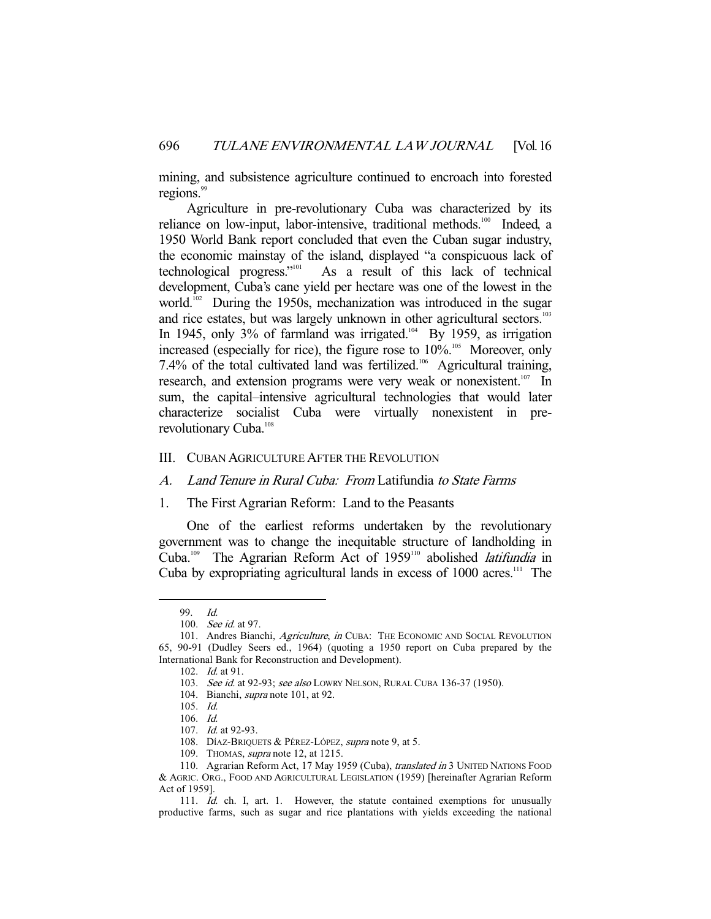mining, and subsistence agriculture continued to encroach into forested regions.[99]

Agriculture in pre-revolutionary Cuba was characterized by its reliance on low-input, labor-intensive, traditional methods.[100] Indeed, a 1950 World Bank report concluded that even the Cuban sugar industry, the economic mainstay of the island, displayed "a conspicuous lack of technological progress."[101] As a result of this lack of technical development, Cuba's cane yield per hectare was one of the lowest in the world.[102] During the 1950s, mechanization was introduced in the sugar and rice estates, but was largely unknown in other agricultural sectors.[103] In 1945, only 3% of farmland was irrigated.[104] By 1959, as irrigation increased (especially for rice), the figure rose to 10%.[105] Moreover, only 7.4% of the total cultivated land was fertilized.[106] Agricultural training, research, and extension programs were very weak or nonexistent.[107] In sum, the capital–intensive agricultural technologies that would later characterize socialist Cuba were virtually nonexistent in pre-revolutionary Cuba.[108]

## III. CUBAN AGRICULTURE AFTER THE REVOLUTION

### A. *Land Tenure in Rural Cuba: From* Latifundia *to State Farms*

#### 1. The First Agrarian Reform: Land to the Peasants

One of the earliest reforms undertaken by the revolutionary government was to change the inequitable structure of landholding in Cuba.[109] The Agrarian Reform Act of 1959[110] abolished *latifundia* in Cuba by expropriating agricultural lands in excess of 1000 acres.[111] The

---

99. *Id.*

100. *See id.* at 97.

101. Andres Bianchi, *Agriculture*, *in* CUBA: THE ECONOMIC AND SOCIAL REVOLUTION 65, 90-91 (Dudley Seers ed., 1964) (quoting a 1950 report on Cuba prepared by the International Bank for Reconstruction and Development).

102. *Id.* at 91.

103. *See id.* at 92-93; *see also* LOWRY NELSON, RURAL CUBA 136-37 (1950).

104. Bianchi, *supra* note 101, at 92.

105. *Id.*

106. *Id.*

107. *Id.* at 92-93.

108. DÍAZ-BRIQUETS & PÉREZ-LÓPEZ, *supra* note 9, at 5.

109. THOMAS, *supra* note 12, at 1215.

110. Agrarian Reform Act, 17 May 1959 (Cuba), *translated in* 3 UNITED NATIONS FOOD & AGRIC. ORG., FOOD AND AGRICULTURAL LEGISLATION (1959) [hereinafter Agrarian Reform Act of 1959].

111. *Id.* ch. I, art. 1. However, the statute contained exemptions for unusually productive farms, such as sugar and rice plantations with yields exceeding the national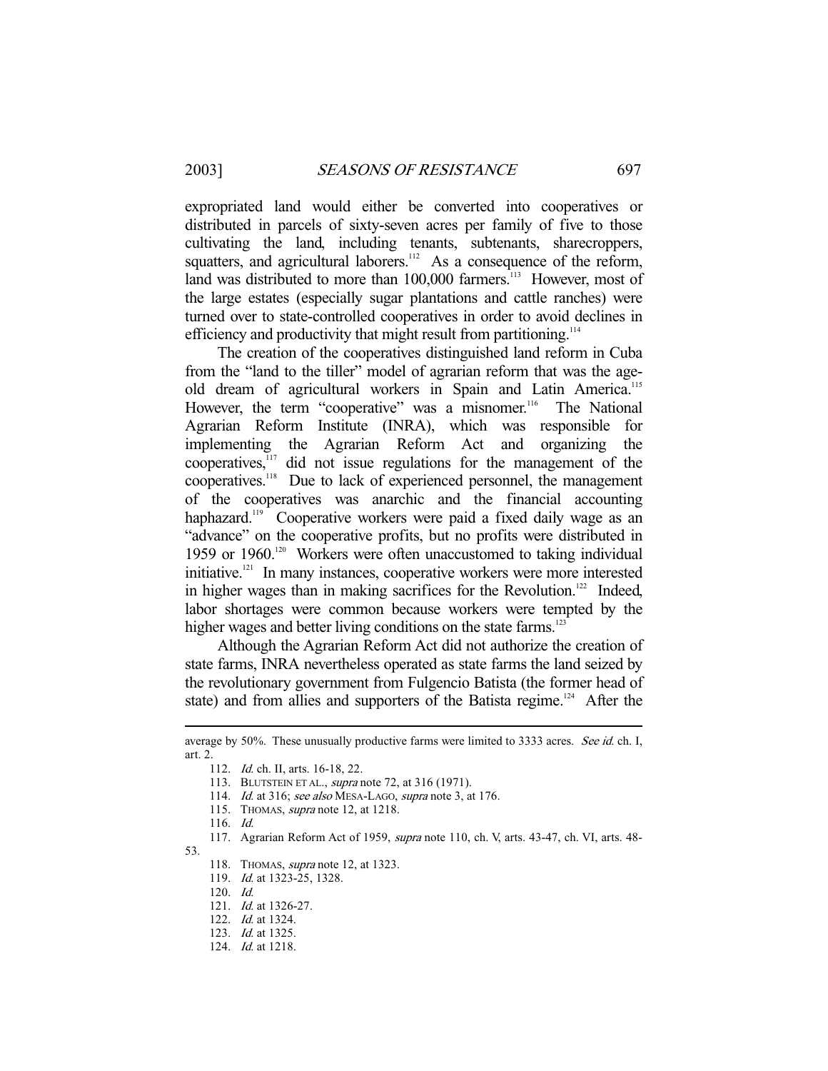expropriated land would either be converted into cooperatives or distributed in parcels of sixty-seven acres per family of five to those cultivating the land, including tenants, subtenants, sharecroppers, squatters, and agricultural laborers.[112] As a consequence of the reform, land was distributed to more than 100,000 farmers.[113] However, most of the large estates (especially sugar plantations and cattle ranches) were turned over to state-controlled cooperatives in order to avoid declines in efficiency and productivity that might result from partitioning.[114]

The creation of the cooperatives distinguished land reform in Cuba from the "land to the tiller" model of agrarian reform that was the age-old dream of agricultural workers in Spain and Latin America.[115] However, the term "cooperative" was a misnomer.[116] The National Agrarian Reform Institute (INRA), which was responsible for implementing the Agrarian Reform Act and organizing the cooperatives,[117] did not issue regulations for the management of the cooperatives.[118] Due to lack of experienced personnel, the management of the cooperatives was anarchic and the financial accounting haphazard.[119] Cooperative workers were paid a fixed daily wage as an "advance" on the cooperative profits, but no profits were distributed in 1959 or 1960.[120] Workers were often unaccustomed to taking individual initiative.[121] In many instances, cooperative workers were more interested in higher wages than in making sacrifices for the Revolution.[122] Indeed, labor shortages were common because workers were tempted by the higher wages and better living conditions on the state farms.[123]

Although the Agrarian Reform Act did not authorize the creation of state farms, INRA nevertheless operated as state farms the land seized by the revolutionary government from Fulgencio Batista (the former head of state) and from allies and supporters of the Batista regime.[124] After the

---

average by 50%. These unusually productive farms were limited to 3333 acres. *See id.* ch. I, art. 2.

112. *Id.* ch. II, arts. 16-18, 22.

113. BLUTSTEIN ET AL., *supra* note 72, at 316 (1971).

114. *Id.* at 316; *see also* MESA-LAGO, *supra* note 3, at 176.

115. THOMAS, *supra* note 12, at 1218.

116. *Id.*

117. Agrarian Reform Act of 1959, *supra* note 110, ch. V, arts. 43-47, ch. VI, arts. 48-53.

118. THOMAS, *supra* note 12, at 1323.

119. *Id.* at 1323-25, 1328.

120. *Id.*

121. *Id.* at 1326-27.

122. *Id.* at 1324.

123. *Id.* at 1325.

124. *Id.* at 1218.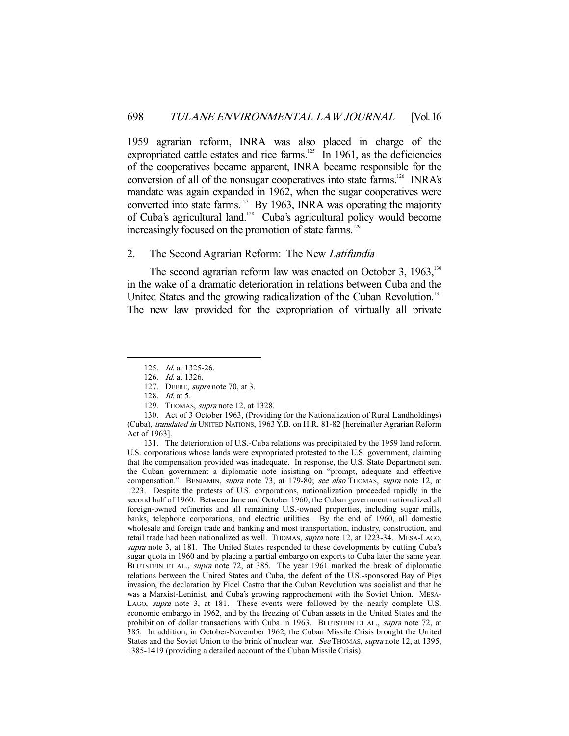1959 agrarian reform, INRA was also placed in charge of the expropriated cattle estates and rice farms.[125] In 1961, as the deficiencies of the cooperatives became apparent, INRA became responsible for the conversion of all of the nonsugar cooperatives into state farms.[126] INRA's mandate was again expanded in 1962, when the sugar cooperatives were converted into state farms.[127] By 1963, INRA was operating the majority of Cuba's agricultural land.[128] Cuba's agricultural policy would become increasingly focused on the promotion of state farms.[129]

### 2. The Second Agrarian Reform: The New *Latifundia*

The second agrarian reform law was enacted on October 3, 1963,[130] in the wake of a dramatic deterioration in relations between Cuba and the United States and the growing radicalization of the Cuban Revolution.[131] The new law provided for the expropriation of virtually all private

---

125. *Id.* at 1325-26.

126. *Id.* at 1326.

127. DEERE, *supra* note 70, at 3.

128. *Id.* at 5.

129. THOMAS, *supra* note 12, at 1328.

130. Act of 3 October 1963, (Providing for the Nationalization of Rural Landholdings) (Cuba), *translated in* UNITED NATIONS, 1963 Y.B. on H.R. 81-82 [hereinafter Agrarian Reform Act of 1963].

131. The deterioration of U.S.-Cuba relations was precipitated by the 1959 land reform. U.S. corporations whose lands were expropriated protested to the U.S. government, claiming that the compensation provided was inadequate. In response, the U.S. State Department sent the Cuban government a diplomatic note insisting on "prompt, adequate and effective compensation." BENJAMIN, *supra* note 73, at 179-80; *see also* THOMAS, *supra* note 12, at 1223. Despite the protests of U.S. corporations, nationalization proceeded rapidly in the second half of 1960. Between June and October 1960, the Cuban government nationalized all foreign-owned refineries and all remaining U.S.-owned properties, including sugar mills, banks, telephone corporations, and electric utilities. By the end of 1960, all domestic wholesale and foreign trade and banking and most transportation, industry, construction, and retail trade had been nationalized as well. THOMAS, *supra* note 12, at 1223-34. MESA-LAGO, *supra* note 3, at 181. The United States responded to these developments by cutting Cuba's sugar quota in 1960 and by placing a partial embargo on exports to Cuba later the same year. BLUTSTEIN ET AL., *supra* note 72, at 385. The year 1961 marked the break of diplomatic relations between the United States and Cuba, the defeat of the U.S.-sponsored Bay of Pigs invasion, the declaration by Fidel Castro that the Cuban Revolution was socialist and that he was a Marxist-Leninist, and Cuba's growing rapprochement with the Soviet Union. MESA-LAGO, *supra* note 3, at 181. These events were followed by the nearly complete U.S. economic embargo in 1962, and by the freezing of Cuban assets in the United States and the prohibition of dollar transactions with Cuba in 1963. BLUTSTEIN ET AL., *supra* note 72, at 385. In addition, in October-November 1962, the Cuban Missile Crisis brought the United States and the Soviet Union to the brink of nuclear war. *See* THOMAS, *supra* note 12, at 1395, 1385-1419 (providing a detailed account of the Cuban Missile Crisis).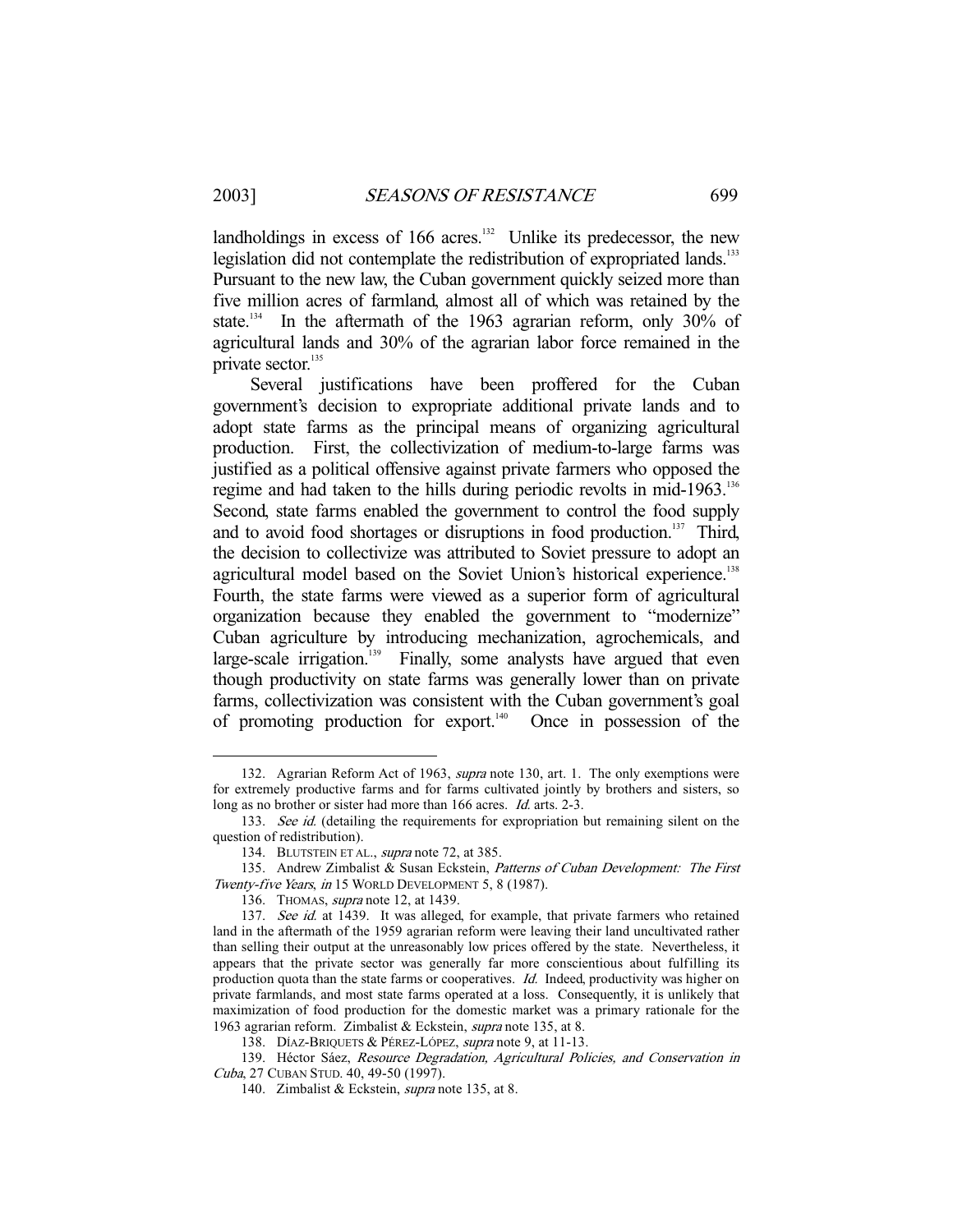landholdings in excess of 166 acres.[132] Unlike its predecessor, the new legislation did not contemplate the redistribution of expropriated lands.[133] Pursuant to the new law, the Cuban government quickly seized more than five million acres of farmland, almost all of which was retained by the state.[134] In the aftermath of the 1963 agrarian reform, only 30% of agricultural lands and 30% of the agrarian labor force remained in the private sector.[135]

Several justifications have been proffered for the Cuban government's decision to expropriate additional private lands and to adopt state farms as the principal means of organizing agricultural production. First, the collectivization of medium-to-large farms was justified as a political offensive against private farmers who opposed the regime and had taken to the hills during periodic revolts in mid-1963.[136] Second, state farms enabled the government to control the food supply and to avoid food shortages or disruptions in food production.[137] Third, the decision to collectivize was attributed to Soviet pressure to adopt an agricultural model based on the Soviet Union's historical experience.[138] Fourth, the state farms were viewed as a superior form of agricultural organization because they enabled the government to "modernize" Cuban agriculture by introducing mechanization, agrochemicals, and large-scale irrigation.[139] Finally, some analysts have argued that even though productivity on state farms was generally lower than on private farms, collectivization was consistent with the Cuban government's goal of promoting production for export.[140] Once in possession of the

---

132. Agrarian Reform Act of 1963, *supra* note 130, art. 1. The only exemptions were for extremely productive farms and for farms cultivated jointly by brothers and sisters, so long as no brother or sister had more than 166 acres. *Id.* arts. 2-3.

133. *See id.* (detailing the requirements for expropriation but remaining silent on the question of redistribution).

134. BLUTSTEIN ET AL., *supra* note 72, at 385.

135. Andrew Zimbalist & Susan Eckstein, *Patterns of Cuban Development: The First Twenty-five Years*, *in* 15 WORLD DEVELOPMENT 5, 8 (1987).

136. THOMAS, *supra* note 12, at 1439.

137. *See id.* at 1439. It was alleged, for example, that private farmers who retained land in the aftermath of the 1959 agrarian reform were leaving their land uncultivated rather than selling their output at the unreasonably low prices offered by the state. Nevertheless, it appears that the private sector was generally far more conscientious about fulfilling its production quota than the state farms or cooperatives. *Id.* Indeed, productivity was higher on private farmlands, and most state farms operated at a loss. Consequently, it is unlikely that maximization of food production for the domestic market was a primary rationale for the 1963 agrarian reform. Zimbalist & Eckstein, *supra* note 135, at 8.

138. DÍAZ-BRIQUETS & PÉREZ-LÓPEZ, *supra* note 9, at 11-13.

139. Héctor Sáez, *Resource Degradation, Agricultural Policies, and Conservation in Cuba*, 27 CUBAN STUD. 40, 49-50 (1997).

140. Zimbalist & Eckstein, *supra* note 135, at 8.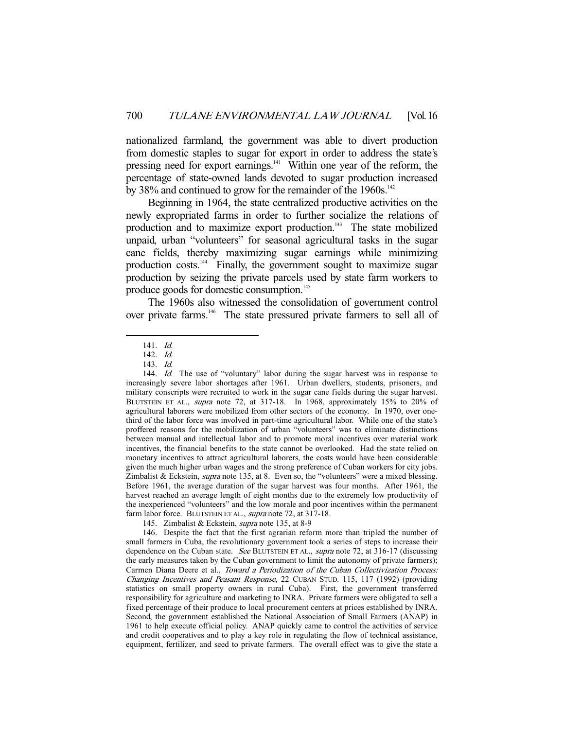nationalized farmland, the government was able to divert production from domestic staples to sugar for export in order to address the state's pressing need for export earnings.[141] Within one year of the reform, the percentage of state-owned lands devoted to sugar production increased by 38% and continued to grow for the remainder of the 1960s.[142]

Beginning in 1964, the state centralized productive activities on the newly expropriated farms in order to further socialize the relations of production and to maximize export production.[143] The state mobilized unpaid, urban "volunteers" for seasonal agricultural tasks in the sugar cane fields, thereby maximizing sugar earnings while minimizing production costs.[144] Finally, the government sought to maximize sugar production by seizing the private parcels used by state farm workers to produce goods for domestic consumption.[145]

The 1960s also witnessed the consolidation of government control over private farms.[146] The state pressured private farmers to sell all of

---

141. *Id.*

142. *Id.*

143. *Id.*

144. *Id.* The use of "voluntary" labor during the sugar harvest was in response to increasingly severe labor shortages after 1961. Urban dwellers, students, prisoners, and military conscripts were recruited to work in the sugar cane fields during the sugar harvest. BLUTSTEIN ET AL., *supra* note 72, at 317-18. In 1968, approximately 15% to 20% of agricultural laborers were mobilized from other sectors of the economy. In 1970, over one-third of the labor force was involved in part-time agricultural labor. While one of the state's proffered reasons for the mobilization of urban "volunteers" was to eliminate distinctions between manual and intellectual labor and to promote moral incentives over material work incentives, the financial benefits to the state cannot be overlooked. Had the state relied on monetary incentives to attract agricultural laborers, the costs would have been considerable given the much higher urban wages and the strong preference of Cuban workers for city jobs. Zimbalist & Eckstein, *supra* note 135, at 8. Even so, the "volunteers" were a mixed blessing. Before 1961, the average duration of the sugar harvest was four months. After 1961, the harvest reached an average length of eight months due to the extremely low productivity of the inexperienced "volunteers" and the low morale and poor incentives within the permanent farm labor force. BLUTSTEIN ET AL., *supra* note 72, at 317-18.

145. Zimbalist & Eckstein, *supra* note 135, at 8-9

146. Despite the fact that the first agrarian reform more than tripled the number of small farmers in Cuba, the revolutionary government took a series of steps to increase their dependence on the Cuban state. *See* BLUTSTEIN ET AL., *supra* note 72, at 316-17 (discussing the early measures taken by the Cuban government to limit the autonomy of private farmers); Carmen Diana Deere et al., *Toward a Periodization of the Cuban Collectivization Process: Changing Incentives and Peasant Response*, 22 CUBAN STUD. 115, 117 (1992) (providing statistics on small property owners in rural Cuba). First, the government transferred responsibility for agriculture and marketing to INRA. Private farmers were obligated to sell a fixed percentage of their produce to local procurement centers at prices established by INRA. Second, the government established the National Association of Small Farmers (ANAP) in 1961 to help execute official policy. ANAP quickly came to control the activities of service and credit cooperatives and to play a key role in regulating the flow of technical assistance, equipment, fertilizer, and seed to private farmers. The overall effect was to give the state a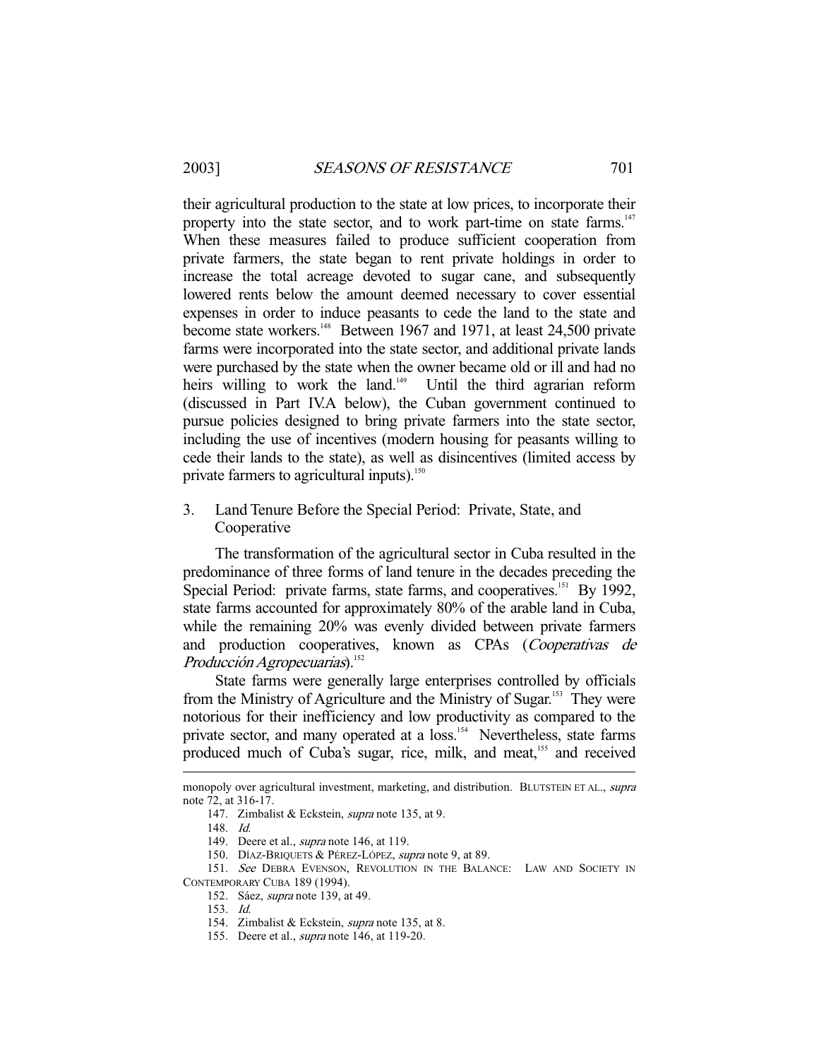their agricultural production to the state at low prices, to incorporate their property into the state sector, and to work part-time on state farms.[147] When these measures failed to produce sufficient cooperation from private farmers, the state began to rent private holdings in order to increase the total acreage devoted to sugar cane, and subsequently lowered rents below the amount deemed necessary to cover essential expenses in order to induce peasants to cede the land to the state and become state workers.[148] Between 1967 and 1971, at least 24,500 private farms were incorporated into the state sector, and additional private lands were purchased by the state when the owner became old or ill and had no heirs willing to work the land.[149] Until the third agrarian reform (discussed in Part IV.A below), the Cuban government continued to pursue policies designed to bring private farmers into the state sector, including the use of incentives (modern housing for peasants willing to cede their lands to the state), as well as disincentives (limited access by private farmers to agricultural inputs).[150]

### 3. Land Tenure Before the Special Period: Private, State, and Cooperative

The transformation of the agricultural sector in Cuba resulted in the predominance of three forms of land tenure in the decades preceding the Special Period: private farms, state farms, and cooperatives.[151] By 1992, state farms accounted for approximately 80% of the arable land in Cuba, while the remaining 20% was evenly divided between private farmers and production cooperatives, known as CPAs (*Cooperativas de Producción Agropecuarias*).[152]

State farms were generally large enterprises controlled by officials from the Ministry of Agriculture and the Ministry of Sugar.[153] They were notorious for their inefficiency and low productivity as compared to the private sector, and many operated at a loss.[154] Nevertheless, state farms produced much of Cuba's sugar, rice, milk, and meat,[155] and received

---

monopoly over agricultural investment, marketing, and distribution. BLUTSTEIN ET AL., *supra* note 72, at 316-17.

147. Zimbalist & Eckstein, *supra* note 135, at 9.

148. *Id.*

149. Deere et al., *supra* note 146, at 119.

150. DÍAZ-BRIQUETS & PÉREZ-LÓPEZ, *supra* note 9, at 89.

151. *See* DEBRA EVENSON, REVOLUTION IN THE BALANCE: LAW AND SOCIETY IN CONTEMPORARY CUBA 189 (1994).

152. Sáez, *supra* note 139, at 49.

153. *Id.*

154. Zimbalist & Eckstein, *supra* note 135, at 8.

155. Deere et al., *supra* note 146, at 119-20.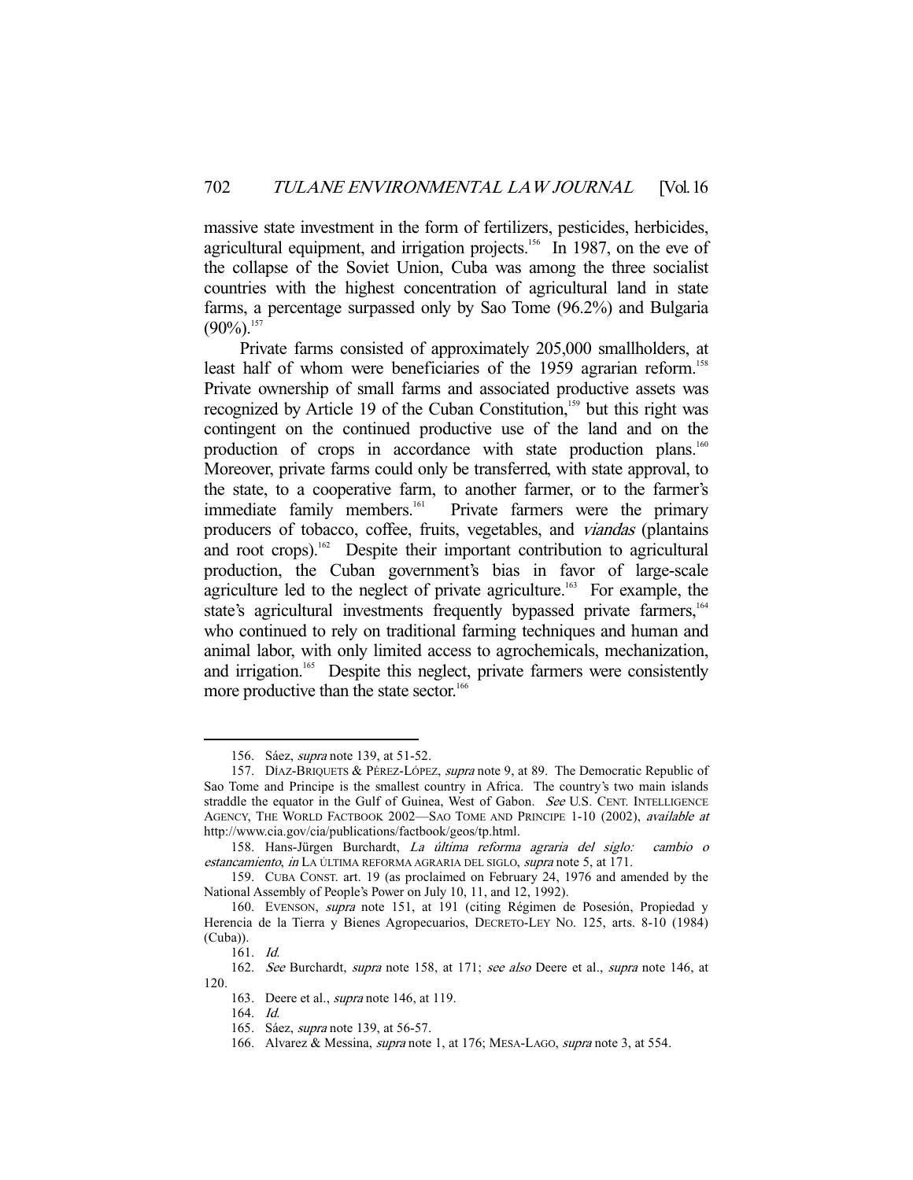massive state investment in the form of fertilizers, pesticides, herbicides, agricultural equipment, and irrigation projects.[156] In 1987, on the eve of the collapse of the Soviet Union, Cuba was among the three socialist countries with the highest concentration of agricultural land in state farms, a percentage surpassed only by Sao Tome (96.2%) and Bulgaria (90%).[157]

Private farms consisted of approximately 205,000 smallholders, at least half of whom were beneficiaries of the 1959 agrarian reform.[158] Private ownership of small farms and associated productive assets was recognized by Article 19 of the Cuban Constitution,[159] but this right was contingent on the continued productive use of the land and on the production of crops in accordance with state production plans.[160] Moreover, private farms could only be transferred, with state approval, to the state, to a cooperative farm, to another farmer, or to the farmer's immediate family members.[161] Private farmers were the primary producers of tobacco, coffee, fruits, vegetables, and *viandas* (plantains and root crops).[162] Despite their important contribution to agricultural production, the Cuban government's bias in favor of large-scale agriculture led to the neglect of private agriculture.[163] For example, the state's agricultural investments frequently bypassed private farmers,[164] who continued to rely on traditional farming techniques and human and animal labor, with only limited access to agrochemicals, mechanization, and irrigation.[165] Despite this neglect, private farmers were consistently more productive than the state sector.[166]

---

156. Sáez, *supra* note 139, at 51-52.

157. DÍAZ-BRIQUETS & PÉREZ-LÓPEZ, *supra* note 9, at 89. The Democratic Republic of Sao Tome and Principe is the smallest country in Africa. The country's two main islands straddle the equator in the Gulf of Guinea, West of Gabon. *See* U.S. CENT. INTELLIGENCE AGENCY, THE WORLD FACTBOOK 2002—SAO TOME AND PRINCIPE 1-10 (2002), *available at* http://www.cia.gov/cia/publications/factbook/geos/tp.html.

158. Hans-Jürgen Burchardt, *La última reforma agraria del siglo: cambio o estancamiento*, *in* LA ÚLTIMA REFORMA AGRARIA DEL SIGLO, *supra* note 5, at 171.

159. CUBA CONST. art. 19 (as proclaimed on February 24, 1976 and amended by the National Assembly of People's Power on July 10, 11, and 12, 1992).

160. EVENSON, *supra* note 151, at 191 (citing Régimen de Posesión, Propiedad y Herencia de la Tierra y Bienes Agropecuarios, DECRETO-LEY NO. 125, arts. 8-10 (1984) (Cuba)).

161. *Id.*

162. *See* Burchardt, *supra* note 158, at 171; *see also* Deere et al., *supra* note 146, at 120.

163. Deere et al., *supra* note 146, at 119.

164. *Id.*

165. Sáez, *supra* note 139, at 56-57.

166. Alvarez & Messina, *supra* note 1, at 176; MESA-LAGO, *supra* note 3, at 554.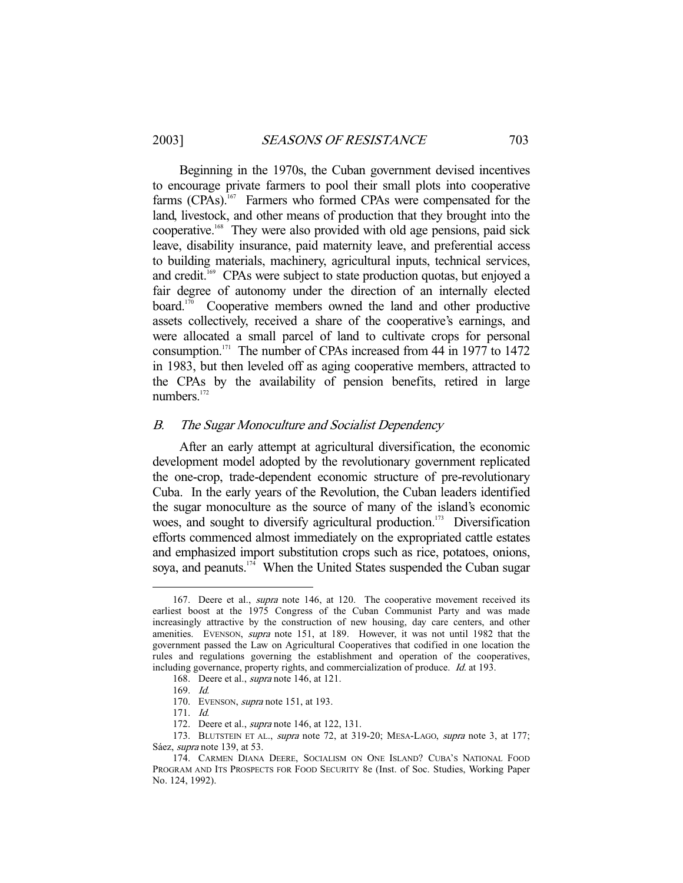Beginning in the 1970s, the Cuban government devised incentives to encourage private farmers to pool their small plots into cooperative farms (CPAs).[167] Farmers who formed CPAs were compensated for the land, livestock, and other means of production that they brought into the cooperative.[168] They were also provided with old age pensions, paid sick leave, disability insurance, paid maternity leave, and preferential access to building materials, machinery, agricultural inputs, technical services, and credit.[169] CPAs were subject to state production quotas, but enjoyed a fair degree of autonomy under the direction of an internally elected board.[170] Cooperative members owned the land and other productive assets collectively, received a share of the cooperative's earnings, and were allocated a small parcel of land to cultivate crops for personal consumption.[171] The number of CPAs increased from 44 in 1977 to 1472 in 1983, but then leveled off as aging cooperative members, attracted to the CPAs by the availability of pension benefits, retired in large numbers.[172]

### *B. The Sugar Monoculture and Socialist Dependency*

After an early attempt at agricultural diversification, the economic development model adopted by the revolutionary government replicated the one-crop, trade-dependent economic structure of pre-revolutionary Cuba. In the early years of the Revolution, the Cuban leaders identified the sugar monoculture as the source of many of the island's economic woes, and sought to diversify agricultural production.[173] Diversification efforts commenced almost immediately on the expropriated cattle estates and emphasized import substitution crops such as rice, potatoes, onions, soya, and peanuts.[174] When the United States suspended the Cuban sugar

---

167. Deere et al., *supra* note 146, at 120. The cooperative movement received its earliest boost at the 1975 Congress of the Cuban Communist Party and was made increasingly attractive by the construction of new housing, day care centers, and other amenities. EVENSON, *supra* note 151, at 189. However, it was not until 1982 that the government passed the Law on Agricultural Cooperatives that codified in one location the rules and regulations governing the establishment and operation of the cooperatives, including governance, property rights, and commercialization of produce. *Id.* at 193.

168. Deere et al., *supra* note 146, at 121.

169. *Id.*

170. EVENSON, *supra* note 151, at 193.

171. *Id.*

172. Deere et al., *supra* note 146, at 122, 131.

173. BLUTSTEIN ET AL., *supra* note 72, at 319-20; MESA-LAGO, *supra* note 3, at 177; Sáez, *supra* note 139, at 53.

174. CARMEN DIANA DEERE, SOCIALISM ON ONE ISLAND? CUBA'S NATIONAL FOOD PROGRAM AND ITS PROSPECTS FOR FOOD SECURITY 8e (Inst. of Soc. Studies, Working Paper No. 124, 1992).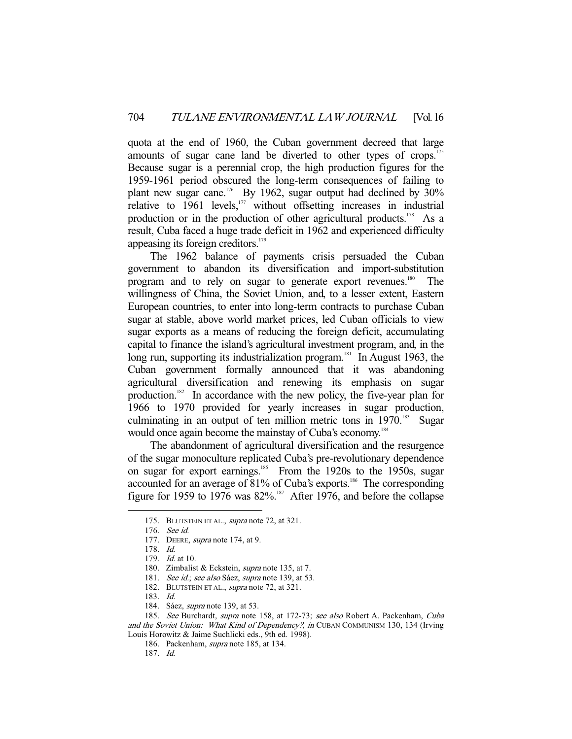quota at the end of 1960, the Cuban government decreed that large amounts of sugar cane land be diverted to other types of crops.[175] Because sugar is a perennial crop, the high production figures for the 1959-1961 period obscured the long-term consequences of failing to plant new sugar cane.[176] By 1962, sugar output had declined by 30% relative to 1961 levels,[177] without offsetting increases in industrial production or in the production of other agricultural products.[178] As a result, Cuba faced a huge trade deficit in 1962 and experienced difficulty appeasing its foreign creditors.[179]

The 1962 balance of payments crisis persuaded the Cuban government to abandon its diversification and import-substitution program and to rely on sugar to generate export revenues.[180] The willingness of China, the Soviet Union, and, to a lesser extent, Eastern European countries, to enter into long-term contracts to purchase Cuban sugar at stable, above world market prices, led Cuban officials to view sugar exports as a means of reducing the foreign deficit, accumulating capital to finance the island's agricultural investment program, and, in the long run, supporting its industrialization program.[181] In August 1963, the Cuban government formally announced that it was abandoning agricultural diversification and renewing its emphasis on sugar production.[182] In accordance with the new policy, the five-year plan for 1966 to 1970 provided for yearly increases in sugar production, culminating in an output of ten million metric tons in 1970.[183] Sugar would once again become the mainstay of Cuba's economy.[184]

The abandonment of agricultural diversification and the resurgence of the sugar monoculture replicated Cuba's pre-revolutionary dependence on sugar for export earnings.[185] From the 1920s to the 1950s, sugar accounted for an average of 81% of Cuba's exports.[186] The corresponding figure for 1959 to 1976 was 82%.[187] After 1976, and before the collapse

---

175. BLUTSTEIN ET AL., *supra* note 72, at 321.

176. *See id.*

177. DEERE, *supra* note 174, at 9.

178. *Id.*

179. *Id.* at 10.

180. Zimbalist & Eckstein, *supra* note 135, at 7.

181. *See id.*; *see also* Sáez, *supra* note 139, at 53.

182. BLUTSTEIN ET AL., *supra* note 72, at 321.

183. *Id.*

184. Sáez, *supra* note 139, at 53.

185. *See* Burchardt, *supra* note 158, at 172-73; *see also* Robert A. Packenham, *Cuba and the Soviet Union: What Kind of Dependency?*, *in* CUBAN COMMUNISM 130, 134 (Irving Louis Horowitz & Jaime Suchlicki eds., 9th ed. 1998).

186. Packenham, *supra* note 185, at 134.

187. *Id.*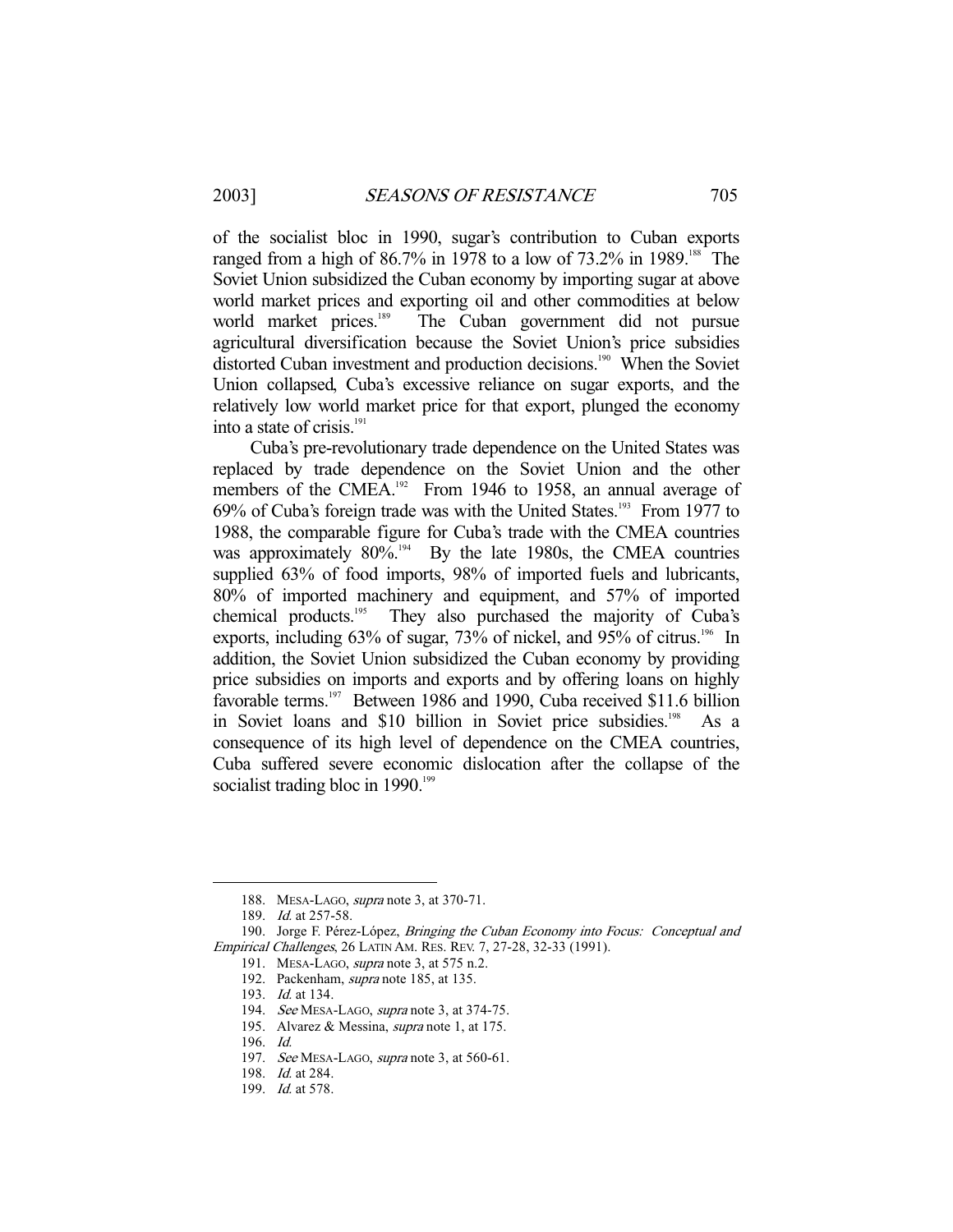of the socialist bloc in 1990, sugar's contribution to Cuban exports ranged from a high of 86.7% in 1978 to a low of 73.2% in 1989.[188] The Soviet Union subsidized the Cuban economy by importing sugar at above world market prices and exporting oil and other commodities at below world market prices.[189] The Cuban government did not pursue agricultural diversification because the Soviet Union's price subsidies distorted Cuban investment and production decisions.[190] When the Soviet Union collapsed, Cuba's excessive reliance on sugar exports, and the relatively low world market price for that export, plunged the economy into a state of crisis.[191]

Cuba's pre-revolutionary trade dependence on the United States was replaced by trade dependence on the Soviet Union and the other members of the CMEA.[192] From 1946 to 1958, an annual average of 69% of Cuba's foreign trade was with the United States.[193] From 1977 to 1988, the comparable figure for Cuba's trade with the CMEA countries was approximately 80%.[194] By the late 1980s, the CMEA countries supplied 63% of food imports, 98% of imported fuels and lubricants, 80% of imported machinery and equipment, and 57% of imported chemical products.[195] They also purchased the majority of Cuba's exports, including 63% of sugar, 73% of nickel, and 95% of citrus.[196] In addition, the Soviet Union subsidized the Cuban economy by providing price subsidies on imports and exports and by offering loans on highly favorable terms.[197] Between 1986 and 1990, Cuba received \$11.6 billion in Soviet loans and \$10 billion in Soviet price subsidies.[198] As a consequence of its high level of dependence on the CMEA countries, Cuba suffered severe economic dislocation after the collapse of the socialist trading bloc in 1990.[199]

---

188. MESA-LAGO, *supra* note 3, at 370-71.

189. *Id.* at 257-58.

190. Jorge F. Pérez-López, *Bringing the Cuban Economy into Focus: Conceptual and Empirical Challenges*, 26 LATIN AM. RES. REV. 7, 27-28, 32-33 (1991).

191. MESA-LAGO, *supra* note 3, at 575 n.2.

192. Packenham, *supra* note 185, at 135.

193. *Id.* at 134.

194. *See* MESA-LAGO, *supra* note 3, at 374-75.

195. Alvarez & Messina, *supra* note 1, at 175.

196. *Id.*

197. *See* MESA-LAGO, *supra* note 3, at 560-61.

198. *Id.* at 284.

199. *Id.* at 578.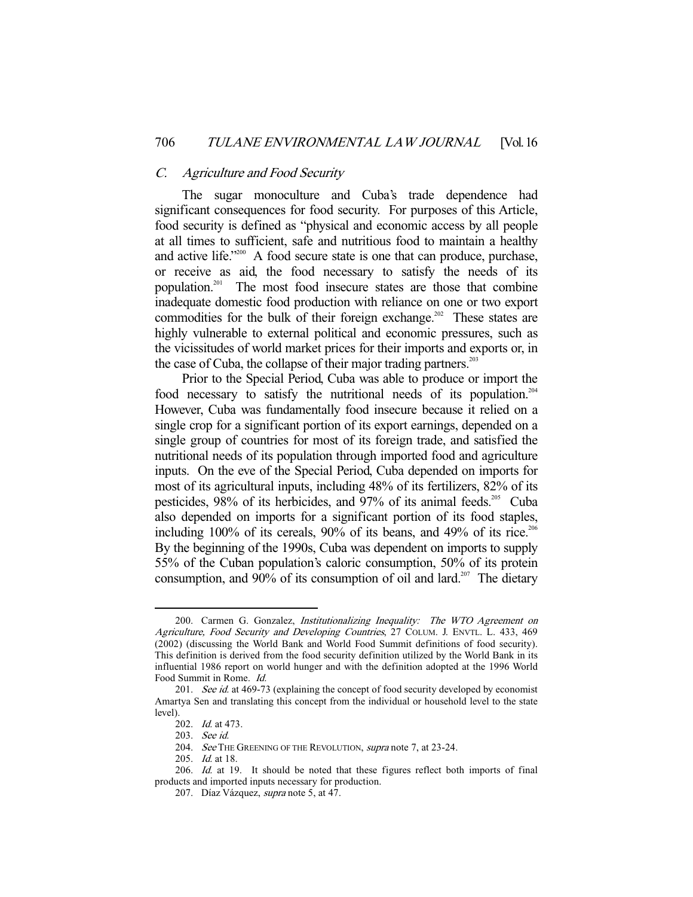### *C. Agriculture and Food Security*

The sugar monoculture and Cuba's trade dependence had significant consequences for food security. For purposes of this Article, food security is defined as "physical and economic access by all people at all times to sufficient, safe and nutritious food to maintain a healthy and active life."[200] A food secure state is one that can produce, purchase, or receive as aid, the food necessary to satisfy the needs of its population.[201] The most food insecure states are those that combine inadequate domestic food production with reliance on one or two export commodities for the bulk of their foreign exchange.[202] These states are highly vulnerable to external political and economic pressures, such as the vicissitudes of world market prices for their imports and exports or, in the case of Cuba, the collapse of their major trading partners.[203]

Prior to the Special Period, Cuba was able to produce or import the food necessary to satisfy the nutritional needs of its population.[204] However, Cuba was fundamentally food insecure because it relied on a single crop for a significant portion of its export earnings, depended on a single group of countries for most of its foreign trade, and satisfied the nutritional needs of its population through imported food and agriculture inputs. On the eve of the Special Period, Cuba depended on imports for most of its agricultural inputs, including 48% of its fertilizers, 82% of its pesticides, 98% of its herbicides, and 97% of its animal feeds.[205] Cuba also depended on imports for a significant portion of its food staples, including 100% of its cereals, 90% of its beans, and 49% of its rice.[206] By the beginning of the 1990s, Cuba was dependent on imports to supply 55% of the Cuban population's caloric consumption, 50% of its protein consumption, and 90% of its consumption of oil and lard.[207] The dietary

---

200. Carmen G. Gonzalez, *Institutionalizing Inequality: The WTO Agreement on Agriculture, Food Security and Developing Countries*, 27 COLUM. J. ENVTL. L. 433, 469 (2002) (discussing the World Bank and World Food Summit definitions of food security). This definition is derived from the food security definition utilized by the World Bank in its influential 1986 report on world hunger and with the definition adopted at the 1996 World Food Summit in Rome. *Id.*

201. *See id.* at 469-73 (explaining the concept of food security developed by economist Amartya Sen and translating this concept from the individual or household level to the state level).

202. *Id.* at 473.

203. *See id.*

204. *See* THE GREENING OF THE REVOLUTION, *supra* note 7, at 23-24.

205. *Id.* at 18.

206. *Id.* at 19. It should be noted that these figures reflect both imports of final products and imported inputs necessary for production.

207. Díaz Vázquez, *supra* note 5, at 47.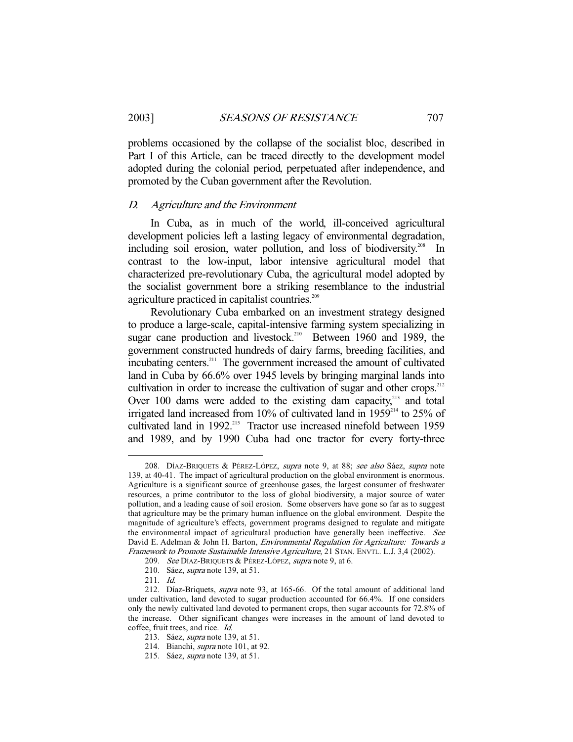problems occasioned by the collapse of the socialist bloc, described in Part I of this Article, can be traced directly to the development model adopted during the colonial period, perpetuated after independence, and promoted by the Cuban government after the Revolution.

### *D. Agriculture and the Environment*

In Cuba, as in much of the world, ill-conceived agricultural development policies left a lasting legacy of environmental degradation, including soil erosion, water pollution, and loss of biodiversity.[208] In contrast to the low-input, labor intensive agricultural model that characterized pre-revolutionary Cuba, the agricultural model adopted by the socialist government bore a striking resemblance to the industrial agriculture practiced in capitalist countries.[209]

Revolutionary Cuba embarked on an investment strategy designed to produce a large-scale, capital-intensive farming system specializing in sugar cane production and livestock.[210] Between 1960 and 1989, the government constructed hundreds of dairy farms, breeding facilities, and incubating centers.[211] The government increased the amount of cultivated land in Cuba by 66.6% over 1945 levels by bringing marginal lands into cultivation in order to increase the cultivation of sugar and other crops.[212] Over 100 dams were added to the existing dam capacity,[213] and total irrigated land increased from 10% of cultivated land in 1959[214] to 25% of cultivated land in 1992.[215] Tractor use increased ninefold between 1959 and 1989, and by 1990 Cuba had one tractor for every forty-three

---

208. DÍAZ-BRIQUETS & PÉREZ-LÓPEZ, *supra* note 9, at 88; *see also* Sáez, *supra* note 139, at 40-41. The impact of agricultural production on the global environment is enormous. Agriculture is a significant source of greenhouse gases, the largest consumer of freshwater resources, a prime contributor to the loss of global biodiversity, a major source of water pollution, and a leading cause of soil erosion. Some observers have gone so far as to suggest that agriculture may be the primary human influence on the global environment. Despite the magnitude of agriculture's effects, government programs designed to regulate and mitigate the environmental impact of agricultural production have generally been ineffective. *See* David E. Adelman & John H. Barton, *Environmental Regulation for Agriculture: Towards a Framework to Promote Sustainable Intensive Agriculture*, 21 STAN. ENVTL. L.J. 3,4 (2002).

209. *See* DÍAZ-BRIQUETS & PÉREZ-LÓPEZ, *supra* note 9, at 6.

210. Sáez, *supra* note 139, at 51.

211. *Id.*

212. Díaz-Briquets, *supra* note 93, at 165-66. Of the total amount of additional land under cultivation, land devoted to sugar production accounted for 66.4%. If one considers only the newly cultivated land devoted to permanent crops, then sugar accounts for 72.8% of the increase. Other significant changes were increases in the amount of land devoted to coffee, fruit trees, and rice. *Id.*

213. Sáez, *supra* note 139, at 51.

214. Bianchi, *supra* note 101, at 92.

215. Sáez, *supra* note 139, at 51.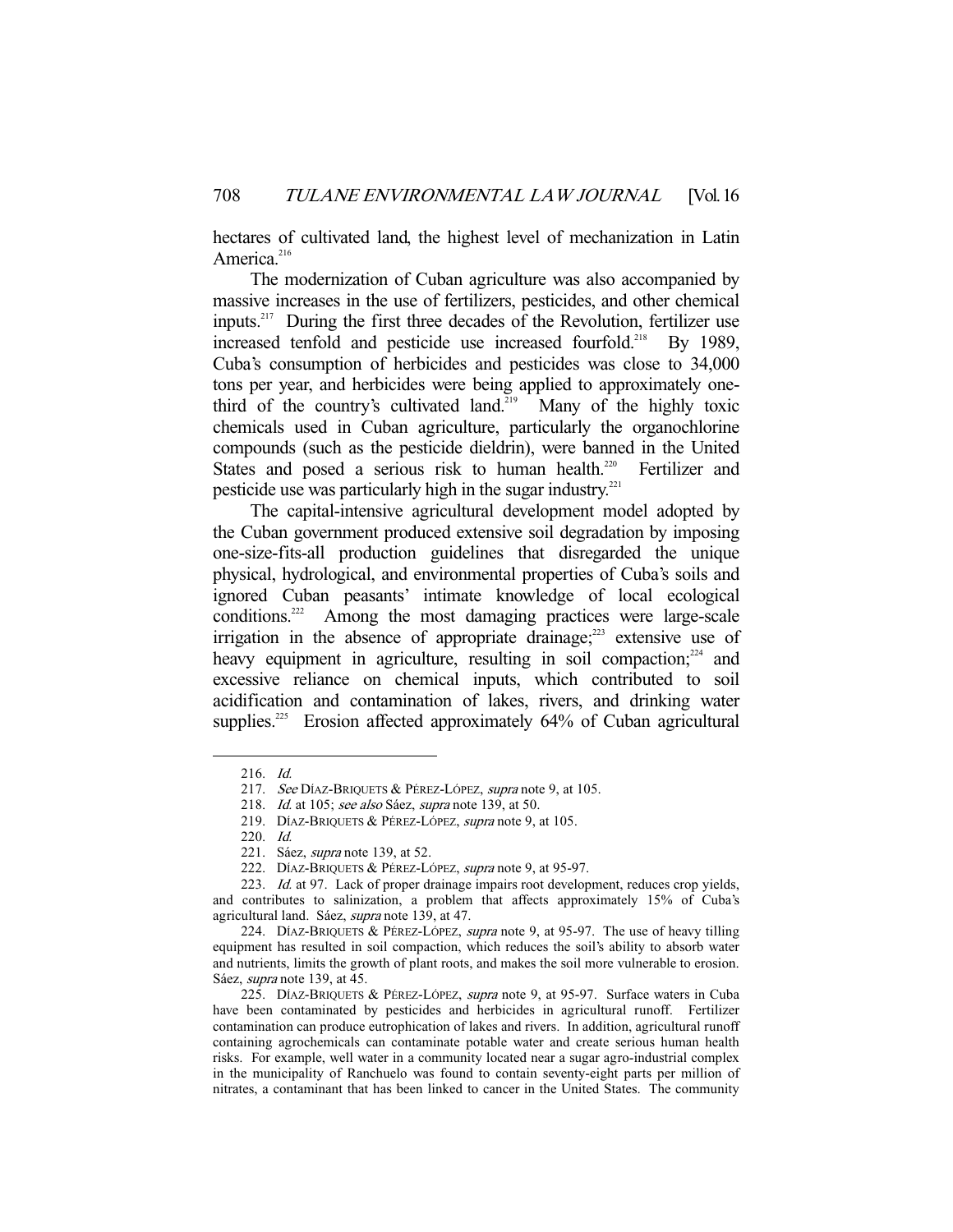hectares of cultivated land, the highest level of mechanization in Latin America.[216]

The modernization of Cuban agriculture was also accompanied by massive increases in the use of fertilizers, pesticides, and other chemical inputs.[217] During the first three decades of the Revolution, fertilizer use increased tenfold and pesticide use increased fourfold.[218] By 1989, Cuba's consumption of herbicides and pesticides was close to 34,000 tons per year, and herbicides were being applied to approximately one-third of the country's cultivated land.[219] Many of the highly toxic chemicals used in Cuban agriculture, particularly the organochlorine compounds (such as the pesticide dieldrin), were banned in the United States and posed a serious risk to human health.[220] Fertilizer and pesticide use was particularly high in the sugar industry.[221]

The capital-intensive agricultural development model adopted by the Cuban government produced extensive soil degradation by imposing one-size-fits-all production guidelines that disregarded the unique physical, hydrological, and environmental properties of Cuba's soils and ignored Cuban peasants' intimate knowledge of local ecological conditions.[222] Among the most damaging practices were large-scale irrigation in the absence of appropriate drainage;[223] extensive use of heavy equipment in agriculture, resulting in soil compaction;[224] and excessive reliance on chemical inputs, which contributed to soil acidification and contamination of lakes, rivers, and drinking water supplies.[225] Erosion affected approximately 64% of Cuban agricultural

---

216. *Id.*

217. *See* DÍAZ-BRIQUETS & PÉREZ-LÓPEZ, *supra* note 9, at 105.

218. *Id.* at 105; *see also* Sáez, *supra* note 139, at 50.

219. DÍAZ-BRIQUETS & PÉREZ-LÓPEZ, *supra* note 9, at 105.

220. *Id.*

221. Sáez, *supra* note 139, at 52.

222. DÍAZ-BRIQUETS & PÉREZ-LÓPEZ, *supra* note 9, at 95-97.

223. *Id.* at 97. Lack of proper drainage impairs root development, reduces crop yields, and contributes to salinization, a problem that affects approximately 15% of Cuba's agricultural land. Sáez, *supra* note 139, at 47.

224. DÍAZ-BRIQUETS & PÉREZ-LÓPEZ, *supra* note 9, at 95-97. The use of heavy tilling equipment has resulted in soil compaction, which reduces the soil's ability to absorb water and nutrients, limits the growth of plant roots, and makes the soil more vulnerable to erosion. Sáez, *supra* note 139, at 45.

225. DÍAZ-BRIQUETS & PÉREZ-LÓPEZ, *supra* note 9, at 95-97. Surface waters in Cuba have been contaminated by pesticides and herbicides in agricultural runoff. Fertilizer contamination can produce eutrophication of lakes and rivers. In addition, agricultural runoff containing agrochemicals can contaminate potable water and create serious human health risks. For example, well water in a community located near a sugar agro-industrial complex in the municipality of Ranchuelo was found to contain seventy-eight parts per million of nitrates, a contaminant that has been linked to cancer in the United States. The community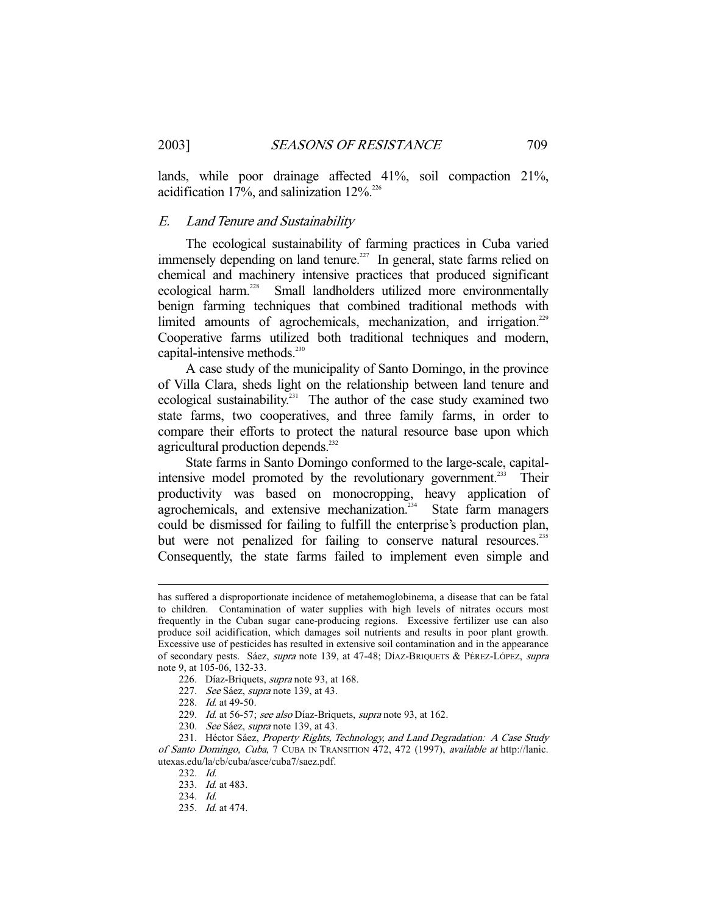lands, while poor drainage affected 41%, soil compaction 21%, acidification 17%, and salinization 12%.[226]

### E. Land Tenure and Sustainability

The ecological sustainability of farming practices in Cuba varied immensely depending on land tenure.[227] In general, state farms relied on chemical and machinery intensive practices that produced significant ecological harm.[228] Small landholders utilized more environmentally benign farming techniques that combined traditional methods with limited amounts of agrochemicals, mechanization, and irrigation.[229] Cooperative farms utilized both traditional techniques and modern, capital-intensive methods.[230]

A case study of the municipality of Santo Domingo, in the province of Villa Clara, sheds light on the relationship between land tenure and ecological sustainability.[231] The author of the case study examined two state farms, two cooperatives, and three family farms, in order to compare their efforts to protect the natural resource base upon which agricultural production depends.[232]

State farms in Santo Domingo conformed to the large-scale, capital-intensive model promoted by the revolutionary government.[233] Their productivity was based on monocropping, heavy application of agrochemicals, and extensive mechanization.[234] State farm managers could be dismissed for failing to fulfill the enterprise's production plan, but were not penalized for failing to conserve natural resources.[235] Consequently, the state farms failed to implement even simple and

---

has suffered a disproportionate incidence of metahemoglobinema, a disease that can be fatal to children. Contamination of water supplies with high levels of nitrates occurs most frequently in the Cuban sugar cane-producing regions. Excessive fertilizer use can also produce soil acidification, which damages soil nutrients and results in poor plant growth. Excessive use of pesticides has resulted in extensive soil contamination and in the appearance of secondary pests. Sáez, *supra* note 139, at 47-48; DÍAZ-BRIQUETS & PÉREZ-LÓPEZ, *supra* note 9, at 105-06, 132-33.

226. Díaz-Briquets, *supra* note 93, at 168.

227. *See* Sáez, *supra* note 139, at 43.

228. *Id.* at 49-50.

229. *Id.* at 56-57; *see also* Díaz-Briquets, *supra* note 93, at 162.

230. *See* Sáez, *supra* note 139, at 43.

231. Héctor Sáez, *Property Rights, Technology, and Land Degradation: A Case Study of Santo Domingo, Cuba*, 7 CUBA IN TRANSITION 472, 472 (1997), *available at* http://lanic.utexas.edu/la/cb/cuba/asce/cuba7/saez.pdf.

232. *Id.*

233. *Id.* at 483.

234. *Id.*

235. *Id.* at 474.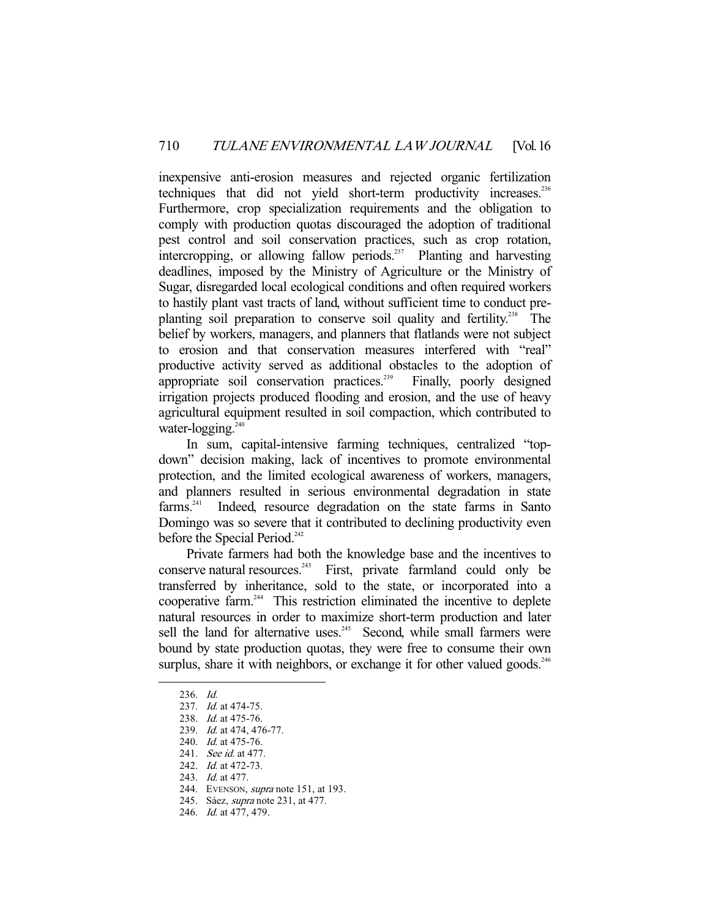inexpensive anti-erosion measures and rejected organic fertilization techniques that did not yield short-term productivity increases.[236] Furthermore, crop specialization requirements and the obligation to comply with production quotas discouraged the adoption of traditional pest control and soil conservation practices, such as crop rotation, intercropping, or allowing fallow periods.[237] Planting and harvesting deadlines, imposed by the Ministry of Agriculture or the Ministry of Sugar, disregarded local ecological conditions and often required workers to hastily plant vast tracts of land, without sufficient time to conduct pre-planting soil preparation to conserve soil quality and fertility.[238] The belief by workers, managers, and planners that flatlands were not subject to erosion and that conservation measures interfered with "real" productive activity served as additional obstacles to the adoption of appropriate soil conservation practices.[239] Finally, poorly designed irrigation projects produced flooding and erosion, and the use of heavy agricultural equipment resulted in soil compaction, which contributed to water-logging.[240]

In sum, capital-intensive farming techniques, centralized "top-down" decision making, lack of incentives to promote environmental protection, and the limited ecological awareness of workers, managers, and planners resulted in serious environmental degradation in state farms.[241] Indeed, resource degradation on the state farms in Santo Domingo was so severe that it contributed to declining productivity even before the Special Period.[242]

Private farmers had both the knowledge base and the incentives to conserve natural resources.[243] First, private farmland could only be transferred by inheritance, sold to the state, or incorporated into a cooperative farm.[244] This restriction eliminated the incentive to deplete natural resources in order to maximize short-term production and later sell the land for alternative uses.[245] Second, while small farmers were bound by state production quotas, they were free to consume their own surplus, share it with neighbors, or exchange it for other valued goods.[246]

---

236. *Id.*
237. *Id.* at 474-75.
238. *Id.* at 475-76.
239. *Id.* at 474, 476-77.
240. *Id.* at 475-76.
241. *See id.* at 477.
242. *Id.* at 472-73.
243. *Id.* at 477.
244. EVENSON, *supra* note 151, at 193.
245. Sáez, *supra* note 231, at 477.
246. *Id.* at 477, 479.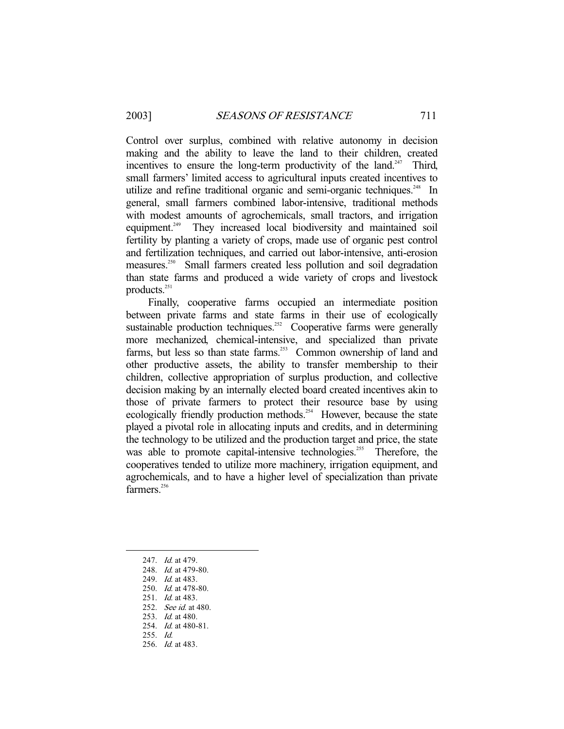Control over surplus, combined with relative autonomy in decision making and the ability to leave the land to their children, created incentives to ensure the long-term productivity of the land.[247] Third, small farmers' limited access to agricultural inputs created incentives to utilize and refine traditional organic and semi-organic techniques.[248] In general, small farmers combined labor-intensive, traditional methods with modest amounts of agrochemicals, small tractors, and irrigation equipment.[249] They increased local biodiversity and maintained soil fertility by planting a variety of crops, made use of organic pest control and fertilization techniques, and carried out labor-intensive, anti-erosion measures.[250] Small farmers created less pollution and soil degradation than state farms and produced a wide variety of crops and livestock products.[251]

Finally, cooperative farms occupied an intermediate position between private farms and state farms in their use of ecologically sustainable production techniques.[252] Cooperative farms were generally more mechanized, chemical-intensive, and specialized than private farms, but less so than state farms.[253] Common ownership of land and other productive assets, the ability to transfer membership to their children, collective appropriation of surplus production, and collective decision making by an internally elected board created incentives akin to those of private farmers to protect their resource base by using ecologically friendly production methods.[254] However, because the state played a pivotal role in allocating inputs and credits, and in determining the technology to be utilized and the production target and price, the state was able to promote capital-intensive technologies.[255] Therefore, the cooperatives tended to utilize more machinery, irrigation equipment, and agrochemicals, and to have a higher level of specialization than private farmers.[256]

---

247. *Id.* at 479.
248. *Id.* at 479-80.
249. *Id.* at 483.
250. *Id.* at 478-80.
251. *Id.* at 483.
252. *See id.* at 480.
253. *Id.* at 480.
254. *Id.* at 480-81.
255. *Id.*
256. *Id.* at 483.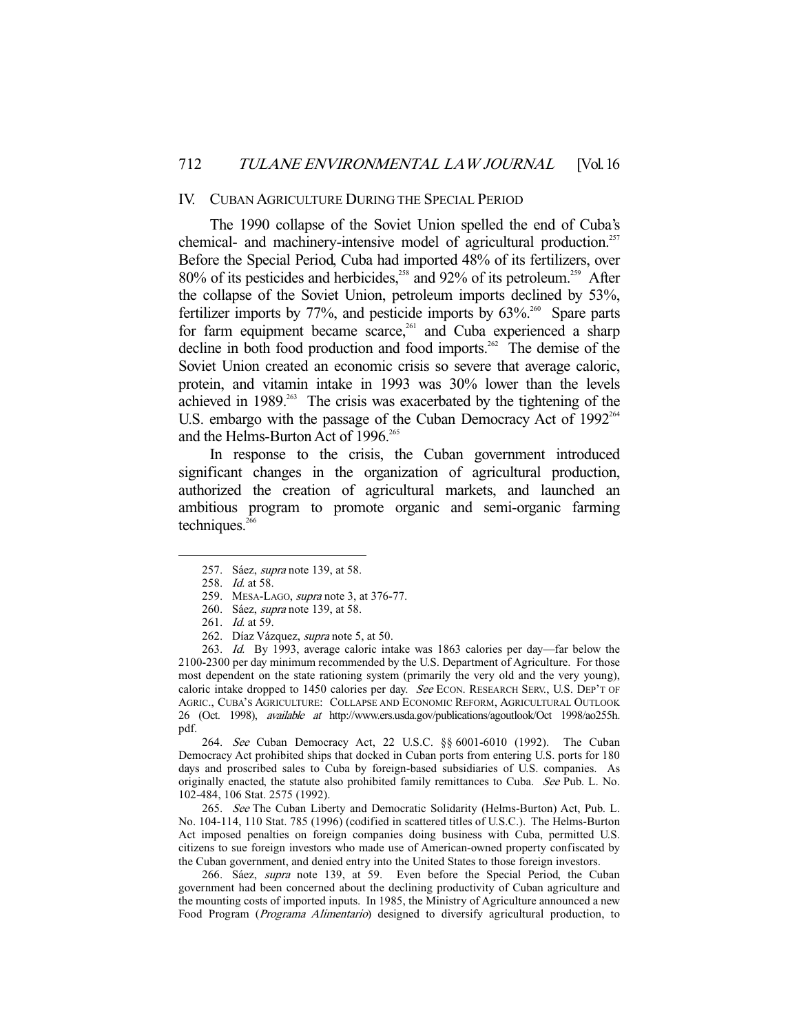## IV. CUBAN AGRICULTURE DURING THE SPECIAL PERIOD

The 1990 collapse of the Soviet Union spelled the end of Cuba's chemical- and machinery-intensive model of agricultural production.[257] Before the Special Period, Cuba had imported 48% of its fertilizers, over 80% of its pesticides and herbicides,[258] and 92% of its petroleum.[259] After the collapse of the Soviet Union, petroleum imports declined by 53%, fertilizer imports by 77%, and pesticide imports by 63%.[260] Spare parts for farm equipment became scarce,[261] and Cuba experienced a sharp decline in both food production and food imports.[262] The demise of the Soviet Union created an economic crisis so severe that average caloric, protein, and vitamin intake in 1993 was 30% lower than the levels achieved in 1989.[263] The crisis was exacerbated by the tightening of the U.S. embargo with the passage of the Cuban Democracy Act of 1992[264] and the Helms-Burton Act of 1996.[265]

In response to the crisis, the Cuban government introduced significant changes in the organization of agricultural production, authorized the creation of agricultural markets, and launched an ambitious program to promote organic and semi-organic farming techniques.[266]

---

257. Sáez, *supra* note 139, at 58.

258. *Id.* at 58.

259. MESA-LAGO, *supra* note 3, at 376-77.

260. Sáez, *supra* note 139, at 58.

261. *Id.* at 59.

262. Díaz Vázquez, *supra* note 5, at 50.

263. *Id.* By 1993, average caloric intake was 1863 calories per day—far below the 2100-2300 per day minimum recommended by the U.S. Department of Agriculture. For those most dependent on the state rationing system (primarily the very old and the very young), caloric intake dropped to 1450 calories per day. *See* ECON. RESEARCH SERV., U.S. DEP'T OF AGRIC., CUBA'S AGRICULTURE: COLLAPSE AND ECONOMIC REFORM, AGRICULTURAL OUTLOOK 26 (Oct. 1998), *available at* http://www.ers.usda.gov/publications/agoutlook/Oct 1998/ao255h.pdf.

264. *See* Cuban Democracy Act, 22 U.S.C. §§ 6001-6010 (1992). The Cuban Democracy Act prohibited ships that docked in Cuban ports from entering U.S. ports for 180 days and proscribed sales to Cuba by foreign-based subsidiaries of U.S. companies. As originally enacted, the statute also prohibited family remittances to Cuba. *See* Pub. L. No. 102-484, 106 Stat. 2575 (1992).

265. *See* The Cuban Liberty and Democratic Solidarity (Helms-Burton) Act, Pub. L. No. 104-114, 110 Stat. 785 (1996) (codified in scattered titles of U.S.C.). The Helms-Burton Act imposed penalties on foreign companies doing business with Cuba, permitted U.S. citizens to sue foreign investors who made use of American-owned property confiscated by the Cuban government, and denied entry into the United States to those foreign investors.

266. Sáez, *supra* note 139, at 59. Even before the Special Period, the Cuban government had been concerned about the declining productivity of Cuban agriculture and the mounting costs of imported inputs. In 1985, the Ministry of Agriculture announced a new Food Program (*Programa Alimentario*) designed to diversify agricultural production, to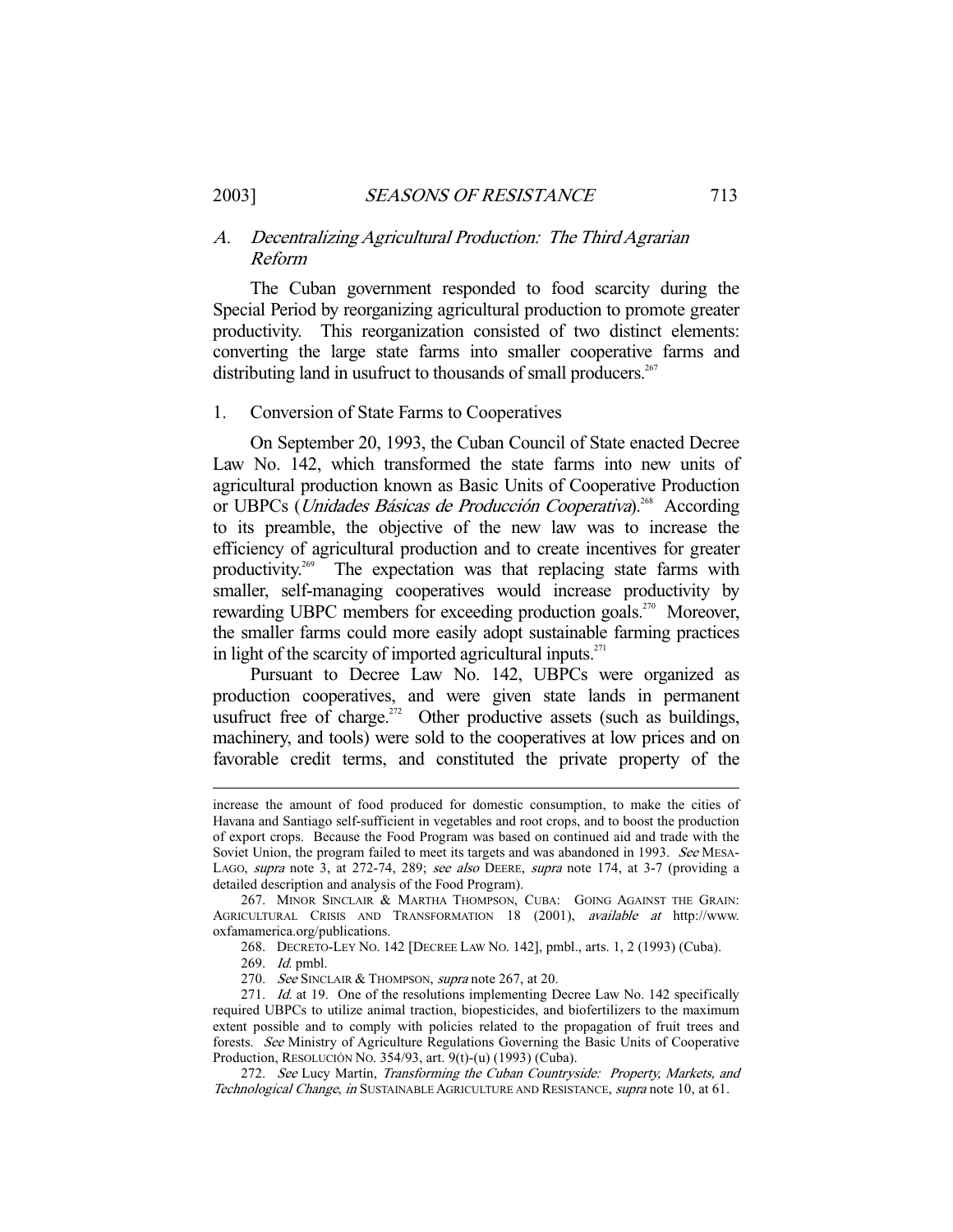### A. *Decentralizing Agricultural Production: The Third Agrarian Reform*

The Cuban government responded to food scarcity during the Special Period by reorganizing agricultural production to promote greater productivity. This reorganization consisted of two distinct elements: converting the large state farms into smaller cooperative farms and distributing land in usufruct to thousands of small producers.[267]

#### 1. Conversion of State Farms to Cooperatives

On September 20, 1993, the Cuban Council of State enacted Decree Law No. 142, which transformed the state farms into new units of agricultural production known as Basic Units of Cooperative Production or UBPCs (*Unidades Básicas de Producción Cooperativa*).[268] According to its preamble, the objective of the new law was to increase the efficiency of agricultural production and to create incentives for greater productivity.[269] The expectation was that replacing state farms with smaller, self-managing cooperatives would increase productivity by rewarding UBPC members for exceeding production goals.[270] Moreover, the smaller farms could more easily adopt sustainable farming practices in light of the scarcity of imported agricultural inputs.[271]

Pursuant to Decree Law No. 142, UBPCs were organized as production cooperatives, and were given state lands in permanent usufruct free of charge.[272] Other productive assets (such as buildings, machinery, and tools) were sold to the cooperatives at low prices and on favorable credit terms, and constituted the private property of the

---

increase the amount of food produced for domestic consumption, to make the cities of Havana and Santiago self-sufficient in vegetables and root crops, and to boost the production of export crops. Because the Food Program was based on continued aid and trade with the Soviet Union, the program failed to meet its targets and was abandoned in 1993. *See* MESA-LAGO, *supra* note 3, at 272-74, 289; *see also* DEERE, *supra* note 174, at 3-7 (providing a detailed description and analysis of the Food Program).

267. MINOR SINCLAIR & MARTHA THOMPSON, CUBA: GOING AGAINST THE GRAIN: AGRICULTURAL CRISIS AND TRANSFORMATION 18 (2001), *available at* http://www.oxfamamerica.org/publications.

268. DECRETO-LEY NO. 142 [DECREE LAW NO. 142], pmbl., arts. 1, 2 (1993) (Cuba).

269. *Id.* pmbl.

270. *See* SINCLAIR & THOMPSON, *supra* note 267, at 20.

271. *Id.* at 19. One of the resolutions implementing Decree Law No. 142 specifically required UBPCs to utilize animal traction, biopesticides, and biofertilizers to the maximum extent possible and to comply with policies related to the propagation of fruit trees and forests. *See* Ministry of Agriculture Regulations Governing the Basic Units of Cooperative Production, RESOLUCIÓN NO. 354/93, art. 9(t)-(u) (1993) (Cuba).

272. *See* Lucy Martín, *Transforming the Cuban Countryside: Property, Markets, and Technological Change*, *in* SUSTAINABLE AGRICULTURE AND RESISTANCE, *supra* note 10, at 61.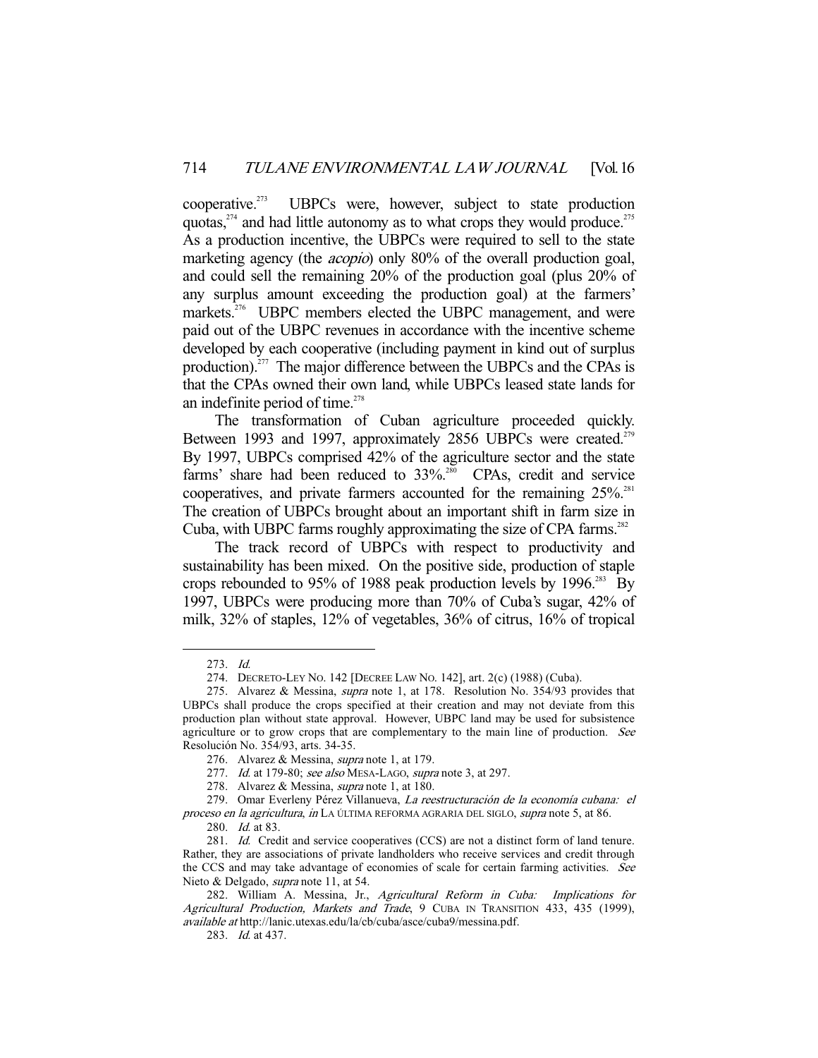cooperative.[273] UBPCs were, however, subject to state production quotas,[274] and had little autonomy as to what crops they would produce.[275] As a production incentive, the UBPCs were required to sell to the state marketing agency (the *acopio*) only 80% of the overall production goal, and could sell the remaining 20% of the production goal (plus 20% of any surplus amount exceeding the production goal) at the farmers' markets.[276] UBPC members elected the UBPC management, and were paid out of the UBPC revenues in accordance with the incentive scheme developed by each cooperative (including payment in kind out of surplus production).[277] The major difference between the UBPCs and the CPAs is that the CPAs owned their own land, while UBPCs leased state lands for an indefinite period of time.[278]

The transformation of Cuban agriculture proceeded quickly. Between 1993 and 1997, approximately 2856 UBPCs were created.[279] By 1997, UBPCs comprised 42% of the agriculture sector and the state farms' share had been reduced to 33%.[280] CPAs, credit and service cooperatives, and private farmers accounted for the remaining 25%.[281] The creation of UBPCs brought about an important shift in farm size in Cuba, with UBPC farms roughly approximating the size of CPA farms.[282]

The track record of UBPCs with respect to productivity and sustainability has been mixed. On the positive side, production of staple crops rebounded to 95% of 1988 peak production levels by 1996.[283] By 1997, UBPCs were producing more than 70% of Cuba's sugar, 42% of milk, 32% of staples, 12% of vegetables, 36% of citrus, 16% of tropical

---

273. *Id.*

274. DECRETO-LEY NO. 142 [DECREE LAW NO. 142], art. 2(c) (1988) (Cuba).

275. Alvarez & Messina, *supra* note 1, at 178. Resolution No. 354/93 provides that UBPCs shall produce the crops specified at their creation and may not deviate from this production plan without state approval. However, UBPC land may be used for subsistence agriculture or to grow crops that are complementary to the main line of production. *See* Resolución No. 354/93, arts. 34-35.

276. Alvarez & Messina, *supra* note 1, at 179.

277. *Id.* at 179-80; *see also* MESA-LAGO, *supra* note 3, at 297.

278. Alvarez & Messina, *supra* note 1, at 180.

279. Omar Everleny Pérez Villanueva, *La reestructuración de la economía cubana: el proceso en la agricultura*, *in* LA ÚLTIMA REFORMA AGRARIA DEL SIGLO, *supra* note 5, at 86.

280. *Id.* at 83.

281. *Id.* Credit and service cooperatives (CCS) are not a distinct form of land tenure. Rather, they are associations of private landholders who receive services and credit through the CCS and may take advantage of economies of scale for certain farming activities. *See* Nieto & Delgado, *supra* note 11, at 54.

282. William A. Messina, Jr., *Agricultural Reform in Cuba: Implications for Agricultural Production, Markets and Trade*, 9 CUBA IN TRANSITION 433, 435 (1999), *available at* http://lanic.utexas.edu/la/cb/cuba/asce/cuba9/messina.pdf.

283. *Id.* at 437.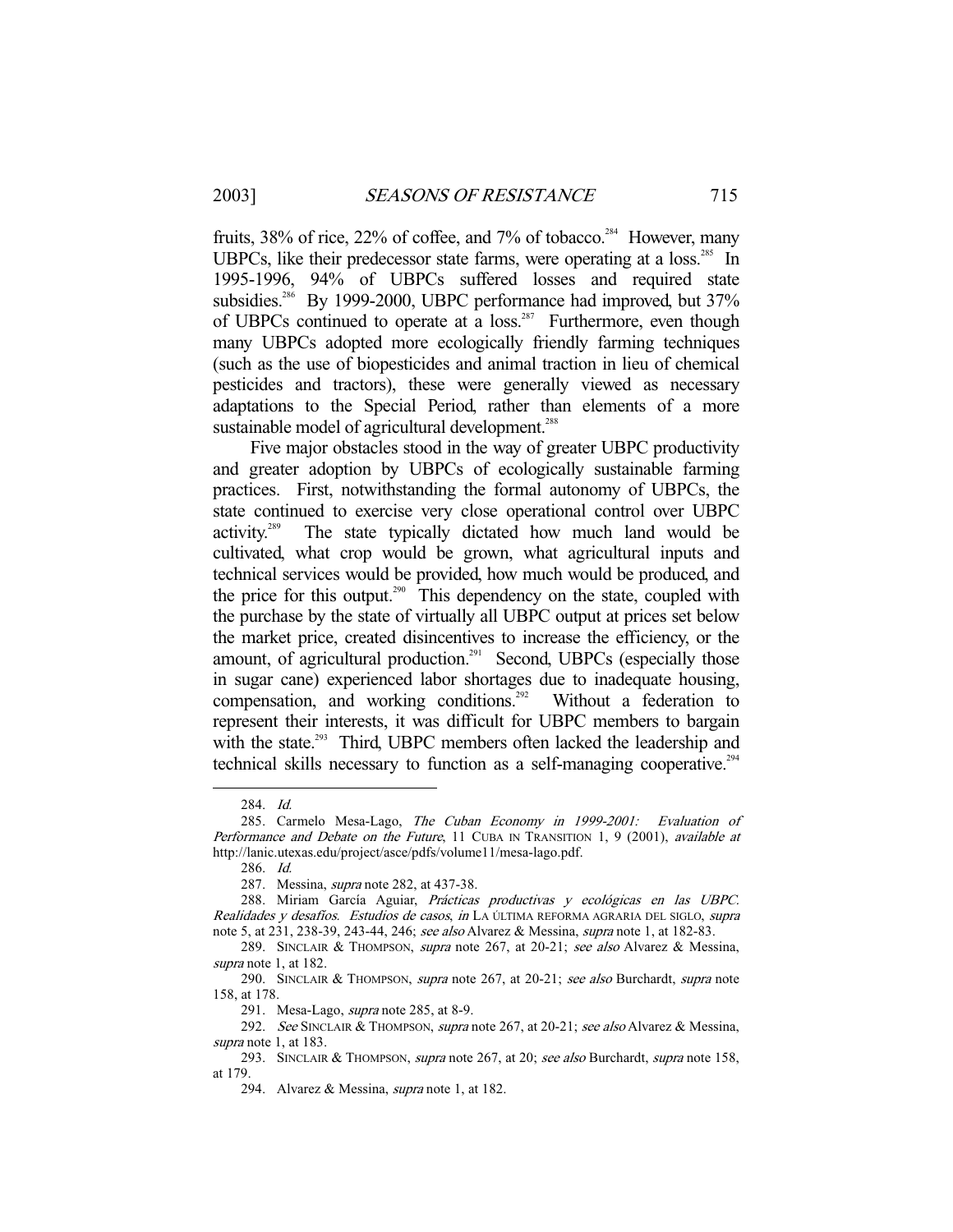fruits, 38% of rice, 22% of coffee, and 7% of tobacco.[284] However, many UBPCs, like their predecessor state farms, were operating at a loss.[285] In 1995-1996, 94% of UBPCs suffered losses and required state subsidies.[286] By 1999-2000, UBPC performance had improved, but 37% of UBPCs continued to operate at a loss.[287] Furthermore, even though many UBPCs adopted more ecologically friendly farming techniques (such as the use of biopesticides and animal traction in lieu of chemical pesticides and tractors), these were generally viewed as necessary adaptations to the Special Period, rather than elements of a more sustainable model of agricultural development.[288]

Five major obstacles stood in the way of greater UBPC productivity and greater adoption by UBPCs of ecologically sustainable farming practices. First, notwithstanding the formal autonomy of UBPCs, the state continued to exercise very close operational control over UBPC activity.[289] The state typically dictated how much land would be cultivated, what crop would be grown, what agricultural inputs and technical services would be provided, how much would be produced, and the price for this output.[290] This dependency on the state, coupled with the purchase by the state of virtually all UBPC output at prices set below the market price, created disincentives to increase the efficiency, or the amount, of agricultural production.[291] Second, UBPCs (especially those in sugar cane) experienced labor shortages due to inadequate housing, compensation, and working conditions.[292] Without a federation to represent their interests, it was difficult for UBPC members to bargain with the state.[293] Third, UBPC members often lacked the leadership and technical skills necessary to function as a self-managing cooperative.[294]

---

284. *Id.*

285. Carmelo Mesa-Lago, *The Cuban Economy in 1999-2001: Evaluation of Performance and Debate on the Future*, 11 CUBA IN TRANSITION 1, 9 (2001), *available at* http://lanic.utexas.edu/project/asce/pdfs/volume11/mesa-lago.pdf.

286. *Id.*

287. Messina, *supra* note 282, at 437-38.

288. Miriam García Aguiar, *Prácticas productivas y ecológicas en las UBPC. Realidades y desafíos. Estudios de casos*, *in* LA ÚLTIMA REFORMA AGRARIA DEL SIGLO, *supra* note 5, at 231, 238-39, 243-44, 246; *see also* Alvarez & Messina, *supra* note 1, at 182-83.

289. SINCLAIR & THOMPSON, *supra* note 267, at 20-21; *see also* Alvarez & Messina, *supra* note 1, at 182.

290. SINCLAIR & THOMPSON, *supra* note 267, at 20-21; *see also* Burchardt, *supra* note 158, at 178.

291. Mesa-Lago, *supra* note 285, at 8-9.

292. *See* SINCLAIR & THOMPSON, *supra* note 267, at 20-21; *see also* Alvarez & Messina, *supra* note 1, at 183.

293. SINCLAIR & THOMPSON, *supra* note 267, at 20; *see also* Burchardt, *supra* note 158, at 179.

294. Alvarez & Messina, *supra* note 1, at 182.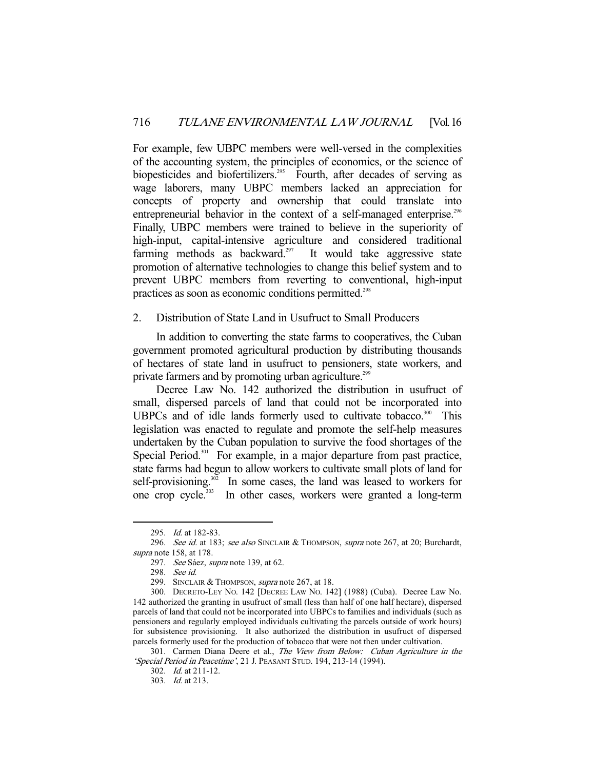For example, few UBPC members were well-versed in the complexities of the accounting system, the principles of economics, or the science of biopesticides and biofertilizers.[295] Fourth, after decades of serving as wage laborers, many UBPC members lacked an appreciation for concepts of property and ownership that could translate into entrepreneurial behavior in the context of a self-managed enterprise.[296] Finally, UBPC members were trained to believe in the superiority of high-input, capital-intensive agriculture and considered traditional farming methods as backward.[297] It would take aggressive state promotion of alternative technologies to change this belief system and to prevent UBPC members from reverting to conventional, high-input practices as soon as economic conditions permitted.[298]

### 2. Distribution of State Land in Usufruct to Small Producers

In addition to converting the state farms to cooperatives, the Cuban government promoted agricultural production by distributing thousands of hectares of state land in usufruct to pensioners, state workers, and private farmers and by promoting urban agriculture.[299]

Decree Law No. 142 authorized the distribution in usufruct of small, dispersed parcels of land that could not be incorporated into UBPCs and of idle lands formerly used to cultivate tobacco.[300] This legislation was enacted to regulate and promote the self-help measures undertaken by the Cuban population to survive the food shortages of the Special Period.[301] For example, in a major departure from past practice, state farms had begun to allow workers to cultivate small plots of land for self-provisioning.[302] In some cases, the land was leased to workers for one crop cycle.[303] In other cases, workers were granted a long-term

---

295. *Id.* at 182-83.

296. *See id.* at 183; *see also* SINCLAIR & THOMPSON, *supra* note 267, at 20; Burchardt, *supra* note 158, at 178.

297. *See* Sáez, *supra* note 139, at 62.

298. *See id.*

299. SINCLAIR & THOMPSON, *supra* note 267, at 18.

300. DECRETO-LEY NO. 142 [DECREE LAW NO. 142] (1988) (Cuba). Decree Law No. 142 authorized the granting in usufruct of small (less than half of one half hectare), dispersed parcels of land that could not be incorporated into UBPCs to families and individuals (such as pensioners and regularly employed individuals cultivating the parcels outside of work hours) for subsistence provisioning. It also authorized the distribution in usufruct of dispersed parcels formerly used for the production of tobacco that were not then under cultivation.

301. Carmen Diana Deere et al., *The View from Below: Cuban Agriculture in the 'Special Period in Peacetime'*, 21 J. PEASANT STUD. 194, 213-14 (1994).

302. *Id.* at 211-12.

303. *Id.* at 213.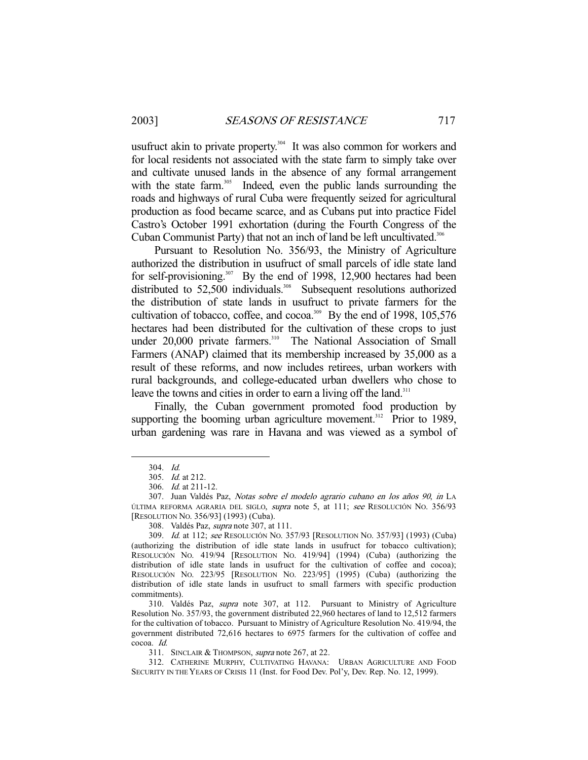usufruct akin to private property.[304] It was also common for workers and for local residents not associated with the state farm to simply take over and cultivate unused lands in the absence of any formal arrangement with the state farm.[305] Indeed, even the public lands surrounding the roads and highways of rural Cuba were frequently seized for agricultural production as food became scarce, and as Cubans put into practice Fidel Castro's October 1991 exhortation (during the Fourth Congress of the Cuban Communist Party) that not an inch of land be left uncultivated.[306]

Pursuant to Resolution No. 356/93, the Ministry of Agriculture authorized the distribution in usufruct of small parcels of idle state land for self-provisioning.[307] By the end of 1998, 12,900 hectares had been distributed to 52,500 individuals.[308] Subsequent resolutions authorized the distribution of state lands in usufruct to private farmers for the cultivation of tobacco, coffee, and cocoa.[309] By the end of 1998, 105,576 hectares had been distributed for the cultivation of these crops to just under 20,000 private farmers.[310] The National Association of Small Farmers (ANAP) claimed that its membership increased by 35,000 as a result of these reforms, and now includes retirees, urban workers with rural backgrounds, and college-educated urban dwellers who chose to leave the towns and cities in order to earn a living off the land.[311]

Finally, the Cuban government promoted food production by supporting the booming urban agriculture movement.[312] Prior to 1989, urban gardening was rare in Havana and was viewed as a symbol of

---

304. *Id.*

305. *Id.* at 212.

306. *Id.* at 211-12.

307. Juan Valdés Paz, *Notas sobre el modelo agrario cubano en los años 90*, *in* LA ÚLTIMA REFORMA AGRARIA DEL SIGLO, *supra* note 5, at 111; *see* RESOLUCIÓN NO. 356/93 [RESOLUTION NO. 356/93] (1993) (Cuba).

308. Valdés Paz, *supra* note 307, at 111.

309. *Id.* at 112; *see* RESOLUCIÓN NO. 357/93 [RESOLUTION NO. 357/93] (1993) (Cuba) (authorizing the distribution of idle state lands in usufruct for tobacco cultivation); RESOLUCIÓN NO. 419/94 [RESOLUTION NO. 419/94] (1994) (Cuba) (authorizing the distribution of idle state lands in usufruct for the cultivation of coffee and cocoa); RESOLUCIÓN NO. 223/95 [RESOLUTION NO. 223/95] (1995) (Cuba) (authorizing the distribution of idle state lands in usufruct to small farmers with specific production commitments).

310. Valdés Paz, *supra* note 307, at 112. Pursuant to Ministry of Agriculture Resolution No. 357/93, the government distributed 22,960 hectares of land to 12,512 farmers for the cultivation of tobacco. Pursuant to Ministry of Agriculture Resolution No. 419/94, the government distributed 72,616 hectares to 6975 farmers for the cultivation of coffee and cocoa. *Id.*

311. SINCLAIR & THOMPSON, *supra* note 267, at 22.

312. CATHERINE MURPHY, CULTIVATING HAVANA: URBAN AGRICULTURE AND FOOD SECURITY IN THE YEARS OF CRISIS 11 (Inst. for Food Dev. Pol'y, Dev. Rep. No. 12, 1999).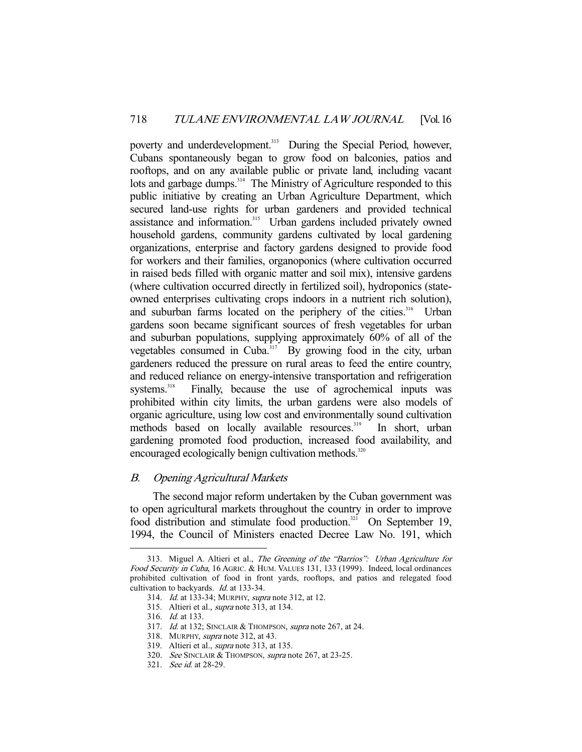poverty and underdevelopment.[313] During the Special Period, however, Cubans spontaneously began to grow food on balconies, patios and rooftops, and on any available public or private land, including vacant lots and garbage dumps.[314] The Ministry of Agriculture responded to this public initiative by creating an Urban Agriculture Department, which secured land-use rights for urban gardeners and provided technical assistance and information.[315] Urban gardens included privately owned household gardens, community gardens cultivated by local gardening organizations, enterprise and factory gardens designed to provide food for workers and their families, organoponics (where cultivation occurred in raised beds filled with organic matter and soil mix), intensive gardens (where cultivation occurred directly in fertilized soil), hydroponics (state-owned enterprises cultivating crops indoors in a nutrient rich solution), and suburban farms located on the periphery of the cities.[316] Urban gardens soon became significant sources of fresh vegetables for urban and suburban populations, supplying approximately 60% of all of the vegetables consumed in Cuba.[317] By growing food in the city, urban gardeners reduced the pressure on rural areas to feed the entire country, and reduced reliance on energy-intensive transportation and refrigeration systems.[318] Finally, because the use of agrochemical inputs was prohibited within city limits, the urban gardens were also models of organic agriculture, using low cost and environmentally sound cultivation methods based on locally available resources.[319] In short, urban gardening promoted food production, increased food availability, and encouraged ecologically benign cultivation methods.[320]

### *B. Opening Agricultural Markets*

The second major reform undertaken by the Cuban government was to open agricultural markets throughout the country in order to improve food distribution and stimulate food production.[321] On September 19, 1994, the Council of Ministers enacted Decree Law No. 191, which

---

313. Miguel A. Altieri et al., *The Greening of the "Barrios": Urban Agriculture for Food Security in Cuba*, 16 AGRIC. & HUM. VALUES 131, 133 (1999). Indeed, local ordinances prohibited cultivation of food in front yards, rooftops, and patios and relegated food cultivation to backyards. *Id.* at 133-34.

314. *Id.* at 133-34; MURPHY, *supra* note 312, at 12.

315. Altieri et al., *supra* note 313, at 134.

316. *Id.* at 133.

317. *Id.* at 132; SINCLAIR & THOMPSON, *supra* note 267, at 24.

318. MURPHY, *supra* note 312, at 43.

319. Altieri et al., *supra* note 313, at 135.

320. *See* SINCLAIR & THOMPSON, *supra* note 267, at 23-25.

321. *See id.* at 28-29.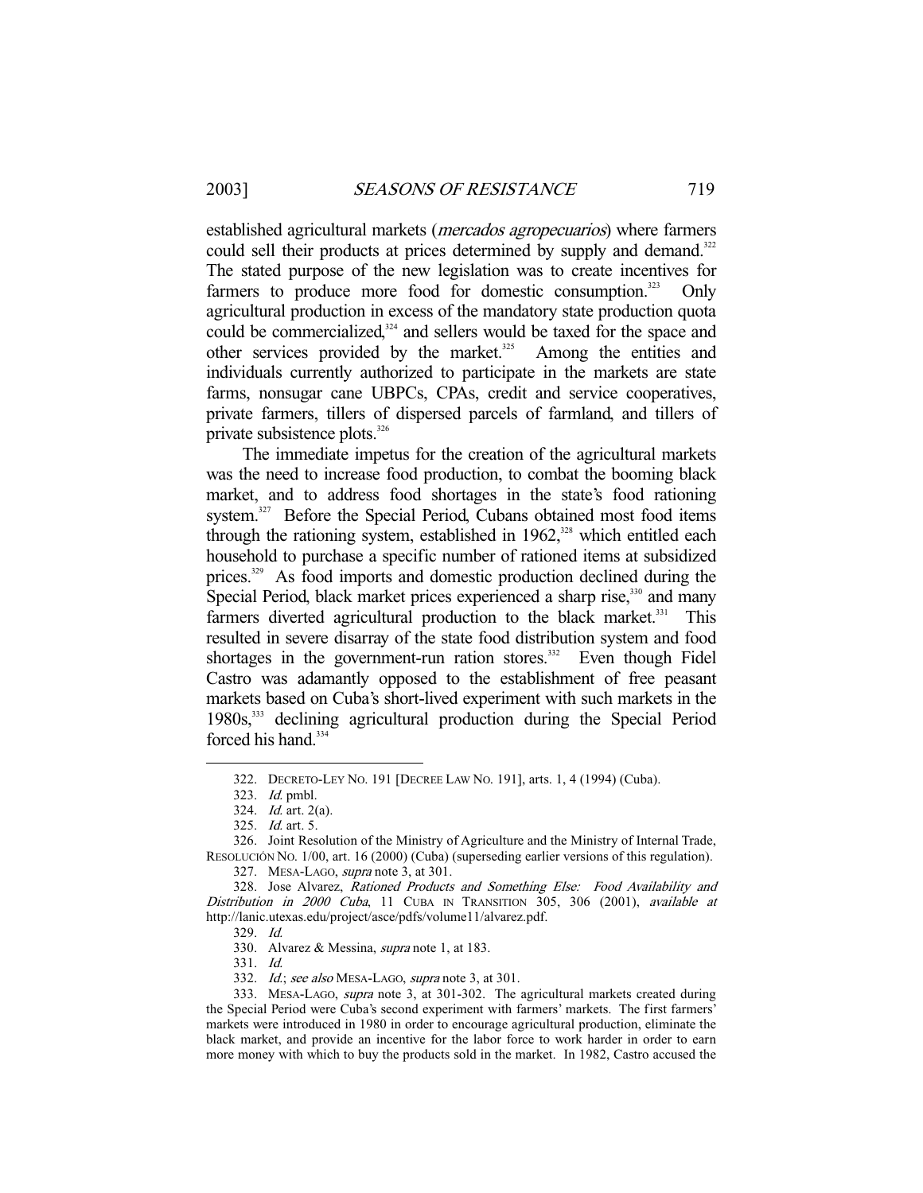established agricultural markets (*mercados agropecuarios*) where farmers could sell their products at prices determined by supply and demand.[322] The stated purpose of the new legislation was to create incentives for farmers to produce more food for domestic consumption.[323] Only agricultural production in excess of the mandatory state production quota could be commercialized,[324] and sellers would be taxed for the space and other services provided by the market.[325] Among the entities and individuals currently authorized to participate in the markets are state farms, nonsugar cane UBPCs, CPAs, credit and service cooperatives, private farmers, tillers of dispersed parcels of farmland, and tillers of private subsistence plots.[326]

The immediate impetus for the creation of the agricultural markets was the need to increase food production, to combat the booming black market, and to address food shortages in the state's food rationing system.[327] Before the Special Period, Cubans obtained most food items through the rationing system, established in 1962,[328] which entitled each household to purchase a specific number of rationed items at subsidized prices.[329] As food imports and domestic production declined during the Special Period, black market prices experienced a sharp rise,[330] and many farmers diverted agricultural production to the black market.[331] This resulted in severe disarray of the state food distribution system and food shortages in the government-run ration stores.[332] Even though Fidel Castro was adamantly opposed to the establishment of free peasant markets based on Cuba's short-lived experiment with such markets in the 1980s,[333] declining agricultural production during the Special Period forced his hand.[334]

---

322. DECRETO-LEY NO. 191 [DECREE LAW NO. 191], arts. 1, 4 (1994) (Cuba).

323. *Id.* pmbl.

324. *Id.* art. 2(a).

325. *Id.* art. 5.

326. Joint Resolution of the Ministry of Agriculture and the Ministry of Internal Trade, RESOLUCIÓN NO. 1/00, art. 16 (2000) (Cuba) (superseding earlier versions of this regulation).

327. MESA-LAGO, *supra* note 3, at 301.

328. Jose Alvarez, *Rationed Products and Something Else: Food Availability and Distribution in 2000 Cuba*, 11 CUBA IN TRANSITION 305, 306 (2001), *available at* http://lanic.utexas.edu/project/asce/pdfs/volume11/alvarez.pdf.

329. *Id.*

330. Alvarez & Messina, *supra* note 1, at 183.

331. *Id.*

332. *Id.*; *see also* MESA-LAGO, *supra* note 3, at 301.

333. MESA-LAGO, *supra* note 3, at 301-302. The agricultural markets created during the Special Period were Cuba's second experiment with farmers' markets. The first farmers' markets were introduced in 1980 in order to encourage agricultural production, eliminate the black market, and provide an incentive for the labor force to work harder in order to earn more money with which to buy the products sold in the market. In 1982, Castro accused the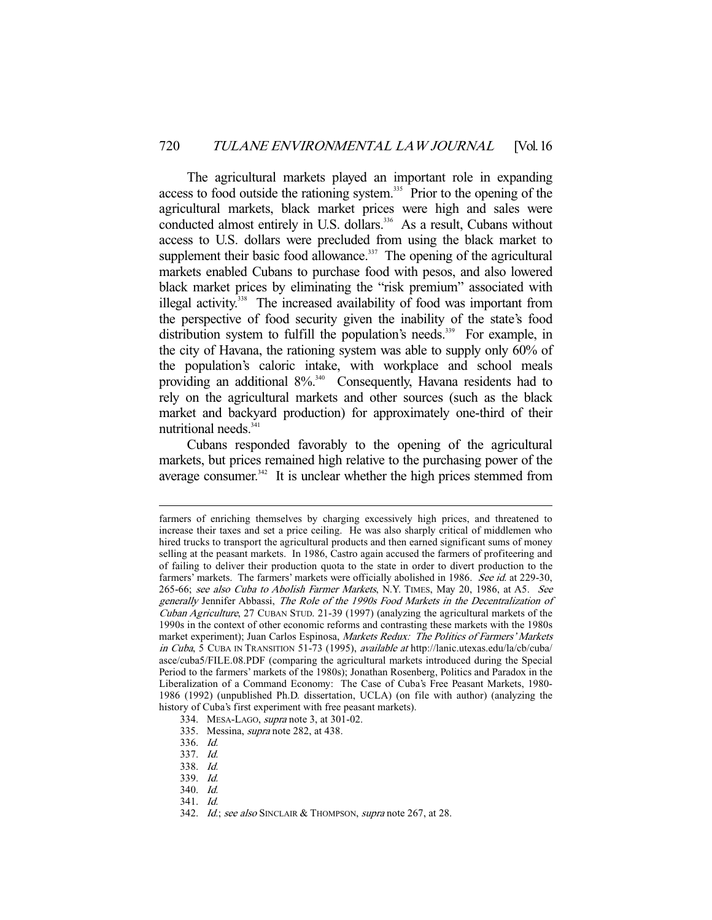The agricultural markets played an important role in expanding access to food outside the rationing system.[335] Prior to the opening of the agricultural markets, black market prices were high and sales were conducted almost entirely in U.S. dollars.[336] As a result, Cubans without access to U.S. dollars were precluded from using the black market to supplement their basic food allowance.[337] The opening of the agricultural markets enabled Cubans to purchase food with pesos, and also lowered black market prices by eliminating the "risk premium" associated with illegal activity.[338] The increased availability of food was important from the perspective of food security given the inability of the state's food distribution system to fulfill the population's needs.[339] For example, in the city of Havana, the rationing system was able to supply only 60% of the population's caloric intake, with workplace and school meals providing an additional 8%.[340] Consequently, Havana residents had to rely on the agricultural markets and other sources (such as the black market and backyard production) for approximately one-third of their nutritional needs.[341]

Cubans responded favorably to the opening of the agricultural markets, but prices remained high relative to the purchasing power of the average consumer.[342] It is unclear whether the high prices stemmed from

---

farmers of enriching themselves by charging excessively high prices, and threatened to increase their taxes and set a price ceiling. He was also sharply critical of middlemen who hired trucks to transport the agricultural products and then earned significant sums of money selling at the peasant markets. In 1986, Castro again accused the farmers of profiteering and of failing to deliver their production quota to the state in order to divert production to the farmers' markets. The farmers' markets were officially abolished in 1986. *See id.* at 229-30, 265-66; *see also Cuba to Abolish Farmer Markets*, N.Y. TIMES, May 20, 1986, at A5. *See generally* Jennifer Abbassi, *The Role of the 1990s Food Markets in the Decentralization of Cuban Agriculture*, 27 CUBAN STUD. 21-39 (1997) (analyzing the agricultural markets of the 1990s in the context of other economic reforms and contrasting these markets with the 1980s market experiment); Juan Carlos Espinosa, *Markets Redux: The Politics of Farmers' Markets in Cuba*, 5 CUBA IN TRANSITION 51-73 (1995), *available at* http://lanic.utexas.edu/la/cb/cuba/asce/cuba5/FILE.08.PDF (comparing the agricultural markets introduced during the Special Period to the farmers' markets of the 1980s); Jonathan Rosenberg, Politics and Paradox in the Liberalization of a Command Economy: The Case of Cuba's Free Peasant Markets, 1980-1986 (1992) (unpublished Ph.D. dissertation, UCLA) (on file with author) (analyzing the history of Cuba's first experiment with free peasant markets).

334. MESA-LAGO, *supra* note 3, at 301-02.

335. Messina, *supra* note 282, at 438.

336. *Id.*

337. *Id.*

338. *Id.*

339. *Id.*

340. *Id.*

341. *Id.*

342. *Id.*; *see also* SINCLAIR & THOMPSON, *supra* note 267, at 28.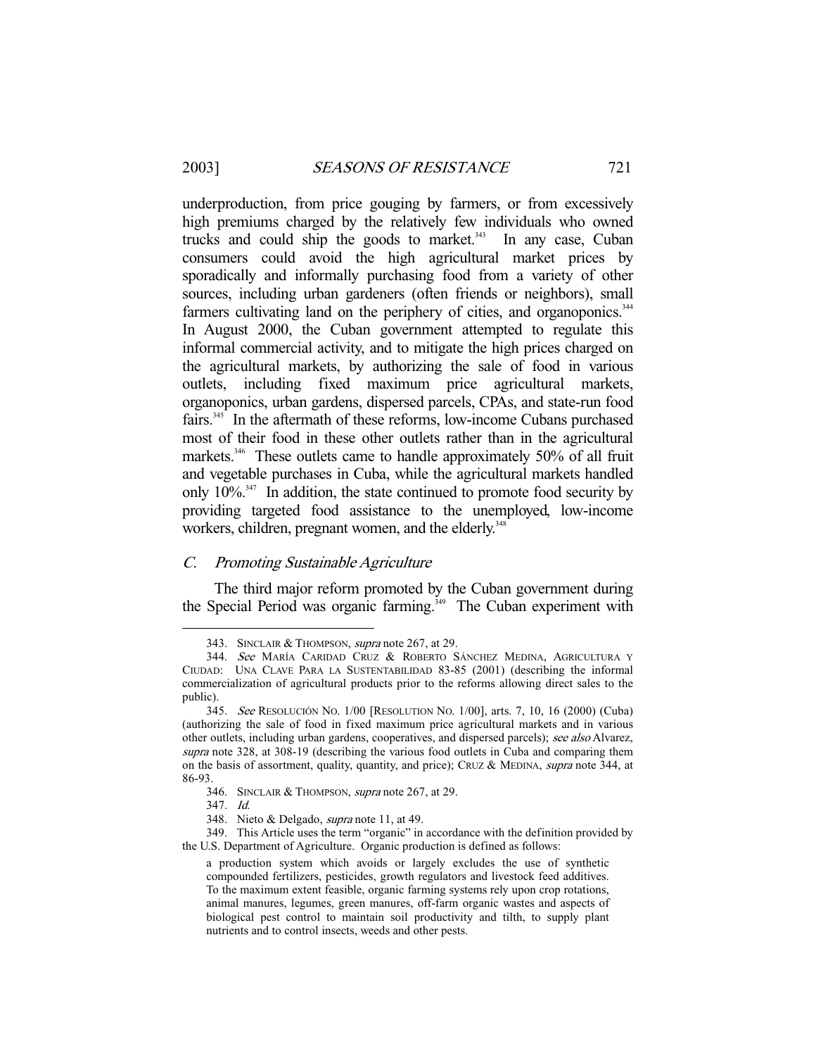underproduction, from price gouging by farmers, or from excessively high premiums charged by the relatively few individuals who owned trucks and could ship the goods to market.[343] In any case, Cuban consumers could avoid the high agricultural market prices by sporadically and informally purchasing food from a variety of other sources, including urban gardeners (often friends or neighbors), small farmers cultivating land on the periphery of cities, and organoponics.[344] In August 2000, the Cuban government attempted to regulate this informal commercial activity, and to mitigate the high prices charged on the agricultural markets, by authorizing the sale of food in various outlets, including fixed maximum price agricultural markets, organoponics, urban gardens, dispersed parcels, CPAs, and state-run food fairs.[345] In the aftermath of these reforms, low-income Cubans purchased most of their food in these other outlets rather than in the agricultural markets.[346] These outlets came to handle approximately 50% of all fruit and vegetable purchases in Cuba, while the agricultural markets handled only 10%.[347] In addition, the state continued to promote food security by providing targeted food assistance to the unemployed, low-income workers, children, pregnant women, and the elderly.[348]

### *C. Promoting Sustainable Agriculture*

The third major reform promoted by the Cuban government during the Special Period was organic farming.[349] The Cuban experiment with

---

343. SINCLAIR & THOMPSON, *supra* note 267, at 29.

344. *See* MARÍA CARIDAD CRUZ & ROBERTO SÁNCHEZ MEDINA, AGRICULTURA Y CIUDAD: UNA CLAVE PARA LA SUSTENTABILIDAD 83-85 (2001) (describing the informal commercialization of agricultural products prior to the reforms allowing direct sales to the public).

345. *See* RESOLUCIÓN NO. 1/00 [RESOLUTION NO. 1/00], arts. 7, 10, 16 (2000) (Cuba) (authorizing the sale of food in fixed maximum price agricultural markets and in various other outlets, including urban gardens, cooperatives, and dispersed parcels); *see also* Alvarez, *supra* note 328, at 308-19 (describing the various food outlets in Cuba and comparing them on the basis of assortment, quality, quantity, and price); CRUZ & MEDINA, *supra* note 344, at 86-93.

346. SINCLAIR & THOMPSON, *supra* note 267, at 29.

347. *Id.*

348. Nieto & Delgado, *supra* note 11, at 49.

349. This Article uses the term "organic" in accordance with the definition provided by the U.S. Department of Agriculture. Organic production is defined as follows:

> a production system which avoids or largely excludes the use of synthetic compounded fertilizers, pesticides, growth regulators and livestock feed additives. To the maximum extent feasible, organic farming systems rely upon crop rotations, animal manures, legumes, green manures, off-farm organic wastes and aspects of biological pest control to maintain soil productivity and tilth, to supply plant nutrients and to control insects, weeds and other pests.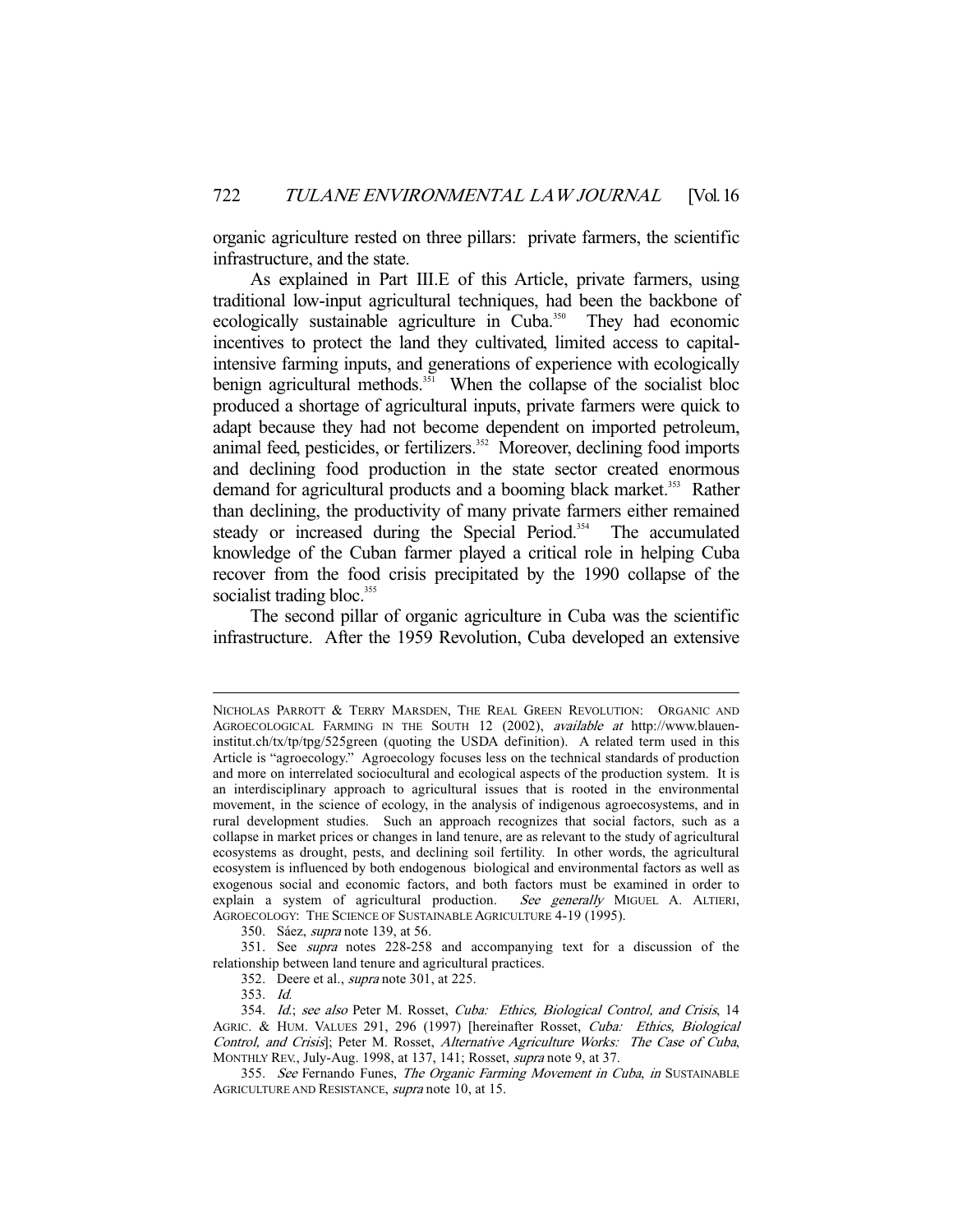organic agriculture rested on three pillars: private farmers, the scientific infrastructure, and the state.

As explained in Part III.E of this Article, private farmers, using traditional low-input agricultural techniques, had been the backbone of ecologically sustainable agriculture in Cuba.[350] They had economic incentives to protect the land they cultivated, limited access to capital-intensive farming inputs, and generations of experience with ecologically benign agricultural methods.[351] When the collapse of the socialist bloc produced a shortage of agricultural inputs, private farmers were quick to adapt because they had not become dependent on imported petroleum, animal feed, pesticides, or fertilizers.[352] Moreover, declining food imports and declining food production in the state sector created enormous demand for agricultural products and a booming black market.[353] Rather than declining, the productivity of many private farmers either remained steady or increased during the Special Period.[354] The accumulated knowledge of the Cuban farmer played a critical role in helping Cuba recover from the food crisis precipitated by the 1990 collapse of the socialist trading bloc.[355]

The second pillar of organic agriculture in Cuba was the scientific infrastructure. After the 1959 Revolution, Cuba developed an extensive

---

NICHOLAS PARROTT & TERRY MARSDEN, THE REAL GREEN REVOLUTION: ORGANIC AND AGROECOLOGICAL FARMING IN THE SOUTH 12 (2002), *available at* http://www.blauen-institut.ch/tx/tp/tpg/525green (quoting the USDA definition). A related term used in this Article is "agroecology." Agroecology focuses less on the technical standards of production and more on interrelated sociocultural and ecological aspects of the production system. It is an interdisciplinary approach to agricultural issues that is rooted in the environmental movement, in the science of ecology, in the analysis of indigenous agroecosystems, and in rural development studies. Such an approach recognizes that social factors, such as a collapse in market prices or changes in land tenure, are as relevant to the study of agricultural ecosystems as drought, pests, and declining soil fertility. In other words, the agricultural ecosystem is influenced by both endogenous biological and environmental factors as well as exogenous social and economic factors, and both factors must be examined in order to explain a system of agricultural production. *See generally* MIGUEL A. ALTIERI, AGROECOLOGY: THE SCIENCE OF SUSTAINABLE AGRICULTURE 4-19 (1995).

350. Sáez, *supra* note 139, at 56.

351. See *supra* notes 228-258 and accompanying text for a discussion of the relationship between land tenure and agricultural practices.

352. Deere et al., *supra* note 301, at 225.

353. *Id.*

354. *Id.*; *see also* Peter M. Rosset, *Cuba: Ethics, Biological Control, and Crisis*, 14 AGRIC. & HUM. VALUES 291, 296 (1997) [hereinafter Rosset, *Cuba: Ethics, Biological Control, and Crisis*]; Peter M. Rosset, *Alternative Agriculture Works: The Case of Cuba*, MONTHLY REV., July-Aug. 1998, at 137, 141; Rosset, *supra* note 9, at 37.

355. *See* Fernando Funes, *The Organic Farming Movement in Cuba*, *in* SUSTAINABLE AGRICULTURE AND RESISTANCE, *supra* note 10, at 15.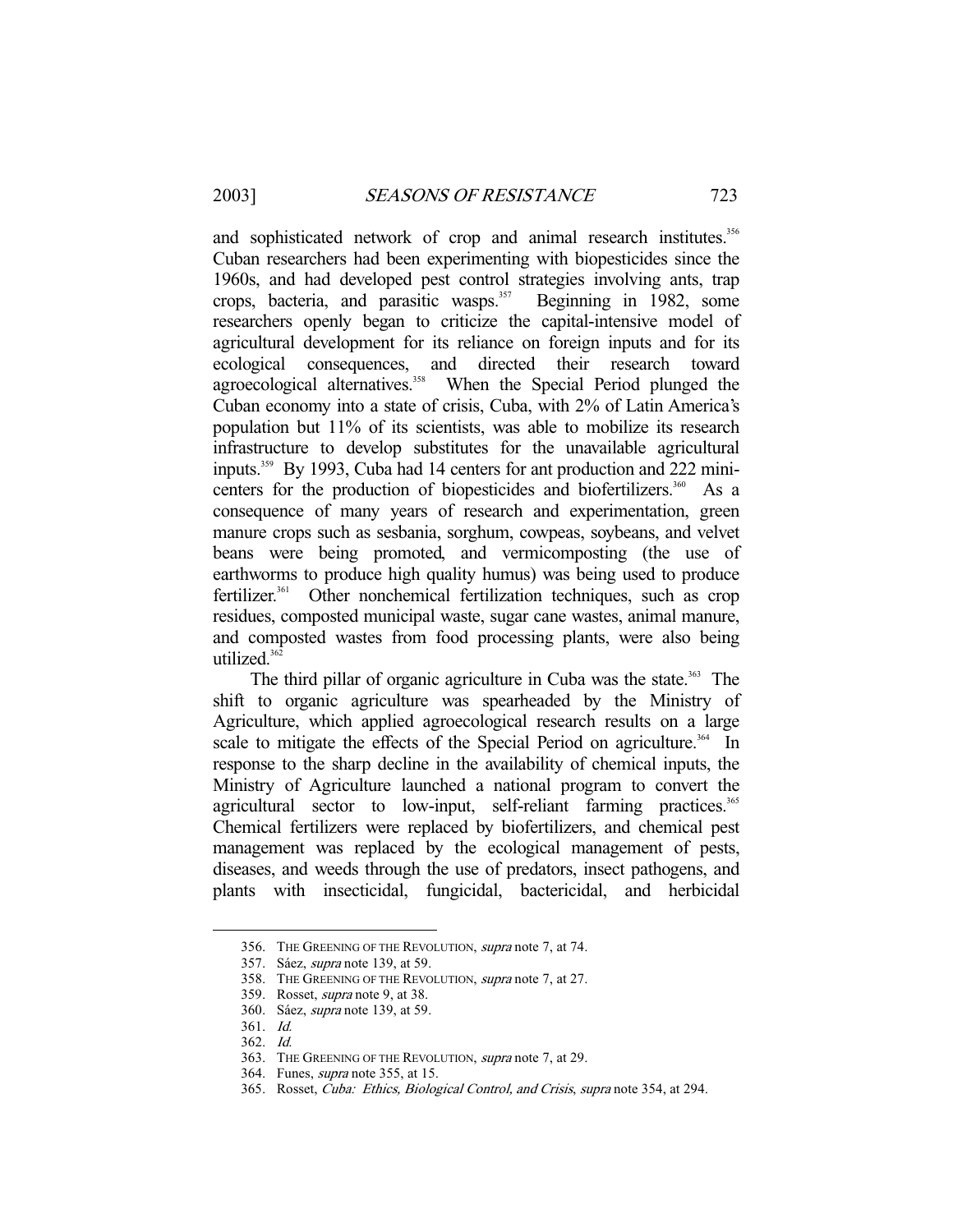and sophisticated network of crop and animal research institutes.[356] Cuban researchers had been experimenting with biopesticides since the 1960s, and had developed pest control strategies involving ants, trap crops, bacteria, and parasitic wasps.[357] Beginning in 1982, some researchers openly began to criticize the capital-intensive model of agricultural development for its reliance on foreign inputs and for its ecological consequences, and directed their research toward agroecological alternatives.[358] When the Special Period plunged the Cuban economy into a state of crisis, Cuba, with 2% of Latin America's population but 11% of its scientists, was able to mobilize its research infrastructure to develop substitutes for the unavailable agricultural inputs.[359] By 1993, Cuba had 14 centers for ant production and 222 mini-centers for the production of biopesticides and biofertilizers.[360] As a consequence of many years of research and experimentation, green manure crops such as sesbania, sorghum, cowpeas, soybeans, and velvet beans were being promoted, and vermicomposting (the use of earthworms to produce high quality humus) was being used to produce fertilizer.[361] Other nonchemical fertilization techniques, such as crop residues, composted municipal waste, sugar cane wastes, animal manure, and composted wastes from food processing plants, were also being utilized.[362]

The third pillar of organic agriculture in Cuba was the state.[363] The shift to organic agriculture was spearheaded by the Ministry of Agriculture, which applied agroecological research results on a large scale to mitigate the effects of the Special Period on agriculture.[364] In response to the sharp decline in the availability of chemical inputs, the Ministry of Agriculture launched a national program to convert the agricultural sector to low-input, self-reliant farming practices.[365] Chemical fertilizers were replaced by biofertilizers, and chemical pest management was replaced by the ecological management of pests, diseases, and weeds through the use of predators, insect pathogens, and plants with insecticidal, fungicidal, bactericidal, and herbicidal

---

356. THE GREENING OF THE REVOLUTION, *supra* note 7, at 74.

357. Sáez, *supra* note 139, at 59.

358. THE GREENING OF THE REVOLUTION, *supra* note 7, at 27.

359. Rosset, *supra* note 9, at 38.

360. Sáez, *supra* note 139, at 59.

361. *Id.*

362. *Id.*

363. THE GREENING OF THE REVOLUTION, *supra* note 7, at 29.

364. Funes, *supra* note 355, at 15.

365. Rosset, *Cuba: Ethics, Biological Control, and Crisis*, *supra* note 354, at 294.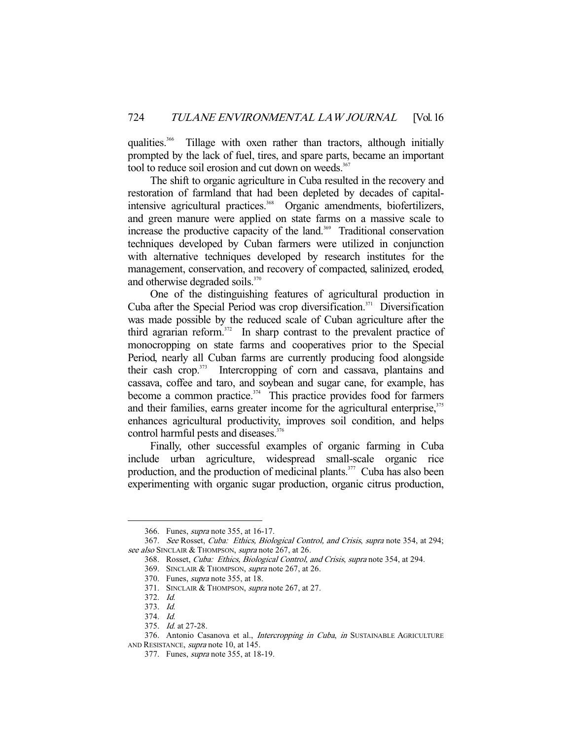qualities.[366] Tillage with oxen rather than tractors, although initially prompted by the lack of fuel, tires, and spare parts, became an important tool to reduce soil erosion and cut down on weeds.[367]

The shift to organic agriculture in Cuba resulted in the recovery and restoration of farmland that had been depleted by decades of capital-intensive agricultural practices.[368] Organic amendments, biofertilizers, and green manure were applied on state farms on a massive scale to increase the productive capacity of the land.[369] Traditional conservation techniques developed by Cuban farmers were utilized in conjunction with alternative techniques developed by research institutes for the management, conservation, and recovery of compacted, salinized, eroded, and otherwise degraded soils.[370]

One of the distinguishing features of agricultural production in Cuba after the Special Period was crop diversification.[371] Diversification was made possible by the reduced scale of Cuban agriculture after the third agrarian reform.[372] In sharp contrast to the prevalent practice of monocropping on state farms and cooperatives prior to the Special Period, nearly all Cuban farms are currently producing food alongside their cash crop.[373] Intercropping of corn and cassava, plantains and cassava, coffee and taro, and soybean and sugar cane, for example, has become a common practice.[374] This practice provides food for farmers and their families, earns greater income for the agricultural enterprise,[375] enhances agricultural productivity, improves soil condition, and helps control harmful pests and diseases.[376]

Finally, other successful examples of organic farming in Cuba include urban agriculture, widespread small-scale organic rice production, and the production of medicinal plants.[377] Cuba has also been experimenting with organic sugar production, organic citrus production,

---

366. Funes, *supra* note 355, at 16-17.

367. *See* Rosset, *Cuba: Ethics, Biological Control, and Crisis*, *supra* note 354, at 294; *see also* SINCLAIR & THOMPSON, *supra* note 267, at 26.

368. Rosset, *Cuba: Ethics, Biological Control, and Crisis*, *supra* note 354, at 294.

369. SINCLAIR & THOMPSON, *supra* note 267, at 26.

370. Funes, *supra* note 355, at 18.

371. SINCLAIR & THOMPSON, *supra* note 267, at 27.

372. *Id.*

373. *Id.*

374. *Id.*

375. *Id.* at 27-28.

376. Antonio Casanova et al., *Intercropping in Cuba*, *in* SUSTAINABLE AGRICULTURE AND RESISTANCE, *supra* note 10, at 145.

377. Funes, *supra* note 355, at 18-19.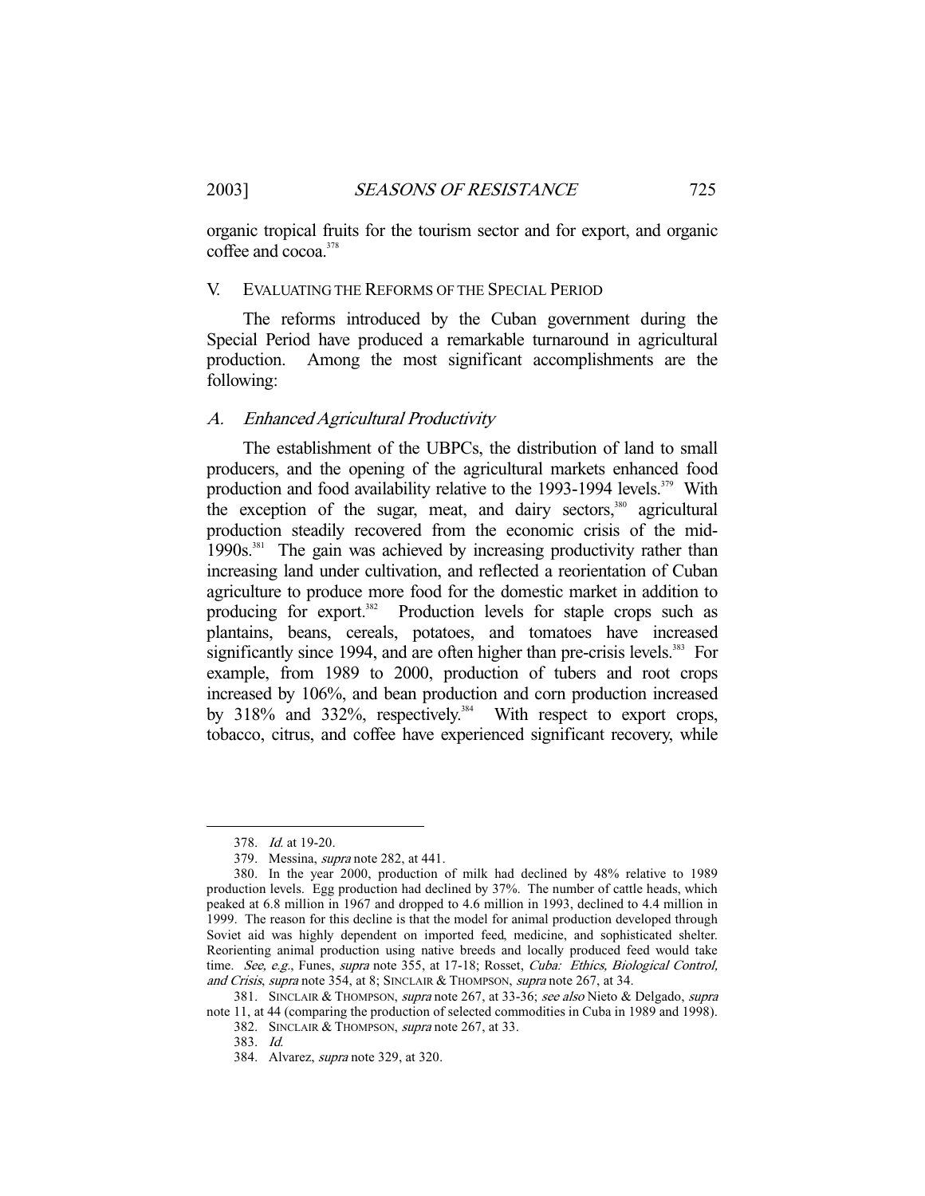organic tropical fruits for the tourism sector and for export, and organic coffee and cocoa.[378]

## V. EVALUATING THE REFORMS OF THE SPECIAL PERIOD

The reforms introduced by the Cuban government during the Special Period have produced a remarkable turnaround in agricultural production. Among the most significant accomplishments are the following:

### *A. Enhanced Agricultural Productivity*

The establishment of the UBPCs, the distribution of land to small producers, and the opening of the agricultural markets enhanced food production and food availability relative to the 1993-1994 levels.[379] With the exception of the sugar, meat, and dairy sectors,[380] agricultural production steadily recovered from the economic crisis of the mid-1990s.[381] The gain was achieved by increasing productivity rather than increasing land under cultivation, and reflected a reorientation of Cuban agriculture to produce more food for the domestic market in addition to producing for export.[382] Production levels for staple crops such as plantains, beans, cereals, potatoes, and tomatoes have increased significantly since 1994, and are often higher than pre-crisis levels.[383] For example, from 1989 to 2000, production of tubers and root crops increased by 106%, and bean production and corn production increased by 318% and 332%, respectively.[384] With respect to export crops, tobacco, citrus, and coffee have experienced significant recovery, while

---

378. *Id.* at 19-20.

379. Messina, *supra* note 282, at 441.

380. In the year 2000, production of milk had declined by 48% relative to 1989 production levels. Egg production had declined by 37%. The number of cattle heads, which peaked at 6.8 million in 1967 and dropped to 4.6 million in 1993, declined to 4.4 million in 1999. The reason for this decline is that the model for animal production developed through Soviet aid was highly dependent on imported feed, medicine, and sophisticated shelter. Reorienting animal production using native breeds and locally produced feed would take time. *See, e.g.*, Funes, *supra* note 355, at 17-18; Rosset, *Cuba: Ethics, Biological Control, and Crisis*, *supra* note 354, at 8; SINCLAIR & THOMPSON, *supra* note 267, at 34.

381. SINCLAIR & THOMPSON, *supra* note 267, at 33-36; *see also* Nieto & Delgado, *supra* note 11, at 44 (comparing the production of selected commodities in Cuba in 1989 and 1998).

382. SINCLAIR & THOMPSON, *supra* note 267, at 33.

383. *Id.*

384. Alvarez, *supra* note 329, at 320.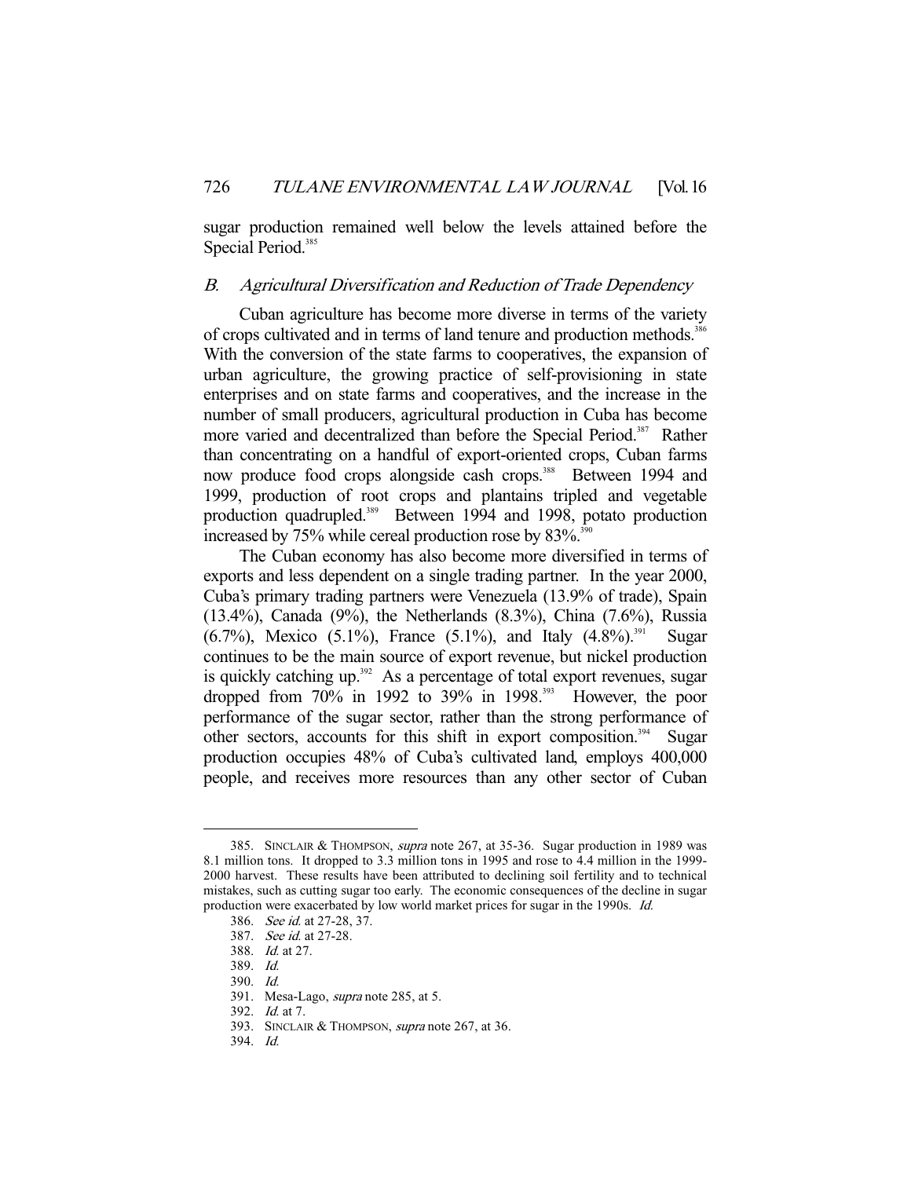sugar production remained well below the levels attained before the Special Period.[385]

### B. *Agricultural Diversification and Reduction of Trade Dependency*

Cuban agriculture has become more diverse in terms of the variety of crops cultivated and in terms of land tenure and production methods.[386] With the conversion of the state farms to cooperatives, the expansion of urban agriculture, the growing practice of self-provisioning in state enterprises and on state farms and cooperatives, and the increase in the number of small producers, agricultural production in Cuba has become more varied and decentralized than before the Special Period.[387] Rather than concentrating on a handful of export-oriented crops, Cuban farms now produce food crops alongside cash crops.[388] Between 1994 and 1999, production of root crops and plantains tripled and vegetable production quadrupled.[389] Between 1994 and 1998, potato production increased by 75% while cereal production rose by 83%.[390]

The Cuban economy has also become more diversified in terms of exports and less dependent on a single trading partner. In the year 2000, Cuba's primary trading partners were Venezuela (13.9% of trade), Spain (13.4%), Canada (9%), the Netherlands (8.3%), China (7.6%), Russia (6.7%), Mexico (5.1%), France (5.1%), and Italy (4.8%).[391] Sugar continues to be the main source of export revenue, but nickel production is quickly catching up.[392] As a percentage of total export revenues, sugar dropped from 70% in 1992 to 39% in 1998.[393] However, the poor performance of the sugar sector, rather than the strong performance of other sectors, accounts for this shift in export composition.[394] Sugar production occupies 48% of Cuba's cultivated land, employs 400,000 people, and receives more resources than any other sector of Cuban

---

385. SINCLAIR & THOMPSON, *supra* note 267, at 35-36. Sugar production in 1989 was 8.1 million tons. It dropped to 3.3 million tons in 1995 and rose to 4.4 million in the 1999-2000 harvest. These results have been attributed to declining soil fertility and to technical mistakes, such as cutting sugar too early. The economic consequences of the decline in sugar production were exacerbated by low world market prices for sugar in the 1990s. *Id.*

386. *See id.* at 27-28, 37.

387. *See id.* at 27-28.

388. *Id.* at 27.

389. *Id.*

390. *Id.*

391. Mesa-Lago, *supra* note 285, at 5.

392. *Id.* at 7.

393. SINCLAIR & THOMPSON, *supra* note 267, at 36.

394. *Id.*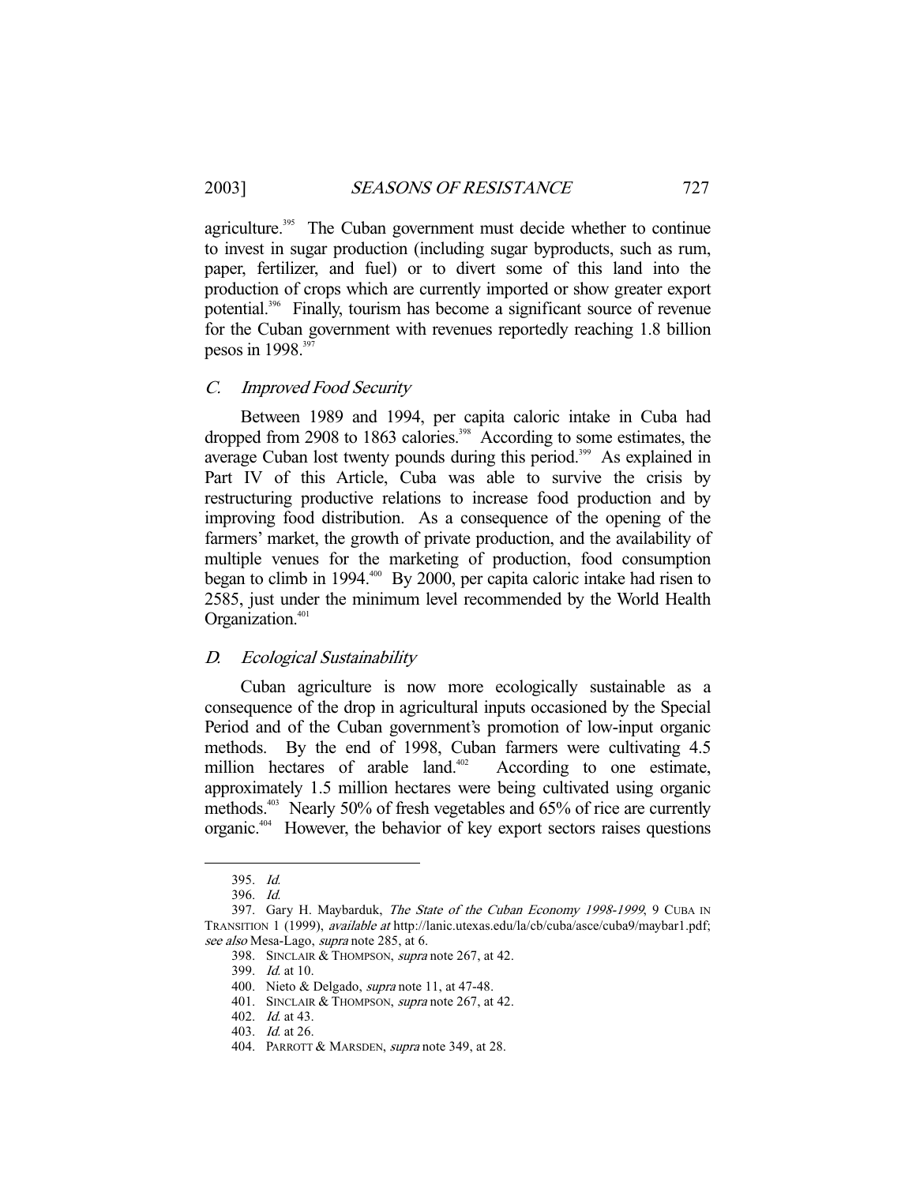agriculture.[395] The Cuban government must decide whether to continue to invest in sugar production (including sugar byproducts, such as rum, paper, fertilizer, and fuel) or to divert some of this land into the production of crops which are currently imported or show greater export potential.[396] Finally, tourism has become a significant source of revenue for the Cuban government with revenues reportedly reaching 1.8 billion pesos in 1998.[397]

### C. *Improved Food Security*

Between 1989 and 1994, per capita caloric intake in Cuba had dropped from 2908 to 1863 calories.[398] According to some estimates, the average Cuban lost twenty pounds during this period.[399] As explained in Part IV of this Article, Cuba was able to survive the crisis by restructuring productive relations to increase food production and by improving food distribution. As a consequence of the opening of the farmers' market, the growth of private production, and the availability of multiple venues for the marketing of production, food consumption began to climb in 1994.[400] By 2000, per capita caloric intake had risen to 2585, just under the minimum level recommended by the World Health Organization.[401]

### D. *Ecological Sustainability*

Cuban agriculture is now more ecologically sustainable as a consequence of the drop in agricultural inputs occasioned by the Special Period and of the Cuban government's promotion of low-input organic methods. By the end of 1998, Cuban farmers were cultivating 4.5 million hectares of arable land.[402] According to one estimate, approximately 1.5 million hectares were being cultivated using organic methods.[403] Nearly 50% of fresh vegetables and 65% of rice are currently organic.[404] However, the behavior of key export sectors raises questions

---

395. *Id.*

396. *Id.*

397. Gary H. Maybarduk, *The State of the Cuban Economy 1998-1999*, 9 CUBA IN TRANSITION 1 (1999), *available at* http://lanic.utexas.edu/la/cb/cuba/asce/cuba9/maybar1.pdf; *see also* Mesa-Lago, *supra* note 285, at 6.

398. SINCLAIR & THOMPSON, *supra* note 267, at 42.

399. *Id.* at 10.

400. Nieto & Delgado, *supra* note 11, at 47-48.

401. SINCLAIR & THOMPSON, *supra* note 267, at 42.

402. *Id.* at 43.

403. *Id.* at 26.

404. PARROTT & MARSDEN, *supra* note 349, at 28.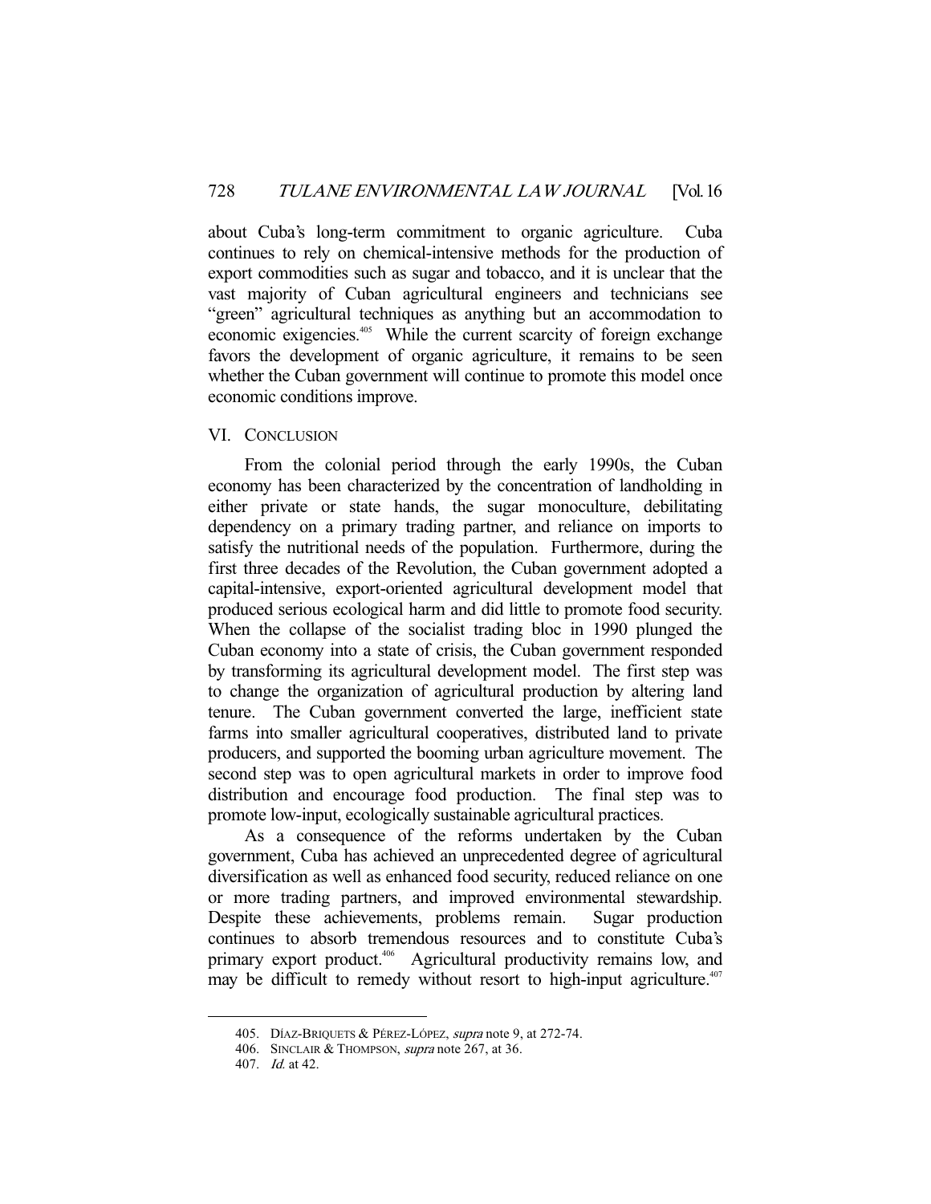about Cuba's long-term commitment to organic agriculture. Cuba continues to rely on chemical-intensive methods for the production of export commodities such as sugar and tobacco, and it is unclear that the vast majority of Cuban agricultural engineers and technicians see "green" agricultural techniques as anything but an accommodation to economic exigencies.[405] While the current scarcity of foreign exchange favors the development of organic agriculture, it remains to be seen whether the Cuban government will continue to promote this model once economic conditions improve.

## VI. CONCLUSION

From the colonial period through the early 1990s, the Cuban economy has been characterized by the concentration of landholding in either private or state hands, the sugar monoculture, debilitating dependency on a primary trading partner, and reliance on imports to satisfy the nutritional needs of the population. Furthermore, during the first three decades of the Revolution, the Cuban government adopted a capital-intensive, export-oriented agricultural development model that produced serious ecological harm and did little to promote food security. When the collapse of the socialist trading bloc in 1990 plunged the Cuban economy into a state of crisis, the Cuban government responded by transforming its agricultural development model. The first step was to change the organization of agricultural production by altering land tenure. The Cuban government converted the large, inefficient state farms into smaller agricultural cooperatives, distributed land to private producers, and supported the booming urban agriculture movement. The second step was to open agricultural markets in order to improve food distribution and encourage food production. The final step was to promote low-input, ecologically sustainable agricultural practices.

As a consequence of the reforms undertaken by the Cuban government, Cuba has achieved an unprecedented degree of agricultural diversification as well as enhanced food security, reduced reliance on one or more trading partners, and improved environmental stewardship. Despite these achievements, problems remain. Sugar production continues to absorb tremendous resources and to constitute Cuba's primary export product.[406] Agricultural productivity remains low, and may be difficult to remedy without resort to high-input agriculture.[407]

---

405. DÍAZ-BRIQUETS & PÉREZ-LÓPEZ, *supra* note 9, at 272-74.

406. SINCLAIR & THOMPSON, *supra* note 267, at 36.

407. *Id.* at 42.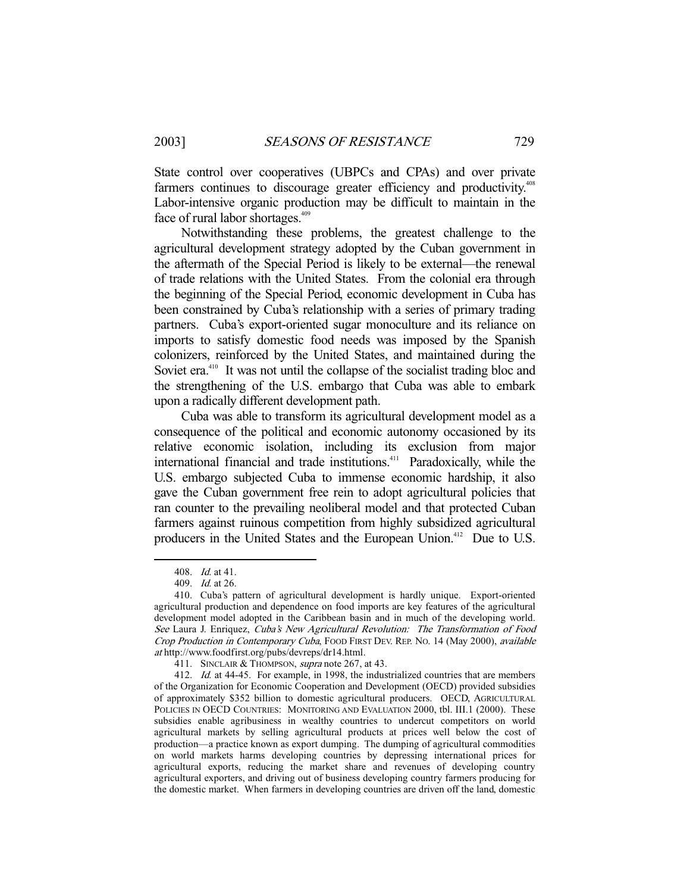State control over cooperatives (UBPCs and CPAs) and over private farmers continues to discourage greater efficiency and productivity.[408] Labor-intensive organic production may be difficult to maintain in the face of rural labor shortages.[409]

Notwithstanding these problems, the greatest challenge to the agricultural development strategy adopted by the Cuban government in the aftermath of the Special Period is likely to be external—the renewal of trade relations with the United States. From the colonial era through the beginning of the Special Period, economic development in Cuba has been constrained by Cuba's relationship with a series of primary trading partners. Cuba's export-oriented sugar monoculture and its reliance on imports to satisfy domestic food needs was imposed by the Spanish colonizers, reinforced by the United States, and maintained during the Soviet era.[410] It was not until the collapse of the socialist trading bloc and the strengthening of the U.S. embargo that Cuba was able to embark upon a radically different development path.

Cuba was able to transform its agricultural development model as a consequence of the political and economic autonomy occasioned by its relative economic isolation, including its exclusion from major international financial and trade institutions.[411] Paradoxically, while the U.S. embargo subjected Cuba to immense economic hardship, it also gave the Cuban government free rein to adopt agricultural policies that ran counter to the prevailing neoliberal model and that protected Cuban farmers against ruinous competition from highly subsidized agricultural producers in the United States and the European Union.[412] Due to U.S.

---

408. *Id.* at 41.

409. *Id.* at 26.

410. Cuba's pattern of agricultural development is hardly unique. Export-oriented agricultural production and dependence on food imports are key features of the agricultural development model adopted in the Caribbean basin and in much of the developing world. *See* Laura J. Enriquez, *Cuba's New Agricultural Revolution: The Transformation of Food Crop Production in Contemporary Cuba*, FOOD FIRST DEV. REP. NO. 14 (May 2000), *available at* http://www.foodfirst.org/pubs/devreps/dr14.html.

411. SINCLAIR & THOMPSON, *supra* note 267, at 43.

412. *Id.* at 44-45. For example, in 1998, the industrialized countries that are members of the Organization for Economic Cooperation and Development (OECD) provided subsidies of approximately $352 billion to domestic agricultural producers. OECD, AGRICULTURAL POLICIES IN OECD COUNTRIES: MONITORING AND EVALUATION 2000, tbl. III.1 (2000). These subsidies enable agribusiness in wealthy countries to undercut competitors on world agricultural markets by selling agricultural products at prices well below the cost of production—a practice known as export dumping. The dumping of agricultural commodities on world markets harms developing countries by depressing international prices for agricultural exports, reducing the market share and revenues of developing country agricultural exporters, and driving out of business developing country farmers producing for the domestic market. When farmers in developing countries are driven off the land, domestic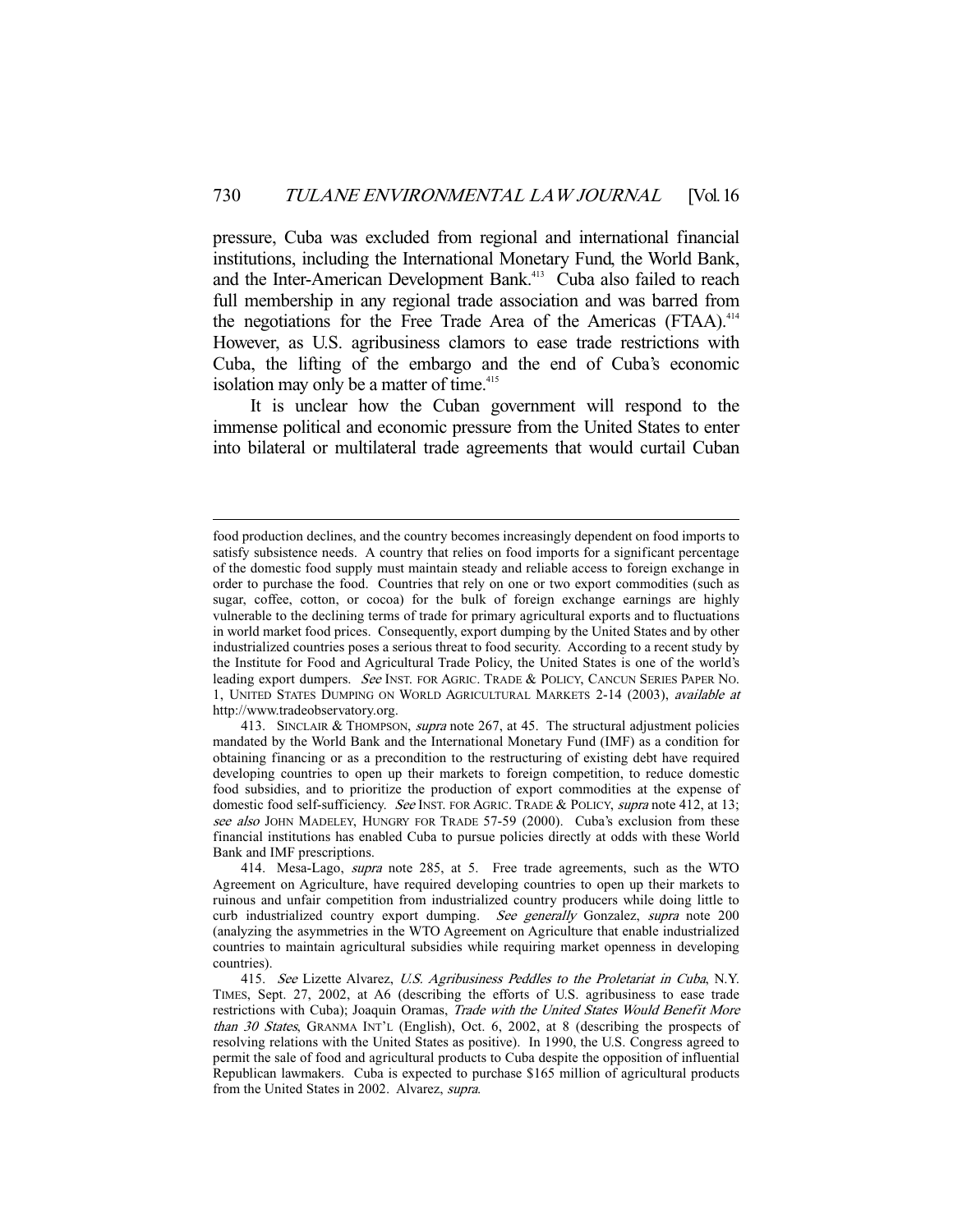pressure, Cuba was excluded from regional and international financial institutions, including the International Monetary Fund, the World Bank, and the Inter-American Development Bank.[413] Cuba also failed to reach full membership in any regional trade association and was barred from the negotiations for the Free Trade Area of the Americas (FTAA).[414] However, as U.S. agribusiness clamors to ease trade restrictions with Cuba, the lifting of the embargo and the end of Cuba's economic isolation may only be a matter of time.[415]

It is unclear how the Cuban government will respond to the immense political and economic pressure from the United States to enter into bilateral or multilateral trade agreements that would curtail Cuban

---

food production declines, and the country becomes increasingly dependent on food imports to satisfy subsistence needs. A country that relies on food imports for a significant percentage of the domestic food supply must maintain steady and reliable access to foreign exchange in order to purchase the food. Countries that rely on one or two export commodities (such as sugar, coffee, cotton, or cocoa) for the bulk of foreign exchange earnings are highly vulnerable to the declining terms of trade for primary agricultural exports and to fluctuations in world market food prices. Consequently, export dumping by the United States and by other industrialized countries poses a serious threat to food security. According to a recent study by the Institute for Food and Agricultural Trade Policy, the United States is one of the world's leading export dumpers. *See* INST. FOR AGRIC. TRADE & POLICY, CANCUN SERIES PAPER NO. 1, UNITED STATES DUMPING ON WORLD AGRICULTURAL MARKETS 2-14 (2003), *available at* http://www.tradeobservatory.org.

413. SINCLAIR & THOMPSON, *supra* note 267, at 45. The structural adjustment policies mandated by the World Bank and the International Monetary Fund (IMF) as a condition for obtaining financing or as a precondition to the restructuring of existing debt have required developing countries to open up their markets to foreign competition, to reduce domestic food subsidies, and to prioritize the production of export commodities at the expense of domestic food self-sufficiency. *See* INST. FOR AGRIC. TRADE & POLICY, *supra* note 412, at 13; *see also* JOHN MADELEY, HUNGRY FOR TRADE 57-59 (2000). Cuba's exclusion from these financial institutions has enabled Cuba to pursue policies directly at odds with these World Bank and IMF prescriptions.

414. Mesa-Lago, *supra* note 285, at 5. Free trade agreements, such as the WTO Agreement on Agriculture, have required developing countries to open up their markets to ruinous and unfair competition from industrialized country producers while doing little to curb industrialized country export dumping. *See generally* Gonzalez, *supra* note 200 (analyzing the asymmetries in the WTO Agreement on Agriculture that enable industrialized countries to maintain agricultural subsidies while requiring market openness in developing countries).

415. *See* Lizette Alvarez, *U.S. Agribusiness Peddles to the Proletariat in Cuba*, N.Y. TIMES, Sept. 27, 2002, at A6 (describing the efforts of U.S. agribusiness to ease trade restrictions with Cuba); Joaquin Oramas, *Trade with the United States Would Benefit More than 30 States*, GRANMA INT'L (English), Oct. 6, 2002, at 8 (describing the prospects of resolving relations with the United States as positive). In 1990, the U.S. Congress agreed to permit the sale of food and agricultural products to Cuba despite the opposition of influential Republican lawmakers. Cuba is expected to purchase $165 million of agricultural products from the United States in 2002. Alvarez, *supra*.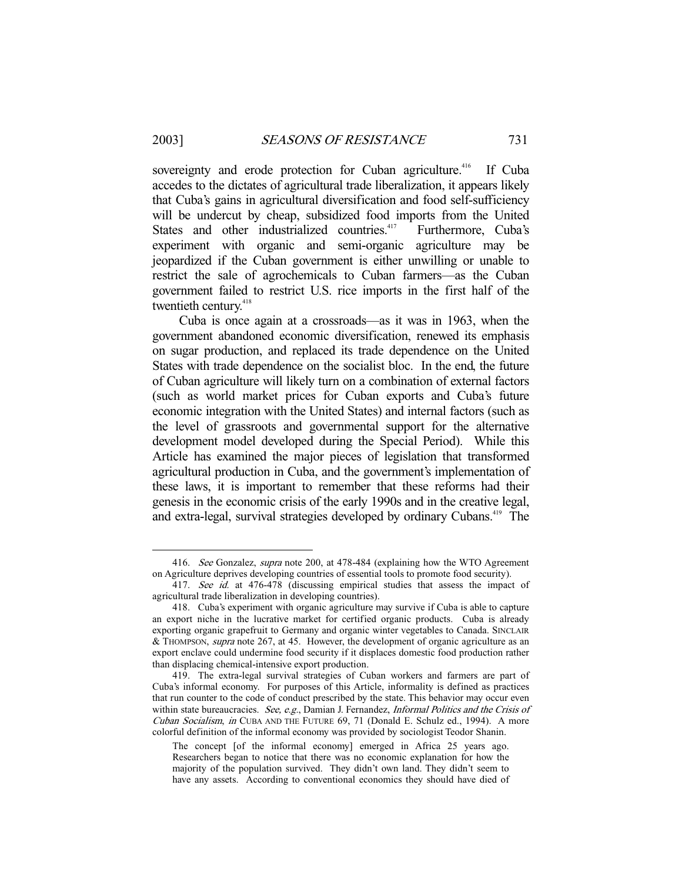sovereignty and erode protection for Cuban agriculture.[416] If Cuba accedes to the dictates of agricultural trade liberalization, it appears likely that Cuba's gains in agricultural diversification and food self-sufficiency will be undercut by cheap, subsidized food imports from the United States and other industrialized countries.[417] Furthermore, Cuba's experiment with organic and semi-organic agriculture may be jeopardized if the Cuban government is either unwilling or unable to restrict the sale of agrochemicals to Cuban farmers—as the Cuban government failed to restrict U.S. rice imports in the first half of the twentieth century.[418]

Cuba is once again at a crossroads—as it was in 1963, when the government abandoned economic diversification, renewed its emphasis on sugar production, and replaced its trade dependence on the United States with trade dependence on the socialist bloc. In the end, the future of Cuban agriculture will likely turn on a combination of external factors (such as world market prices for Cuban exports and Cuba's future economic integration with the United States) and internal factors (such as the level of grassroots and governmental support for the alternative development model developed during the Special Period). While this Article has examined the major pieces of legislation that transformed agricultural production in Cuba, and the government's implementation of these laws, it is important to remember that these reforms had their genesis in the economic crisis of the early 1990s and in the creative legal, and extra-legal, survival strategies developed by ordinary Cubans.[419] The

---

416. *See* Gonzalez, *supra* note 200, at 478-484 (explaining how the WTO Agreement on Agriculture deprives developing countries of essential tools to promote food security).

417. *See id.* at 476-478 (discussing empirical studies that assess the impact of agricultural trade liberalization in developing countries).

418. Cuba's experiment with organic agriculture may survive if Cuba is able to capture an export niche in the lucrative market for certified organic products. Cuba is already exporting organic grapefruit to Germany and organic winter vegetables to Canada. SINCLAIR & THOMPSON, *supra* note 267, at 45. However, the development of organic agriculture as an export enclave could undermine food security if it displaces domestic food production rather than displacing chemical-intensive export production.

419. The extra-legal survival strategies of Cuban workers and farmers are part of Cuba's informal economy. For purposes of this Article, informality is defined as practices that run counter to the code of conduct prescribed by the state. This behavior may occur even within state bureaucracies. *See, e.g.*, Damian J. Fernandez, *Informal Politics and the Crisis of Cuban Socialism*, *in* CUBA AND THE FUTURE 69, 71 (Donald E. Schulz ed., 1994). A more colorful definition of the informal economy was provided by sociologist Teodor Shanin.

> The concept [of the informal economy] emerged in Africa 25 years ago. Researchers began to notice that there was no economic explanation for how the majority of the population survived. They didn't own land. They didn't seem to have any assets. According to conventional economics they should have died of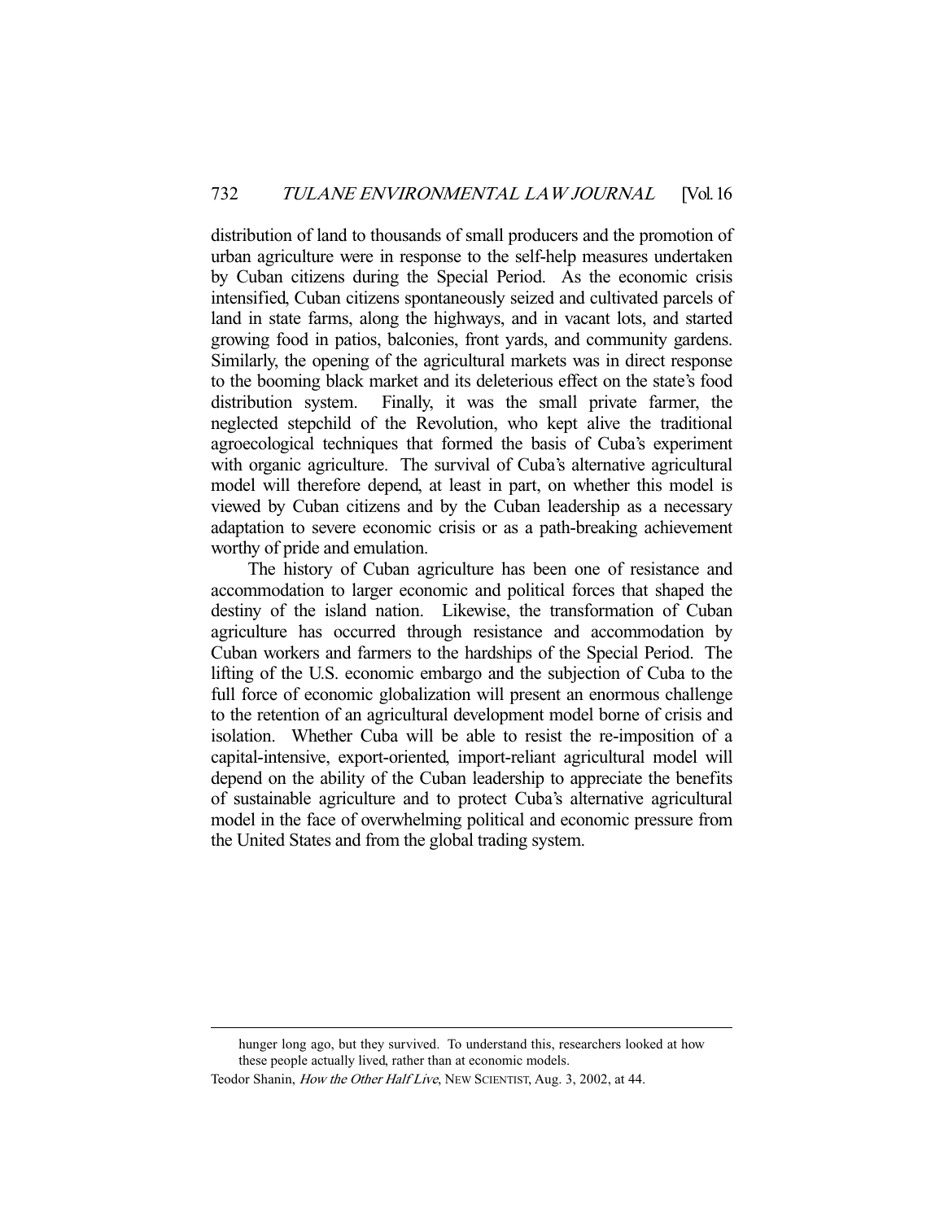distribution of land to thousands of small producers and the promotion of urban agriculture were in response to the self-help measures undertaken by Cuban citizens during the Special Period. As the economic crisis intensified, Cuban citizens spontaneously seized and cultivated parcels of land in state farms, along the highways, and in vacant lots, and started growing food in patios, balconies, front yards, and community gardens. Similarly, the opening of the agricultural markets was in direct response to the booming black market and its deleterious effect on the state's food distribution system. Finally, it was the small private farmer, the neglected stepchild of the Revolution, who kept alive the traditional agroecological techniques that formed the basis of Cuba's experiment with organic agriculture. The survival of Cuba's alternative agricultural model will therefore depend, at least in part, on whether this model is viewed by Cuban citizens and by the Cuban leadership as a necessary adaptation to severe economic crisis or as a path-breaking achievement worthy of pride and emulation.

The history of Cuban agriculture has been one of resistance and accommodation to larger economic and political forces that shaped the destiny of the island nation. Likewise, the transformation of Cuban agriculture has occurred through resistance and accommodation by Cuban workers and farmers to the hardships of the Special Period. The lifting of the U.S. economic embargo and the subjection of Cuba to the full force of economic globalization will present an enormous challenge to the retention of an agricultural development model borne of crisis and isolation. Whether Cuba will be able to resist the re-imposition of a capital-intensive, export-oriented, import-reliant agricultural model will depend on the ability of the Cuban leadership to appreciate the benefits of sustainable agriculture and to protect Cuba's alternative agricultural model in the face of overwhelming political and economic pressure from the United States and from the global trading system.

---

hunger long ago, but they survived. To understand this, researchers looked at how these people actually lived, rather than at economic models.

Teodor Shanin, *How the Other Half Live*, NEW SCIENTIST, Aug. 3, 2002, at 44.